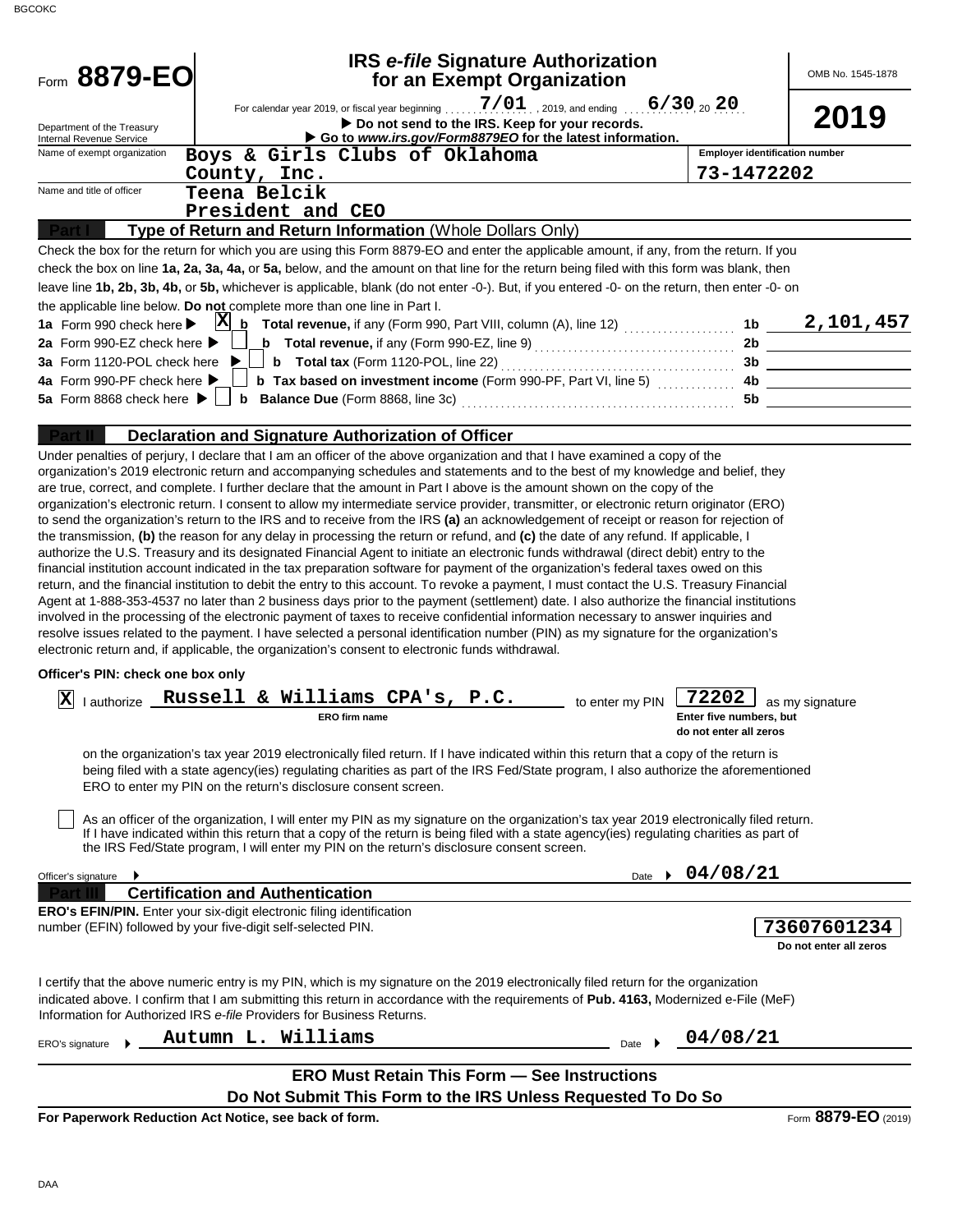Form **8879-EO**

# IRS *e-file* Signature Authorization for an Exempt Organization

OMB No. 1545-1878

**2019**

For calendar year 2019, or fiscal year beginning 7/01, 2019, and ending 6/30, 20 20

▶ **Do not send to the IRS. Keep for your records.**

▶ **Go to *www.irs.gov/Form8879EO* for the latest information.**

Department of the Treasury
Internal Revenue Service

| Name of exempt organization | Employer identification number |
|---|---|
| Boys & Girls Clubs of Oklahoma County, Inc. | 73-1472202 |

Name and title of officer: Teena Belcik, President and CEO

## Part I — Type of Return and Return Information (Whole Dollars Only)

Check the box for the return for which you are using this Form 8879-EO and enter the applicable amount, if any, from the return. If you check the box on line **1a, 2a, 3a, 4a,** or **5a,** below, and the amount on that line for the return being filed with this form was blank, then leave line **1b, 2b, 3b, 4b,** or **5b,** whichever is applicable, blank (do not enter -0-). But, if you entered -0- on the return, then enter -0- on the applicable line below. **Do not** complete more than one line in Part I.

| | | | |
|---|---|---|---|
| **1a** Form 990 check here ▶ [X] | **b Total revenue,** if any (Form 990, Part VIII, column (A), line 12) | **1b** | 2,101,457 |
| **2a** Form 990-EZ check here ▶ [ ] | **b Total revenue,** if any (Form 990-EZ, line 9) | **2b** | |
| **3a** Form 1120-POL check here ▶ [ ] | **b Total tax** (Form 1120-POL, line 22) | **3b** | |
| **4a** Form 990-PF check here ▶ [ ] | **b Tax based on investment income** (Form 990-PF, Part VI, line 5) | **4b** | |
| **5a** Form 8868 check here ▶ [ ] | **b Balance Due** (Form 8868, line 3c) | **5b** | |

## Part II — Declaration and Signature Authorization of Officer

Under penalties of perjury, I declare that I am an officer of the above organization and that I have examined a copy of the organization's 2019 electronic return and accompanying schedules and statements and to the best of my knowledge and belief, they are true, correct, and complete. I further declare that the amount in Part I above is the amount shown on the copy of the organization's electronic return. I consent to allow my intermediate service provider, transmitter, or electronic return originator (ERO) to send the organization's return to the IRS and to receive from the IRS **(a)** an acknowledgement of receipt or reason for rejection of the transmission, **(b)** the reason for any delay in processing the return or refund, and **(c)** the date of any refund. If applicable, I authorize the U.S. Treasury and its designated Financial Agent to initiate an electronic funds withdrawal (direct debit) entry to the financial institution account indicated in the tax preparation software for payment of the organization's federal taxes owed on this return, and the financial institution to debit the entry to this account. To revoke a payment, I must contact the U.S. Treasury Financial Agent at 1-888-353-4537 no later than 2 business days prior to the payment (settlement) date. I also authorize the financial institutions involved in the processing of the electronic payment of taxes to receive confidential information necessary to answer inquiries and resolve issues related to the payment. I have selected a personal identification number (PIN) as my signature for the organization's electronic return and, if applicable, the organization's consent to electronic funds withdrawal.

**Officer's PIN: check one box only**

[X] I authorize **Russell & Williams CPA's, P.C.** (ERO firm name) to enter my PIN **72202** (Enter five numbers, but do not enter all zeros) as my signature on the organization's tax year 2019 electronically filed return. If I have indicated within this return that a copy of the return is being filed with a state agency(ies) regulating charities as part of the IRS Fed/State program, I also authorize the aforementioned ERO to enter my PIN on the return's disclosure consent screen.

[ ] As an officer of the organization, I will enter my PIN as my signature on the organization's tax year 2019 electronically filed return. If I have indicated within this return that a copy of the return is being filed with a state agency(ies) regulating charities as part of the IRS Fed/State program, I will enter my PIN on the return's disclosure consent screen.

Officer's signature ▶ Date ▶ 04/08/21

## Part III — Certification and Authentication

**ERO's EFIN/PIN.** Enter your six-digit electronic filing identification number (EFIN) followed by your five-digit self-selected PIN. **73607601234** (Do not enter all zeros)

I certify that the above numeric entry is my PIN, which is my signature on the 2019 electronically filed return for the organization indicated above. I confirm that I am submitting this return in accordance with the requirements of **Pub. 4163,** Modernized e-File (MeF) Information for Authorized IRS *e-file* Providers for Business Returns.

ERO's signature ▶ Autumn L. Williams Date ▶ 04/08/21

**ERO Must Retain This Form — See Instructions**

**Do Not Submit This Form to the IRS Unless Requested To Do So**

**For Paperwork Reduction Act Notice, see back of form.** Form **8879-EO** (2019)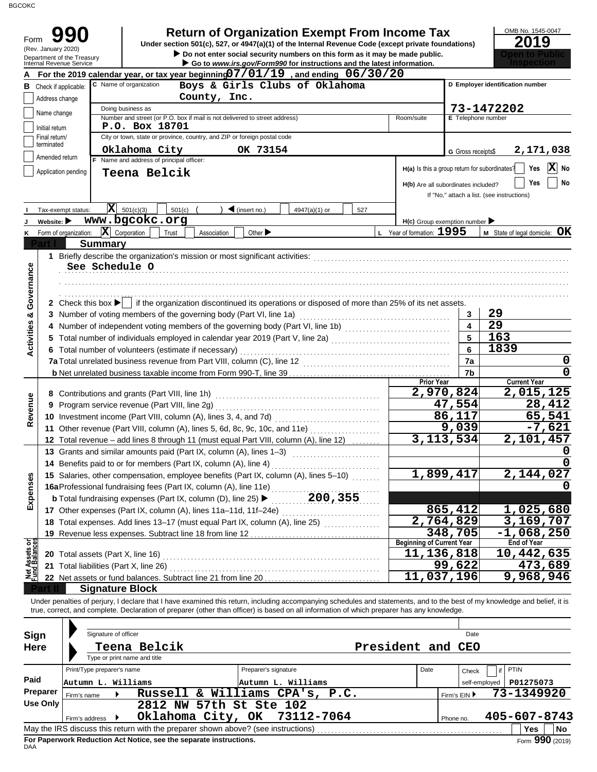BGCOKC

# Form 990 — Return of Organization Exempt From Income Tax

(Rev. January 2020)
Department of the Treasury
Internal Revenue Service

Under section 501(c), 527, or 4947(a)(1) of the Internal Revenue Code (except private foundations)

▶ Do not enter social security numbers on this form as it may be made public.
▶ Go to *www.irs.gov/Form990* for instructions and the latest information.

OMB No. 1545-0047
**2019**
**Open to Public Inspection**

**A** For the 2019 calendar year, or tax year beginning 07/01/19, and ending 06/30/20

**B** Check if applicable:
- [ ] Address change
- [ ] Name change
- [ ] Initial return
- [ ] Final return/terminated
- [ ] Amended return
- [ ] Application pending

**C** Name of organization: Boys & Girls Clubs of Oklahoma County, Inc.

Doing business as:

Number and street (or P.O. box if mail is not delivered to street address): P.O. Box 18701 | Room/suite:

City or town, state or province, country, and ZIP or foreign postal code: Oklahoma City OK 73154

**D** Employer identification number: 73-1472202

**E** Telephone number:

**G** Gross receipts $ 2,171,038

**F** Name and address of principal officer: Teena Belcik

**H(a)** Is this a group return for subordinates? [ ] Yes [X] No

**H(b)** Are all subordinates included? [ ] Yes [ ] No
If "No," attach a list. (see instructions)

**I** Tax-exempt status: [X] 501(c)(3) [ ] 501(c) ( ) ◀ (insert no.) [ ] 4947(a)(1) or [ ] 527

**J** Website: ▶ www.bgcokc.org

**H(c)** Group exemption number ▶

**K** Form of organization: [X] Corporation [ ] Trust [ ] Association [ ] Other ▶

**L** Year of formation: 1995

**M** State of legal domicile: OK

## Part I Summary

**Activities & Governance**

1 Briefly describe the organization's mission or most significant activities:
See Schedule O

2 Check this box ▶ [ ] if the organization discontinued its operations or disposed of more than 25% of its net assets.

| | | Line | Value |
|---|---|---|---|
| 3 | Number of voting members of the governing body (Part VI, line 1a) | 3 | 29 |
| 4 | Number of independent voting members of the governing body (Part VI, line 1b) | 4 | 29 |
| 5 | Total number of individuals employed in calendar year 2019 (Part V, line 2a) | 5 | 163 |
| 6 | Total number of volunteers (estimate if necessary) | 6 | 1839 |
| 7a | Total unrelated business revenue from Part VIII, column (C), line 12 | 7a | 0 |
| b | Net unrelated business taxable income from Form 990-T, line 39 | 7b | 0 |

**Revenue**

| | | Prior Year | Current Year |
|---|---|---|---|
| 8 | Contributions and grants (Part VIII, line 1h) | 2,970,824 | 2,015,125 |
| 9 | Program service revenue (Part VIII, line 2g) | 47,554 | 28,412 |
| 10 | Investment income (Part VIII, column (A), lines 3, 4, and 7d) | 86,117 | 65,541 |
| 11 | Other revenue (Part VIII, column (A), lines 5, 6d, 8c, 9c, 10c, and 11e) | 9,039 | -7,621 |
| 12 | Total revenue – add lines 8 through 11 (must equal Part VIII, column (A), line 12) | 3,113,534 | 2,101,457 |

**Expenses**

| | | Prior Year | Current Year |
|---|---|---|---|
| 13 | Grants and similar amounts paid (Part IX, column (A), lines 1–3) | | 0 |
| 14 | Benefits paid to or for members (Part IX, column (A), line 4) | | 0 |
| 15 | Salaries, other compensation, employee benefits (Part IX, column (A), lines 5–10) | 1,899,417 | 2,144,027 |
| 16a | Professional fundraising fees (Part IX, column (A), line 11e) | | 0 |
| b | Total fundraising expenses (Part IX, column (D), line 25) ▶ 200,355 | | |
| 17 | Other expenses (Part IX, column (A), lines 11a–11d, 11f–24e) | 865,412 | 1,025,680 |
| 18 | Total expenses. Add lines 13–17 (must equal Part IX, column (A), line 25) | 2,764,829 | 3,169,707 |
| 19 | Revenue less expenses. Subtract line 18 from line 12 | 348,705 | -1,068,250 |

**Net Assets or Fund Balances**

| | | Beginning of Current Year | End of Year |
|---|---|---|---|
| 20 | Total assets (Part X, line 16) | 11,136,818 | 10,442,635 |
| 21 | Total liabilities (Part X, line 26) | 99,622 | 473,689 |
| 22 | Net assets or fund balances. Subtract line 21 from line 20 | 11,037,196 | 9,968,946 |

## Part II Signature Block

Under penalties of perjury, I declare that I have examined this return, including accompanying schedules and statements, and to the best of my knowledge and belief, it is true, correct, and complete. Declaration of preparer (other than officer) is based on all information of which preparer has any knowledge.

**Sign Here**

Signature of officer | Date

Teena Belcik — President and CEO
Type or print name and title

**Paid Preparer Use Only**

| Print/Type preparer's name | Preparer's signature | Date | Check [ ] if self-employed | PTIN |
|---|---|---|---|---|
| Autumn L. Williams | Autumn L. Williams | | | P01275073 |

Firm's name ▶ Russell & Williams CPA's, P.C. | Firm's EIN ▶ 73-1349920

Firm's address ▶ 2812 NW 57th St Ste 102, Oklahoma City, OK 73112-7064 | Phone no. 405-607-8743

May the IRS discuss this return with the preparer shown above? (see instructions) [ ] Yes [ ] No

**For Paperwork Reduction Act Notice, see the separate instructions.**
DAA
Form **990** (2019)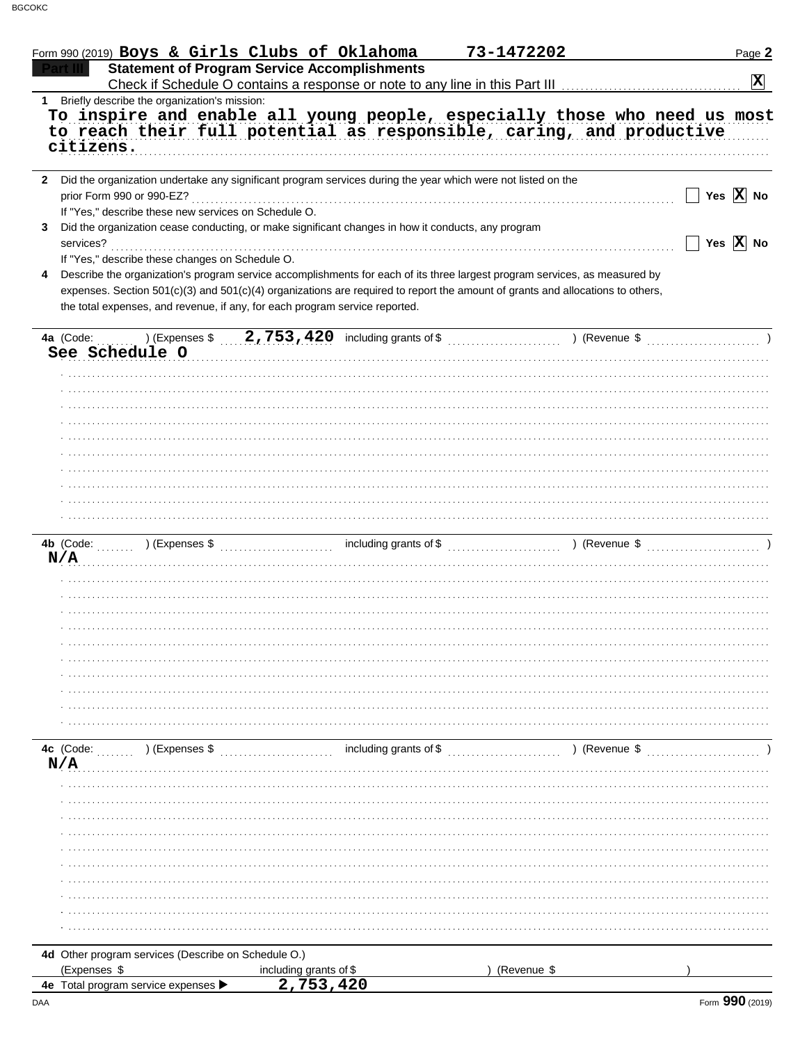Form 990 (2019) **Boys & Girls Clubs of Oklahoma** **73-1472202**

## Part III Statement of Program Service Accomplishments

Check if Schedule O contains a response or note to any line in this Part III ..... **X**

1 Briefly describe the organization's mission:

**To inspire and enable all young people, especially those who need us most to reach their full potential as responsible, caring, and productive citizens.**

2 Did the organization undertake any significant program services during the year which were not listed on the prior Form 990 or 990-EZ? ..... Yes **X** No

If "Yes," describe these new services on Schedule O.

3 Did the organization cease conducting, or make significant changes in how it conducts, any program services? ..... Yes **X** No

If "Yes," describe these changes on Schedule O.

4 Describe the organization's program service accomplishments for each of its three largest program services, as measured by expenses. Section 501(c)(3) and 501(c)(4) organizations are required to report the amount of grants and allocations to others, the total expenses, and revenue, if any, for each program service reported.

**4a** (Code: ) (Expenses $ **2,753,420** including grants of $ ) (Revenue $ )

**See Schedule O**

**4b** (Code: ) (Expenses $ including grants of $ ) (Revenue $ )

**N/A**

**4c** (Code: ) (Expenses $ including grants of $ ) (Revenue $ )

**N/A**

**4d** Other program services (Describe on Schedule O.)

(Expenses $ including grants of $ ) (Revenue $ )

**4e** Total program service expenses ▶ **2,753,420**

Form **990** (2019)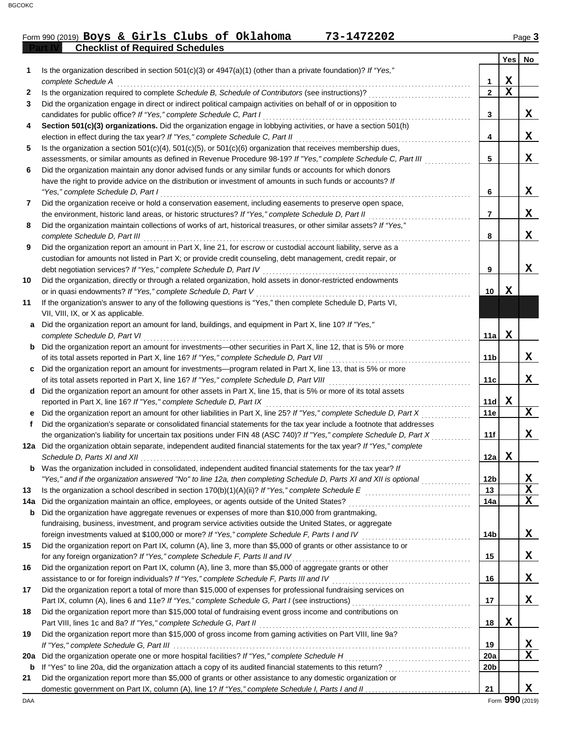Form 990 (2019) **Boys & Girls Clubs of Oklahoma 73-1472202**

## Part IV Checklist of Required Schedules

| | | | Yes | No |
|---|---|---|---|---|
| 1 | Is the organization described in section 501(c)(3) or 4947(a)(1) (other than a private foundation)? *If "Yes," complete Schedule A* | 1 | X | |
| 2 | Is the organization required to complete *Schedule B, Schedule of Contributors* (see instructions)? | 2 | X | |
| 3 | Did the organization engage in direct or indirect political campaign activities on behalf of or in opposition to candidates for public office? *If "Yes," complete Schedule C, Part I* | 3 | | X |
| 4 | **Section 501(c)(3) organizations.** Did the organization engage in lobbying activities, or have a section 501(h) election in effect during the tax year? *If "Yes," complete Schedule C, Part II* | 4 | | X |
| 5 | Is the organization a section 501(c)(4), 501(c)(5), or 501(c)(6) organization that receives membership dues, assessments, or similar amounts as defined in Revenue Procedure 98-19? *If "Yes," complete Schedule C, Part III* | 5 | | X |
| 6 | Did the organization maintain any donor advised funds or any similar funds or accounts for which donors have the right to provide advice on the distribution or investment of amounts in such funds or accounts? *If "Yes," complete Schedule D, Part I* | 6 | | X |
| 7 | Did the organization receive or hold a conservation easement, including easements to preserve open space, the environment, historic land areas, or historic structures? *If "Yes," complete Schedule D, Part II* | 7 | | X |
| 8 | Did the organization maintain collections of works of art, historical treasures, or other similar assets? *If "Yes," complete Schedule D, Part III* | 8 | | X |
| 9 | Did the organization report an amount in Part X, line 21, for escrow or custodial account liability, serve as a custodian for amounts not listed in Part X; or provide credit counseling, debt management, credit repair, or debt negotiation services? *If "Yes," complete Schedule D, Part IV* | 9 | | X |
| 10 | Did the organization, directly or through a related organization, hold assets in donor-restricted endowments or in quasi endowments? *If "Yes," complete Schedule D, Part V* | 10 | X | |
| 11 | If the organization's answer to any of the following questions is "Yes," then complete Schedule D, Parts VI, VII, VIII, IX, or X as applicable. | | | |
| a | Did the organization report an amount for land, buildings, and equipment in Part X, line 10? *If "Yes," complete Schedule D, Part VI* | 11a | X | |
| b | Did the organization report an amount for investments—other securities in Part X, line 12, that is 5% or more of its total assets reported in Part X, line 16? *If "Yes," complete Schedule D, Part VII* | 11b | | X |
| c | Did the organization report an amount for investments—program related in Part X, line 13, that is 5% or more of its total assets reported in Part X, line 16? *If "Yes," complete Schedule D, Part VIII* | 11c | | X |
| d | Did the organization report an amount for other assets in Part X, line 15, that is 5% or more of its total assets reported in Part X, line 16? *If "Yes," complete Schedule D, Part IX* | 11d | X | |
| e | Did the organization report an amount for other liabilities in Part X, line 25? *If "Yes," complete Schedule D, Part X* | 11e | | X |
| f | Did the organization's separate or consolidated financial statements for the tax year include a footnote that addresses the organization's liability for uncertain tax positions under FIN 48 (ASC 740)? *If "Yes," complete Schedule D, Part X* | 11f | | X |
| 12a | Did the organization obtain separate, independent audited financial statements for the tax year? *If "Yes," complete Schedule D, Parts XI and XII* | 12a | X | |
| b | Was the organization included in consolidated, independent audited financial statements for the tax year? *If "Yes," and if the organization answered "No" to line 12a, then completing Schedule D, Parts XI and XII is optional* | 12b | | X |
| 13 | Is the organization a school described in section 170(b)(1)(A)(ii)? *If "Yes," complete Schedule E* | 13 | | X |
| 14a | Did the organization maintain an office, employees, or agents outside of the United States? | 14a | | X |
| b | Did the organization have aggregate revenues or expenses of more than $10,000 from grantmaking, fundraising, business, investment, and program service activities outside the United States, or aggregate foreign investments valued at $100,000 or more? *If "Yes," complete Schedule F, Parts I and IV* | 14b | | X |
| 15 | Did the organization report on Part IX, column (A), line 3, more than $5,000 of grants or other assistance to or for any foreign organization? *If "Yes," complete Schedule F, Parts II and IV* | 15 | | X |
| 16 | Did the organization report on Part IX, column (A), line 3, more than $5,000 of aggregate grants or other assistance to or for foreign individuals? *If "Yes," complete Schedule F, Parts III and IV* | 16 | | X |
| 17 | Did the organization report a total of more than $15,000 of expenses for professional fundraising services on Part IX, column (A), lines 6 and 11e? *If "Yes," complete Schedule G, Part I* (see instructions) | 17 | | X |
| 18 | Did the organization report more than $15,000 total of fundraising event gross income and contributions on Part VIII, lines 1c and 8a? *If "Yes," complete Schedule G, Part II* | 18 | X | |
| 19 | Did the organization report more than $15,000 of gross income from gaming activities on Part VIII, line 9a? *If "Yes," complete Schedule G, Part III* | 19 | | X |
| 20a | Did the organization operate one or more hospital facilities? *If "Yes," complete Schedule H* | 20a | | X |
| b | If "Yes" to line 20a, did the organization attach a copy of its audited financial statements to this return? | 20b | | |
| 21 | Did the organization report more than $5,000 of grants or other assistance to any domestic organization or domestic government on Part IX, column (A), line 1? *If "Yes," complete Schedule I, Parts I and II* | 21 | | X |

Form **990** (2019)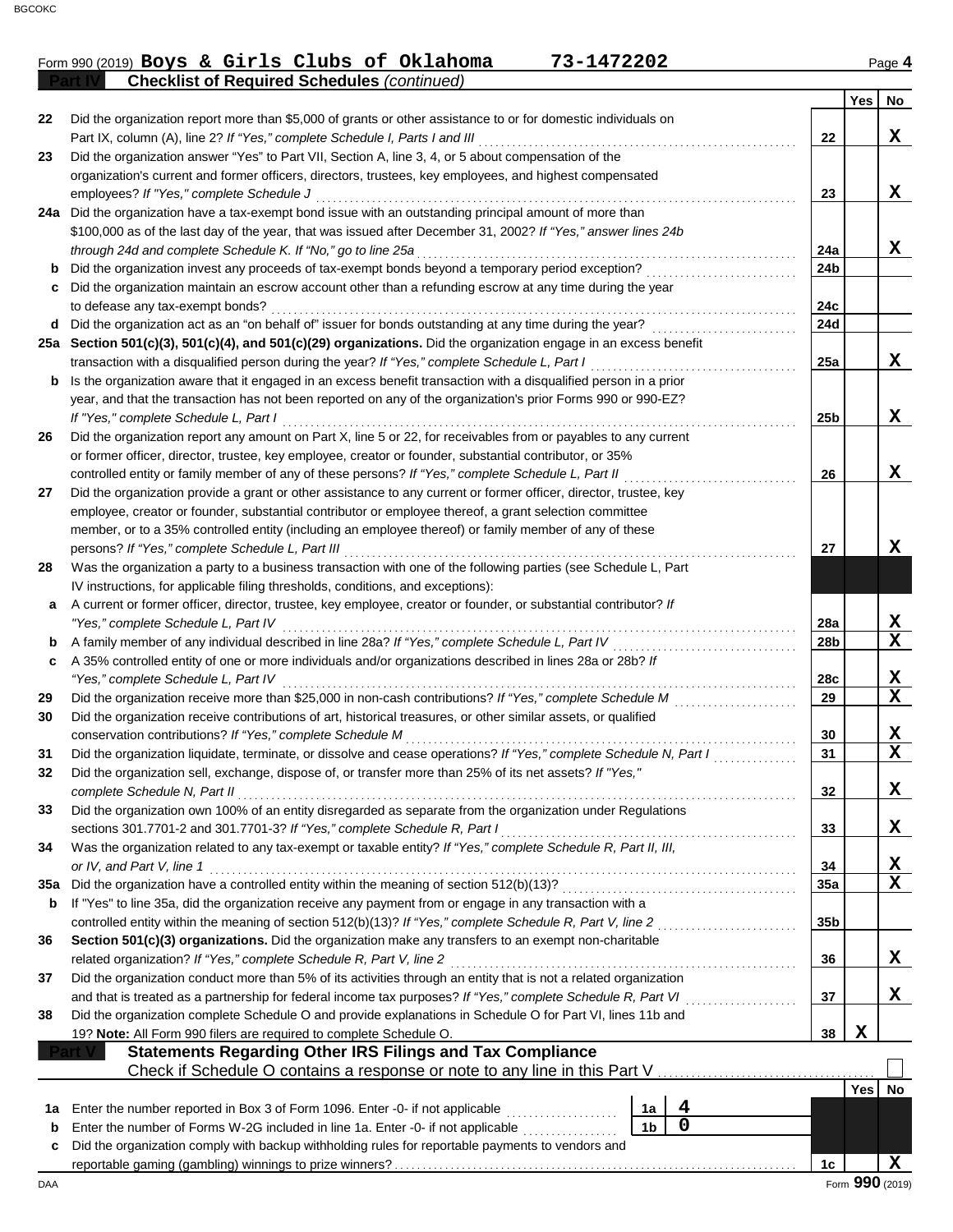Form 990 (2019) **Boys & Girls Clubs of Oklahoma 73-1472202** Page 4

## Part IV Checklist of Required Schedules *(continued)*

| | | Line | Yes | No |
|---|---|---|---|---|
| 22 | Did the organization report more than $5,000 of grants or other assistance to or for domestic individuals on Part IX, column (A), line 2? *If "Yes," complete Schedule I, Parts I and III* | 22 | | X |
| 23 | Did the organization answer "Yes" to Part VII, Section A, line 3, 4, or 5 about compensation of the organization's current and former officers, directors, trustees, key employees, and highest compensated employees? *If "Yes," complete Schedule J* | 23 | | X |
| 24a | Did the organization have a tax-exempt bond issue with an outstanding principal amount of more than $100,000 as of the last day of the year, that was issued after December 31, 2002? *If "Yes," answer lines 24b through 24d and complete Schedule K. If "No," go to line 25a* | 24a | | X |
| b | Did the organization invest any proceeds of tax-exempt bonds beyond a temporary period exception? | 24b | | |
| c | Did the organization maintain an escrow account other than a refunding escrow at any time during the year to defease any tax-exempt bonds? | 24c | | |
| d | Did the organization act as an "on behalf of" issuer for bonds outstanding at any time during the year? | 24d | | |
| 25a | **Section 501(c)(3), 501(c)(4), and 501(c)(29) organizations.** Did the organization engage in an excess benefit transaction with a disqualified person during the year? *If "Yes," complete Schedule L, Part I* | 25a | | X |
| b | Is the organization aware that it engaged in an excess benefit transaction with a disqualified person in a prior year, and that the transaction has not been reported on any of the organization's prior Forms 990 or 990-EZ? *If "Yes," complete Schedule L, Part I* | 25b | | X |
| 26 | Did the organization report any amount on Part X, line 5 or 22, for receivables from or payables to any current or former officer, director, trustee, key employee, creator or founder, substantial contributor, or 35% controlled entity or family member of any of these persons? *If "Yes," complete Schedule L, Part II* | 26 | | X |
| 27 | Did the organization provide a grant or other assistance to any current or former officer, director, trustee, key employee, creator or founder, substantial contributor or employee thereof, a grant selection committee member, or to a 35% controlled entity (including an employee thereof) or family member of any of these persons? *If "Yes," complete Schedule L, Part III* | 27 | | X |
| 28 | Was the organization a party to a business transaction with one of the following parties (see Schedule L, Part IV instructions, for applicable filing thresholds, conditions, and exceptions): | | | |
| a | A current or former officer, director, trustee, key employee, creator or founder, or substantial contributor? *If "Yes," complete Schedule L, Part IV* | 28a | | X |
| b | A family member of any individual described in line 28a? *If "Yes," complete Schedule L, Part IV* | 28b | | X |
| c | A 35% controlled entity of one or more individuals and/or organizations described in lines 28a or 28b? *If "Yes," complete Schedule L, Part IV* | 28c | | X |
| 29 | Did the organization receive more than $25,000 in non-cash contributions? *If "Yes," complete Schedule M* | 29 | | X |
| 30 | Did the organization receive contributions of art, historical treasures, or other similar assets, or qualified conservation contributions? *If "Yes," complete Schedule M* | 30 | | X |
| 31 | Did the organization liquidate, terminate, or dissolve and cease operations? *If "Yes," complete Schedule N, Part I* | 31 | | X |
| 32 | Did the organization sell, exchange, dispose of, or transfer more than 25% of its net assets? *If "Yes," complete Schedule N, Part II* | 32 | | X |
| 33 | Did the organization own 100% of an entity disregarded as separate from the organization under Regulations sections 301.7701-2 and 301.7701-3? *If "Yes," complete Schedule R, Part I* | 33 | | X |
| 34 | Was the organization related to any tax-exempt or taxable entity? *If "Yes," complete Schedule R, Part II, III, or IV, and Part V, line 1* | 34 | | X |
| 35a | Did the organization have a controlled entity within the meaning of section 512(b)(13)? | 35a | | X |
| b | If "Yes" to line 35a, did the organization receive any payment from or engage in any transaction with a controlled entity within the meaning of section 512(b)(13)? *If "Yes," complete Schedule R, Part V, line 2* | 35b | | |
| 36 | **Section 501(c)(3) organizations.** Did the organization make any transfers to an exempt non-charitable related organization? *If "Yes," complete Schedule R, Part V, line 2* | 36 | | X |
| 37 | Did the organization conduct more than 5% of its activities through an entity that is not a related organization and that is treated as a partnership for federal income tax purposes? *If "Yes," complete Schedule R, Part VI* | 37 | | X |
| 38 | Did the organization complete Schedule O and provide explanations in Schedule O for Part VI, lines 11b and 19? **Note:** All Form 990 filers are required to complete Schedule O. | 38 | X | |

## Part V Statements Regarding Other IRS Filings and Tax Compliance

Check if Schedule O contains a response or note to any line in this Part V ☐

| | | | | Line | Yes | No |
|---|---|---|---|---|---|---|
| 1a | Enter the number reported in Box 3 of Form 1096. Enter -0- if not applicable | 1a | 4 | | | |
| b | Enter the number of Forms W-2G included in line 1a. Enter -0- if not applicable | 1b | 0 | | | |
| c | Did the organization comply with backup withholding rules for reportable payments to vendors and reportable gaming (gambling) winnings to prize winners? | | | 1c | | X |

Form **990** (2019)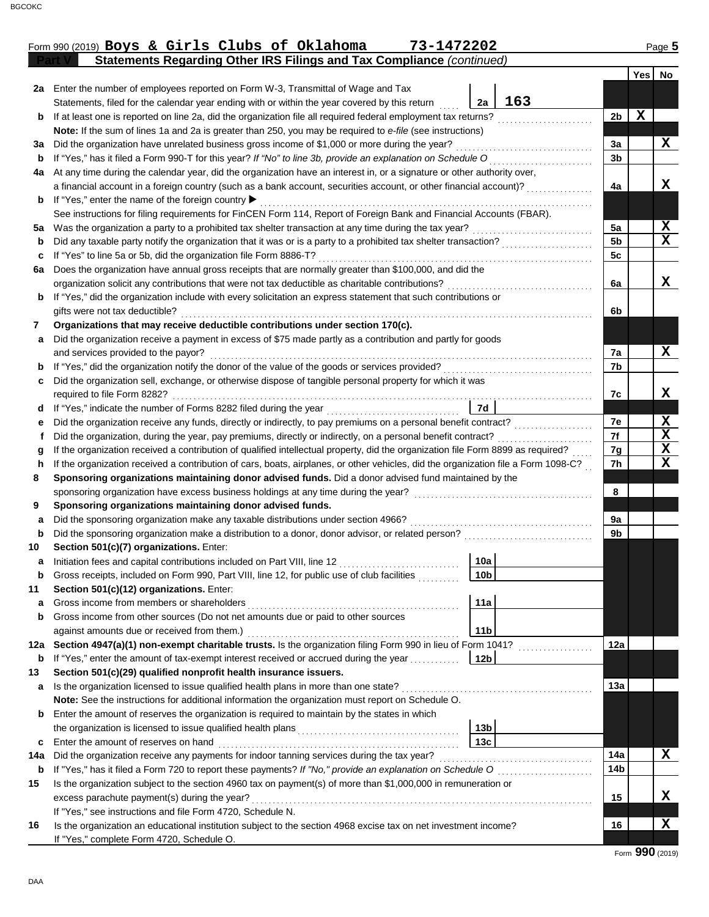Form 990 (2019) **Boys & Girls Clubs of Oklahoma 73-1472202** Page 5

## Part V Statements Regarding Other IRS Filings and Tax Compliance *(continued)*

| | | | | | Yes | No |
|---|---|---|---|---|---|---|
| **2a** | Enter the number of employees reported on Form W-3, Transmittal of Wage and Tax Statements, filed for the calendar year ending with or within the year covered by this return | 2a | 163 | | | |
| **b** | If at least one is reported on line 2a, did the organization file all required federal employment tax returns? | | | 2b | X | |
| | **Note:** If the sum of lines 1a and 2a is greater than 250, you may be required to *e-file* (see instructions) | | | | | |
| **3a** | Did the organization have unrelated business gross income of $1,000 or more during the year? | | | 3a | | X |
| **b** | If "Yes," has it filed a Form 990-T for this year? *If "No" to line 3b, provide an explanation on Schedule O* | | | 3b | | |
| **4a** | At any time during the calendar year, did the organization have an interest in, or a signature or other authority over, a financial account in a foreign country (such as a bank account, securities account, or other financial account)? | | | 4a | | X |
| **b** | If "Yes," enter the name of the foreign country ▶ | | | | | |
| | See instructions for filing requirements for FinCEN Form 114, Report of Foreign Bank and Financial Accounts (FBAR). | | | | | |
| **5a** | Was the organization a party to a prohibited tax shelter transaction at any time during the tax year? | | | 5a | | X |
| **b** | Did any taxable party notify the organization that it was or is a party to a prohibited tax shelter transaction? | | | 5b | | X |
| **c** | If "Yes" to line 5a or 5b, did the organization file Form 8886-T? | | | 5c | | |
| **6a** | Does the organization have annual gross receipts that are normally greater than $100,000, and did the organization solicit any contributions that were not tax deductible as charitable contributions? | | | 6a | | X |
| **b** | If "Yes," did the organization include with every solicitation an express statement that such contributions or gifts were not tax deductible? | | | 6b | | |
| **7** | **Organizations that may receive deductible contributions under section 170(c).** | | | | | |
| **a** | Did the organization receive a payment in excess of $75 made partly as a contribution and partly for goods and services provided to the payor? | | | 7a | | X |
| **b** | If "Yes," did the organization notify the donor of the value of the goods or services provided? | | | 7b | | |
| **c** | Did the organization sell, exchange, or otherwise dispose of tangible personal property for which it was required to file Form 8282? | | | 7c | | X |
| **d** | If "Yes," indicate the number of Forms 8282 filed during the year | 7d | | | | |
| **e** | Did the organization receive any funds, directly or indirectly, to pay premiums on a personal benefit contract? | | | 7e | | X |
| **f** | Did the organization, during the year, pay premiums, directly or indirectly, on a personal benefit contract? | | | 7f | | X |
| **g** | If the organization received a contribution of qualified intellectual property, did the organization file Form 8899 as required? | | | 7g | | X |
| **h** | If the organization received a contribution of cars, boats, airplanes, or other vehicles, did the organization file a Form 1098-C? | | | 7h | | X |
| **8** | **Sponsoring organizations maintaining donor advised funds.** Did a donor advised fund maintained by the sponsoring organization have excess business holdings at any time during the year? | | | 8 | | |
| **9** | **Sponsoring organizations maintaining donor advised funds.** | | | | | |
| **a** | Did the sponsoring organization make any taxable distributions under section 4966? | | | 9a | | |
| **b** | Did the sponsoring organization make a distribution to a donor, donor advisor, or related person? | | | 9b | | |
| **10** | **Section 501(c)(7) organizations.** Enter: | | | | | |
| **a** | Initiation fees and capital contributions included on Part VIII, line 12 | 10a | | | | |
| **b** | Gross receipts, included on Form 990, Part VIII, line 12, for public use of club facilities | 10b | | | | |
| **11** | **Section 501(c)(12) organizations.** Enter: | | | | | |
| **a** | Gross income from members or shareholders | 11a | | | | |
| **b** | Gross income from other sources (Do not net amounts due or paid to other sources against amounts due or received from them.) | 11b | | | | |
| **12a** | **Section 4947(a)(1) non-exempt charitable trusts.** Is the organization filing Form 990 in lieu of Form 1041? | | | 12a | | |
| **b** | If "Yes," enter the amount of tax-exempt interest received or accrued during the year | 12b | | | | |
| **13** | **Section 501(c)(29) qualified nonprofit health insurance issuers.** | | | | | |
| **a** | Is the organization licensed to issue qualified health plans in more than one state? | | | 13a | | |
| | **Note:** See the instructions for additional information the organization must report on Schedule O. | | | | | |
| **b** | Enter the amount of reserves the organization is required to maintain by the states in which the organization is licensed to issue qualified health plans | 13b | | | | |
| **c** | Enter the amount of reserves on hand | 13c | | | | |
| **14a** | Did the organization receive any payments for indoor tanning services during the tax year? | | | 14a | | X |
| **b** | If "Yes," has it filed a Form 720 to report these payments? *If "No," provide an explanation on Schedule O* | | | 14b | | |
| **15** | Is the organization subject to the section 4960 tax on payment(s) of more than $1,000,000 in remuneration or excess parachute payment(s) during the year? | | | 15 | | X |
| | If "Yes," see instructions and file Form 4720, Schedule N. | | | | | |
| **16** | Is the organization an educational institution subject to the section 4968 excise tax on net investment income? | | | 16 | | X |
| | If "Yes," complete Form 4720, Schedule O. | | | | | |

Form **990** (2019)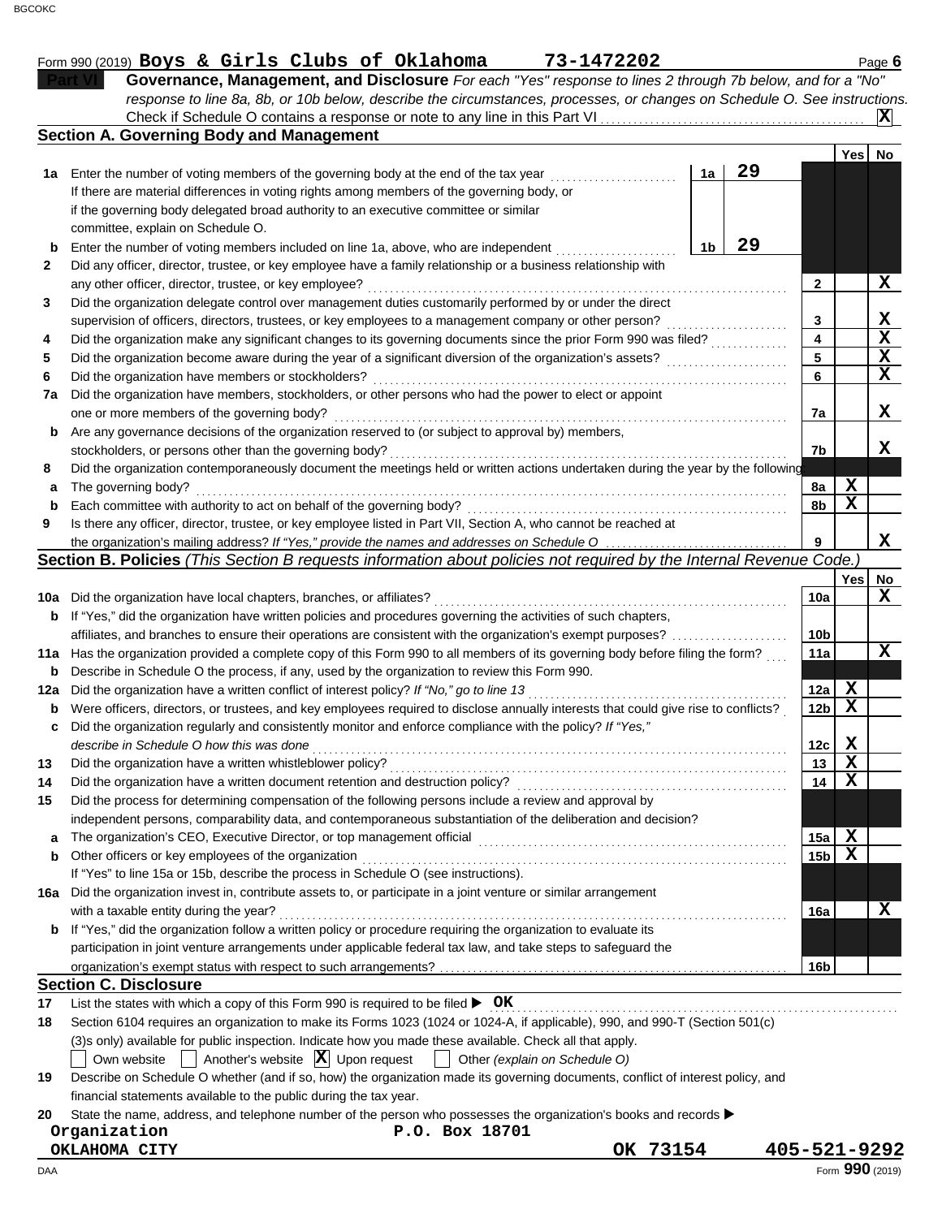Form 990 (2019) **Boys & Girls Clubs of Oklahoma** **73-1472202** Page **6**

## Part VI — Governance, Management, and Disclosure

*For each "Yes" response to lines 2 through 7b below, and for a "No" response to line 8a, 8b, or 10b below, describe the circumstances, processes, or changes on Schedule O. See instructions.*

Check if Schedule O contains a response or note to any line in this Part VI . . . . . . **X**

### Section A. Governing Body and Management

| | | | | | Yes | No |
|---|---|---|---|---|---|---|
| **1a** | Enter the number of voting members of the governing body at the end of the tax year | 1a | 29 | | | |
| | If there are material differences in voting rights among members of the governing body, or if the governing body delegated broad authority to an executive committee or similar committee, explain on Schedule O. | | | | | |
| **b** | Enter the number of voting members included on line 1a, above, who are independent | 1b | 29 | | | |
| **2** | Did any officer, director, trustee, or key employee have a family relationship or a business relationship with any other officer, director, trustee, or key employee? | | | 2 | | X |
| **3** | Did the organization delegate control over management duties customarily performed by or under the direct supervision of officers, directors, trustees, or key employees to a management company or other person? | | | 3 | | X |
| **4** | Did the organization make any significant changes to its governing documents since the prior Form 990 was filed? | | | 4 | | X |
| **5** | Did the organization become aware during the year of a significant diversion of the organization's assets? | | | 5 | | X |
| **6** | Did the organization have members or stockholders? | | | 6 | | X |
| **7a** | Did the organization have members, stockholders, or other persons who had the power to elect or appoint one or more members of the governing body? | | | 7a | | X |
| **b** | Are any governance decisions of the organization reserved to (or subject to approval by) members, stockholders, or persons other than the governing body? | | | 7b | | X |
| **8** | Did the organization contemporaneously document the meetings held or written actions undertaken during the year by the following: | | | | | |
| **a** | The governing body? | | | 8a | X | |
| **b** | Each committee with authority to act on behalf of the governing body? | | | 8b | X | |
| **9** | Is there any officer, director, trustee, or key employee listed in Part VII, Section A, who cannot be reached at the organization's mailing address? *If "Yes," provide the names and addresses on Schedule O* | | | 9 | | X |

### Section B. Policies *(This Section B requests information about policies not required by the Internal Revenue Code.)*

| | | | Yes | No |
|---|---|---|---|---|
| **10a** | Did the organization have local chapters, branches, or affiliates? | 10a | | X |
| **b** | If "Yes," did the organization have written policies and procedures governing the activities of such chapters, affiliates, and branches to ensure their operations are consistent with the organization's exempt purposes? | 10b | | |
| **11a** | Has the organization provided a complete copy of this Form 990 to all members of its governing body before filing the form? | 11a | | X |
| **b** | Describe in Schedule O the process, if any, used by the organization to review this Form 990. | | | |
| **12a** | Did the organization have a written conflict of interest policy? *If "No," go to line 13* | 12a | X | |
| **b** | Were officers, directors, or trustees, and key employees required to disclose annually interests that could give rise to conflicts? | 12b | X | |
| **c** | Did the organization regularly and consistently monitor and enforce compliance with the policy? *If "Yes," describe in Schedule O how this was done* | 12c | X | |
| **13** | Did the organization have a written whistleblower policy? | 13 | X | |
| **14** | Did the organization have a written document retention and destruction policy? | 14 | X | |
| **15** | Did the process for determining compensation of the following persons include a review and approval by independent persons, comparability data, and contemporaneous substantiation of the deliberation and decision? | | | |
| **a** | The organization's CEO, Executive Director, or top management official | 15a | X | |
| **b** | Other officers or key employees of the organization | 15b | X | |
| | If "Yes" to line 15a or 15b, describe the process in Schedule O (see instructions). | | | |
| **16a** | Did the organization invest in, contribute assets to, or participate in a joint venture or similar arrangement with a taxable entity during the year? | 16a | | X |
| **b** | If "Yes," did the organization follow a written policy or procedure requiring the organization to evaluate its participation in joint venture arrangements under applicable federal tax law, and take steps to safeguard the organization's exempt status with respect to such arrangements? | 16b | | |

### Section C. Disclosure

**17** List the states with which a copy of this Form 990 is required to be filed ▶ **OK**

**18** Section 6104 requires an organization to make its Forms 1023 (1024 or 1024-A, if applicable), 990, and 990-T (Section 501(c)(3)s only) available for public inspection. Indicate how you made these available. Check all that apply.

☐ Own website ☐ Another's website **☒** Upon request ☐ Other *(explain on Schedule O)*

**19** Describe on Schedule O whether (and if so, how) the organization made its governing documents, conflict of interest policy, and financial statements available to the public during the tax year.

**20** State the name, address, and telephone number of the person who possesses the organization's books and records ▶

**Organization** **P.O. Box 18701**
**OKLAHOMA CITY** **OK 73154** **405-521-9292**

Form **990** (2019)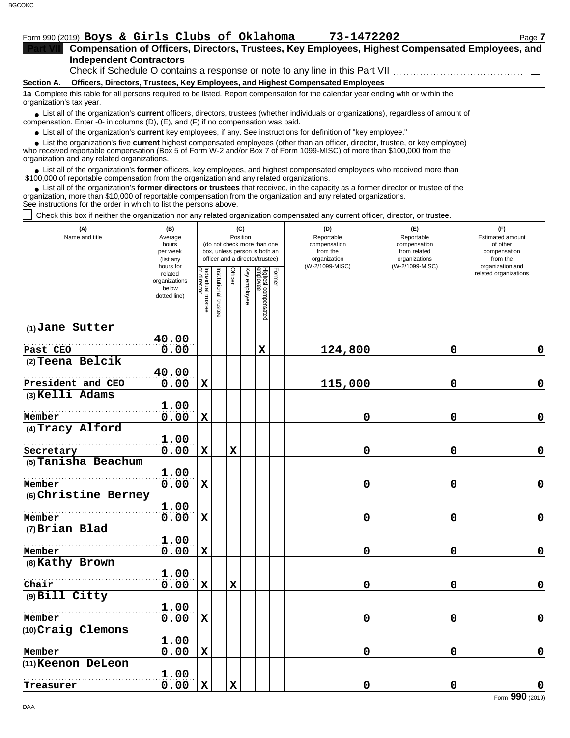Form 990 (2019) **Boys & Girls Clubs of Oklahoma** **73-1472202** Page **7**

## Part VII Compensation of Officers, Directors, Trustees, Key Employees, Highest Compensated Employees, and Independent Contractors

Check if Schedule O contains a response or note to any line in this Part VII ☐

**Section A. Officers, Directors, Trustees, Key Employees, and Highest Compensated Employees**

**1a** Complete this table for all persons required to be listed. Report compensation for the calendar year ending with or within the organization's tax year.

- List all of the organization's **current** officers, directors, trustees (whether individuals or organizations), regardless of amount of compensation. Enter -0- in columns (D), (E), and (F) if no compensation was paid.
- List all of the organization's **current** key employees, if any. See instructions for definition of "key employee."
- List the organization's five **current** highest compensated employees (other than an officer, director, trustee, or key employee) who received reportable compensation (Box 5 of Form W-2 and/or Box 7 of Form 1099-MISC) of more than $100,000 from the organization and any related organizations.
- List all of the organization's **former** officers, key employees, and highest compensated employees who received more than $100,000 of reportable compensation from the organization and any related organizations.
- List all of the organization's **former directors or trustees** that received, in the capacity as a former director or trustee of the organization, more than $10,000 of reportable compensation from the organization and any related organizations.

See instructions for the order in which to list the persons above.

☐ Check this box if neither the organization nor any related organization compensated any current officer, director, or trustee.

| (A) Name and title | (B) Average hours per week (list any hours for related organizations below dotted line) | (C) Position: Individual trustee or director | Institutional trustee | Officer | Key employee | Highest compensated employee | Former | (D) Reportable compensation from the organization (W-2/1099-MISC) | (E) Reportable compensation from related organizations (W-2/1099-MISC) | (F) Estimated amount of other compensation from the organization and related organizations |
|---|---|---|---|---|---|---|---|---|---|---|
| (1) Jane Sutter<br>Past CEO | 40.00<br>0.00 | | | | | X | | 124,800 | 0 | 0 |
| (2) Teena Belcik<br>President and CEO | 40.00<br>0.00 | X | | | | | | 115,000 | 0 | 0 |
| (3) Kelli Adams<br>Member | 1.00<br>0.00 | X | | | | | | 0 | 0 | 0 |
| (4) Tracy Alford<br>Secretary | 1.00<br>0.00 | X | | X | | | | 0 | 0 | 0 |
| (5) Tanisha Beachum<br>Member | 1.00<br>0.00 | X | | | | | | 0 | 0 | 0 |
| (6) Christine Berney<br>Member | 1.00<br>0.00 | X | | | | | | 0 | 0 | 0 |
| (7) Brian Blad<br>Member | 1.00<br>0.00 | X | | | | | | 0 | 0 | 0 |
| (8) Kathy Brown<br>Chair | 1.00<br>0.00 | X | | X | | | | 0 | 0 | 0 |
| (9) Bill Citty<br>Member | 1.00<br>0.00 | X | | | | | | 0 | 0 | 0 |
| (10) Craig Clemons<br>Member | 1.00<br>0.00 | X | | | | | | 0 | 0 | 0 |
| (11) Keenon DeLeon<br>Treasurer | 1.00<br>0.00 | X | | X | | | | 0 | 0 | 0 |

Form **990** (2019)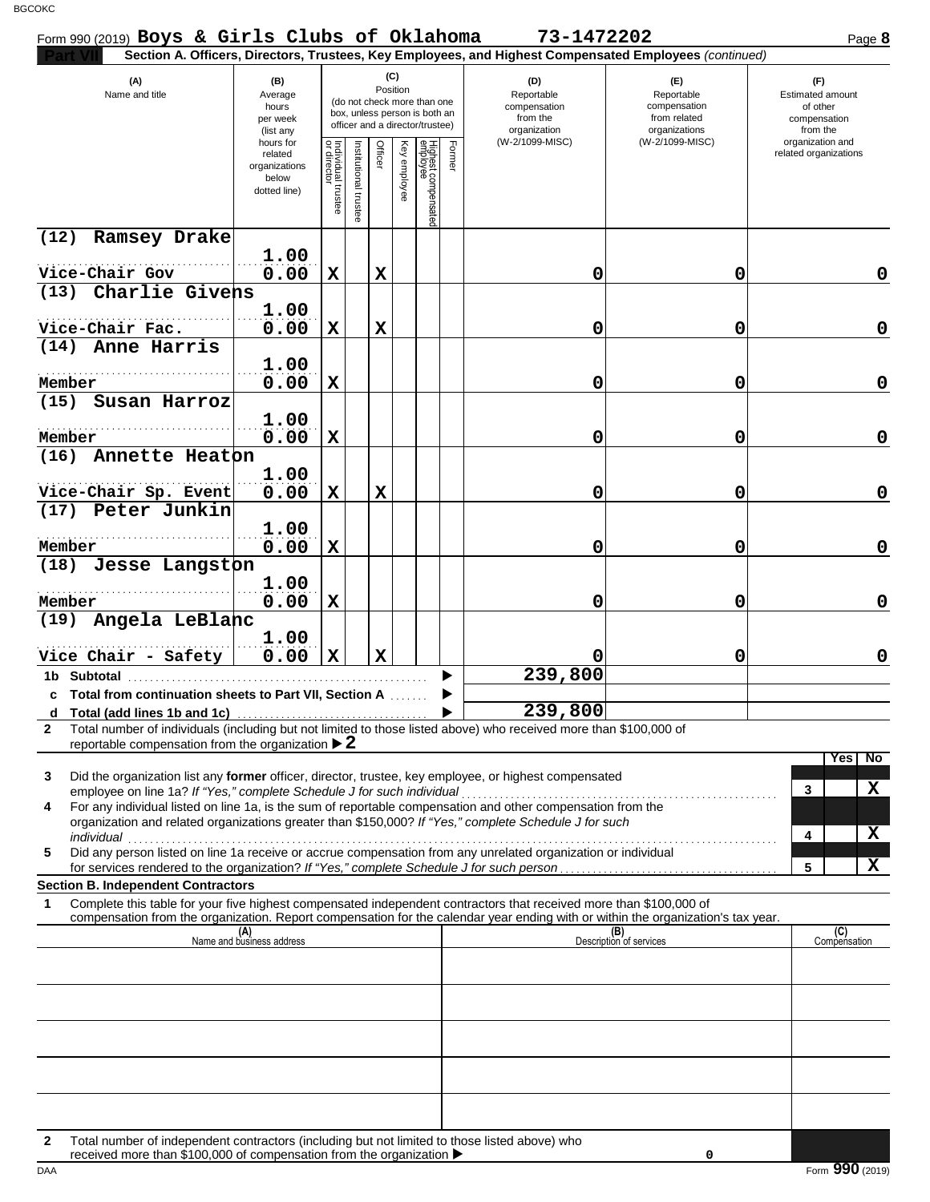Form 990 (2019) **Boys & Girls Clubs of Oklahoma** **73-1472202** Page **8**

**Part VII** **Section A. Officers, Directors, Trustees, Key Employees, and Highest Compensated Employees** *(continued)*

| (A) Name and title | (B) Average hours per week (list any hours for related organizations below dotted line) | (C) Position: Individual trustee or director | Institutional trustee | Officer | Key employee | Highest compensated employee | Former | (D) Reportable compensation from the organization (W-2/1099-MISC) | (E) Reportable compensation from related organizations (W-2/1099-MISC) | (F) Estimated amount of other compensation from the organization and related organizations |
|---|---|---|---|---|---|---|---|---|---|---|
| (12) Ramsey Drake<br>Vice-Chair Gov | 1.00<br>0.00 | X | | X | | | | 0 | 0 | 0 |
| (13) Charlie Givens<br>Vice-Chair Fac. | 1.00<br>0.00 | X | | X | | | | 0 | 0 | 0 |
| (14) Anne Harris<br>Member | 1.00<br>0.00 | X | | | | | | 0 | 0 | 0 |
| (15) Susan Harroz<br>Member | 1.00<br>0.00 | X | | | | | | 0 | 0 | 0 |
| (16) Annette Heaton<br>Vice-Chair Sp. Event | 1.00<br>0.00 | X | | X | | | | 0 | 0 | 0 |
| (17) Peter Junkin<br>Member | 1.00<br>0.00 | X | | | | | | 0 | 0 | 0 |
| (18) Jesse Langston<br>Member | 1.00<br>0.00 | X | | | | | | 0 | 0 | 0 |
| (19) Angela LeBlanc<br>Vice Chair - Safety | 1.00<br>0.00 | X | | X | | | | 0 | 0 | 0 |
| **1b Subtotal** | | | | | | | | 239,800 | | |
| **c Total from continuation sheets to Part VII, Section A** | | | | | | | | | | |
| **d Total (add lines 1b and 1c)** | | | | | | | | 239,800 | | |

**2** Total number of individuals (including but not limited to those listed above) who received more than $100,000 of reportable compensation from the organization ▶ **2**

| | | Yes | No |
|---|---|---|---|
| **3** Did the organization list any **former** officer, director, trustee, key employee, or highest compensated employee on line 1a? *If "Yes," complete Schedule J for such individual* | 3 | | X |
| **4** For any individual listed on line 1a, is the sum of reportable compensation and other compensation from the organization and related organizations greater than $150,000? *If "Yes," complete Schedule J for such individual* | 4 | | X |
| **5** Did any person listed on line 1a receive or accrue compensation from any unrelated organization or individual for services rendered to the organization? *If "Yes," complete Schedule J for such person* | 5 | | X |

**Section B. Independent Contractors**

**1** Complete this table for your five highest compensated independent contractors that received more than $100,000 of compensation from the organization. Report compensation for the calendar year ending with or within the organization's tax year.

| (A) Name and business address | (B) Description of services | (C) Compensation |
|---|---|---|
| | | |
| | | |
| | | |
| | | |
| | | |

**2** Total number of independent contractors (including but not limited to those listed above) who received more than $100,000 of compensation from the organization ▶ 0

Form **990** (2019)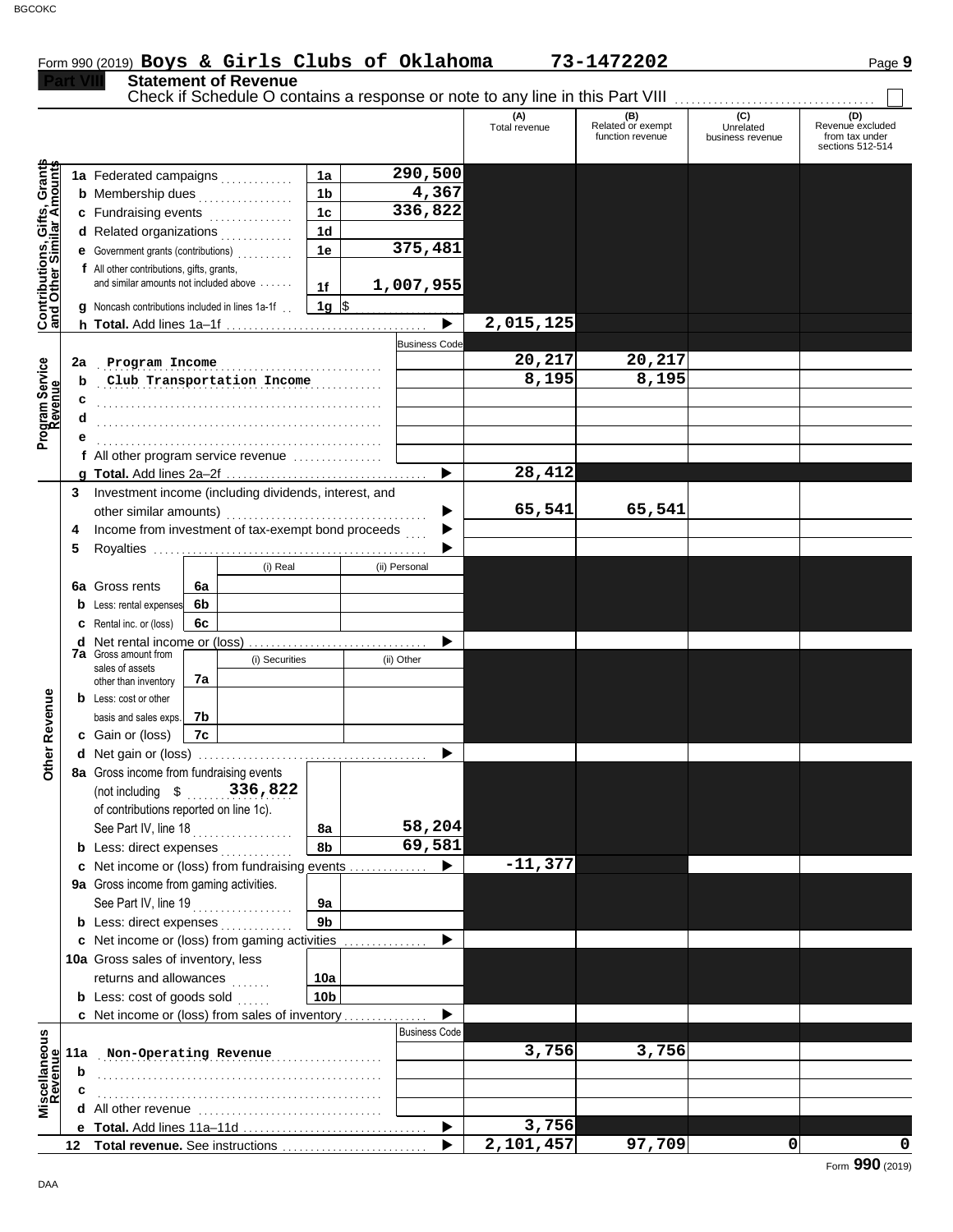Form 990 (2019) **Boys & Girls Clubs of Oklahoma** **73-1472202** Page **9**

## Part VIII Statement of Revenue

Check if Schedule O contains a response or note to any line in this Part VIII ☐

| | | | | (A) Total revenue | (B) Related or exempt function revenue | (C) Unrelated business revenue | (D) Revenue excluded from tax under sections 512-514 |
|---|---|---|---|---|---|---|---|
| **Contributions, Gifts, Grants and Other Similar Amounts** | **1a** Federated campaigns | 1a | 290,500 | | | | |
| | **b** Membership dues | 1b | 4,367 | | | | |
| | **c** Fundraising events | 1c | 336,822 | | | | |
| | **d** Related organizations | 1d | | | | | |
| | **e** Government grants (contributions) | 1e | 375,481 | | | | |
| | **f** All other contributions, gifts, grants, and similar amounts not included above | 1f | 1,007,955 | | | | |
| | **g** Noncash contributions included in lines 1a-1f | 1g | $ | | | | |
| | **h Total.** Add lines 1a–1f | | | 2,015,125 | | | |
| **Program Service Revenue** | | Business Code | | | | | |
| | **2a** Program Income | | | 20,217 | 20,217 | | |
| | **b** Club Transportation Income | | | 8,195 | 8,195 | | |
| | **c** | | | | | | |
| | **d** | | | | | | |
| | **e** | | | | | | |
| | **f** All other program service revenue | | | | | | |
| | **g Total.** Add lines 2a–2f | | | 28,412 | | | |
| **Other Revenue** | **3** Investment income (including dividends, interest, and other similar amounts) | | | 65,541 | 65,541 | | |
| | **4** Income from investment of tax-exempt bond proceeds | | | | | | |
| | **5** Royalties | | | | | | |
| | | (i) Real | (ii) Personal | | | | |
| | **6a** Gross rents (6a) | | | | | | |
| | **b** Less: rental expenses (6b) | | | | | | |
| | **c** Rental inc. or (loss) (6c) | | | | | | |
| | **d** Net rental income or (loss) | | | | | | |
| | | (i) Securities | (ii) Other | | | | |
| | **7a** Gross amount from sales of assets other than inventory (7a) | | | | | | |
| | **b** Less: cost or other basis and sales exps. (7b) | | | | | | |
| | **c** Gain or (loss) (7c) | | | | | | |
| | **d** Net gain or (loss) | | | | | | |
| | **8a** Gross income from fundraising events (not including $ 336,822 of contributions reported on line 1c). See Part IV, line 18 | 8a | 58,204 | | | | |
| | **b** Less: direct expenses | 8b | 69,581 | | | | |
| | **c** Net income or (loss) from fundraising events | | | -11,377 | | | |
| | **9a** Gross income from gaming activities. See Part IV, line 19 | 9a | | | | | |
| | **b** Less: direct expenses | 9b | | | | | |
| | **c** Net income or (loss) from gaming activities | | | | | | |
| | **10a** Gross sales of inventory, less returns and allowances | 10a | | | | | |
| | **b** Less: cost of goods sold | 10b | | | | | |
| | **c** Net income or (loss) from sales of inventory | | | | | | |
| **Miscellaneous Revenue** | | Business Code | | | | | |
| | **11a** Non-Operating Revenue | | | 3,756 | 3,756 | | |
| | **b** | | | | | | |
| | **c** | | | | | | |
| | **d** All other revenue | | | | | | |
| | **e Total.** Add lines 11a–11d | | | 3,756 | | | |
| | **12 Total revenue.** See instructions | | | 2,101,457 | 97,709 | 0 | 0 |

Form **990** (2019)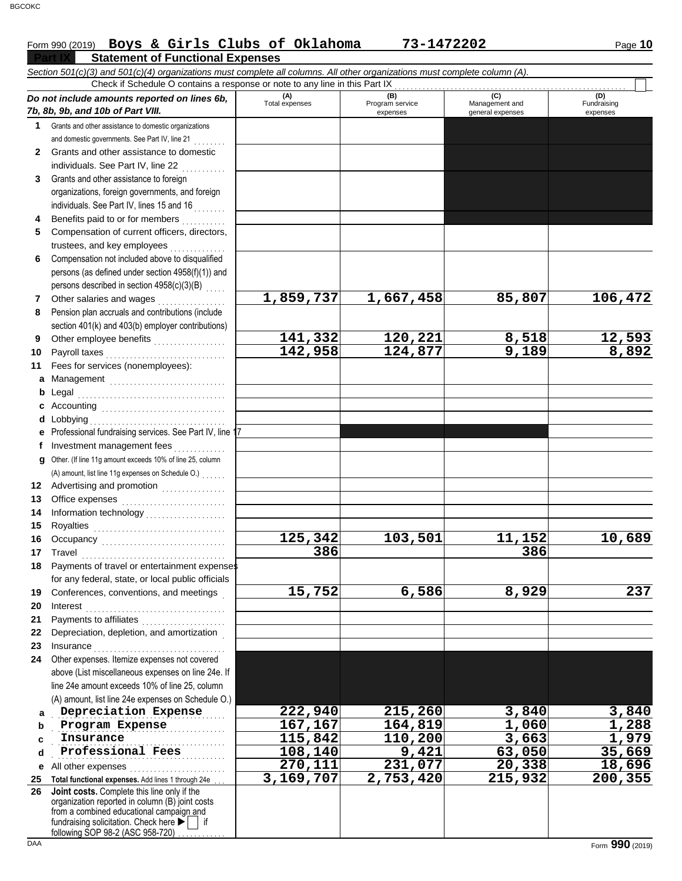Form 990 (2019) **Boys & Girls Clubs of Oklahoma** **73-1472202**

**Part IX Statement of Functional Expenses**

*Section 501(c)(3) and 501(c)(4) organizations must complete all columns. All other organizations must complete column (A).*

Check if Schedule O contains a response or note to any line in this Part IX ☐

| *Do not include amounts reported on lines 6b, 7b, 8b, 9b, and 10b of Part VIII.* | (A) Total expenses | (B) Program service expenses | (C) Management and general expenses | (D) Fundraising expenses |
|---|---|---|---|---|
| **1** Grants and other assistance to domestic organizations and domestic governments. See Part IV, line 21 | | | | |
| **2** Grants and other assistance to domestic individuals. See Part IV, line 22 | | | | |
| **3** Grants and other assistance to foreign organizations, foreign governments, and foreign individuals. See Part IV, lines 15 and 16 | | | | |
| **4** Benefits paid to or for members | | | | |
| **5** Compensation of current officers, directors, trustees, and key employees | | | | |
| **6** Compensation not included above to disqualified persons (as defined under section 4958(f)(1)) and persons described in section 4958(c)(3)(B) | | | | |
| **7** Other salaries and wages | 1,859,737 | 1,667,458 | 85,807 | 106,472 |
| **8** Pension plan accruals and contributions (include section 401(k) and 403(b) employer contributions) | | | | |
| **9** Other employee benefits | 141,332 | 120,221 | 8,518 | 12,593 |
| **10** Payroll taxes | 142,958 | 124,877 | 9,189 | 8,892 |
| **11** Fees for services (nonemployees): | | | | |
| **a** Management | | | | |
| **b** Legal | | | | |
| **c** Accounting | | | | |
| **d** Lobbying | | | | |
| **e** Professional fundraising services. See Part IV, line 17 | | | | |
| **f** Investment management fees | | | | |
| **g** Other. (If line 11g amount exceeds 10% of line 25, column (A) amount, list line 11g expenses on Schedule O.) | | | | |
| **12** Advertising and promotion | | | | |
| **13** Office expenses | | | | |
| **14** Information technology | | | | |
| **15** Royalties | | | | |
| **16** Occupancy | 125,342 | 103,501 | 11,152 | 10,689 |
| **17** Travel | 386 | | 386 | |
| **18** Payments of travel or entertainment expenses for any federal, state, or local public officials | | | | |
| **19** Conferences, conventions, and meetings | 15,752 | 6,586 | 8,929 | 237 |
| **20** Interest | | | | |
| **21** Payments to affiliates | | | | |
| **22** Depreciation, depletion, and amortization | | | | |
| **23** Insurance | | | | |
| **24** Other expenses. Itemize expenses not covered above (List miscellaneous expenses on line 24e. If line 24e amount exceeds 10% of line 25, column (A) amount, list line 24e expenses on Schedule O.) | | | | |
| **a** Depreciation Expense | 222,940 | 215,260 | 3,840 | 3,840 |
| **b** Program Expense | 167,167 | 164,819 | 1,060 | 1,288 |
| **c** Insurance | 115,842 | 110,200 | 3,663 | 1,979 |
| **d** Professional Fees | 108,140 | 9,421 | 63,050 | 35,669 |
| **e** All other expenses | 270,111 | 231,077 | 20,338 | 18,696 |
| **25** **Total functional expenses.** Add lines 1 through 24e | 3,169,707 | 2,753,420 | 215,932 | 200,355 |
| **26** **Joint costs.** Complete this line only if the organization reported in column (B) joint costs from a combined educational campaign and fundraising solicitation. Check here ▶ ☐ if following SOP 98-2 (ASC 958-720) | | | | |

Form **990** (2019)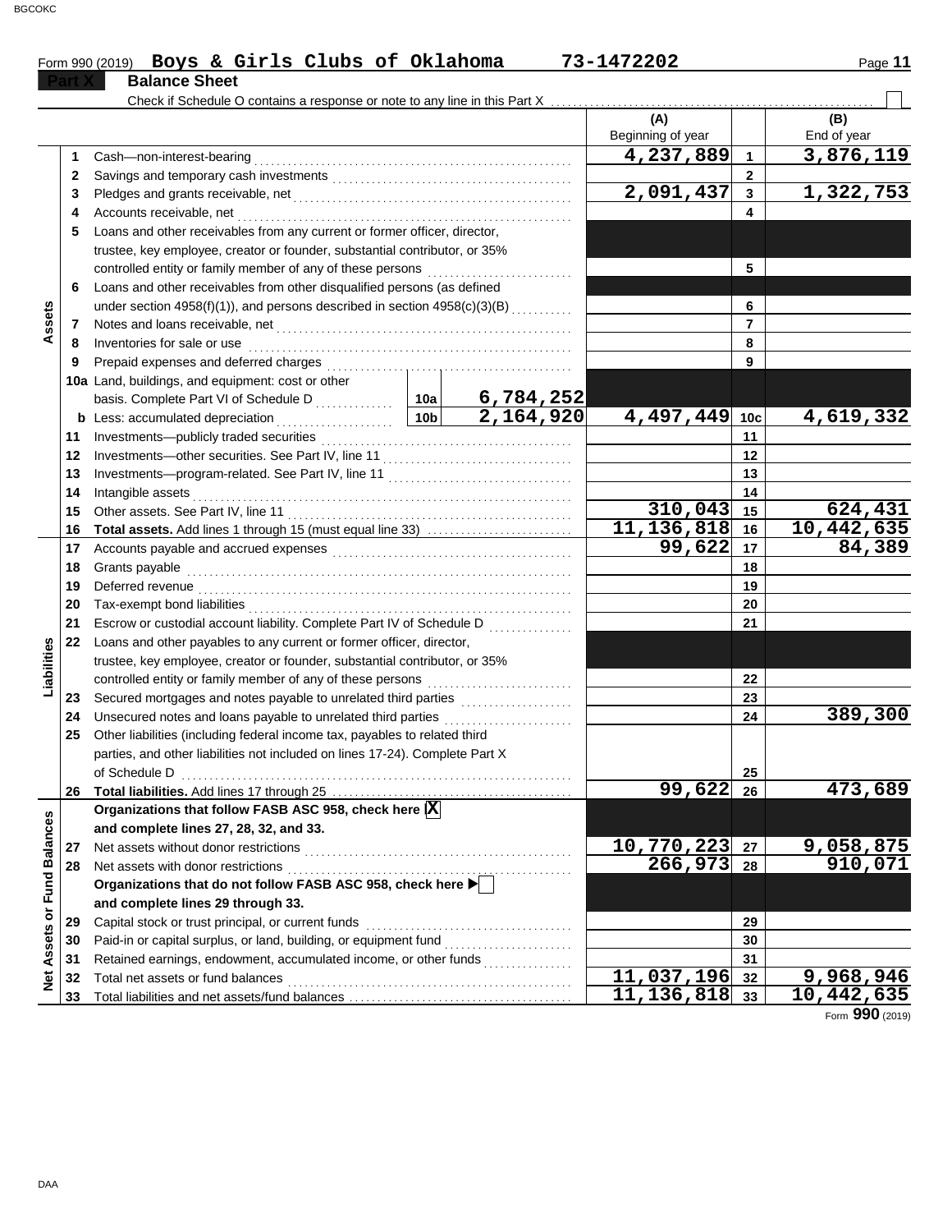Form 990 (2019) **Boys & Girls Clubs of Oklahoma** **73-1472202**

## Part X Balance Sheet

Check if Schedule O contains a response or note to any line in this Part X . . . . . . . . ☐

| | | | | (A) Beginning of year | | (B) End of year |
|---|---|---|---|---|---|---|
| **Assets** | 1 | Cash—non-interest-bearing | | 4,237,889 | 1 | 3,876,119 |
| | 2 | Savings and temporary cash investments | | | 2 | |
| | 3 | Pledges and grants receivable, net | | 2,091,437 | 3 | 1,322,753 |
| | 4 | Accounts receivable, net | | | 4 | |
| | 5 | Loans and other receivables from any current or former officer, director, trustee, key employee, creator or founder, substantial contributor, or 35% controlled entity or family member of any of these persons | | | 5 | |
| | 6 | Loans and other receivables from other disqualified persons (as defined under section 4958(f)(1)), and persons described in section 4958(c)(3)(B) | | | 6 | |
| | 7 | Notes and loans receivable, net | | | 7 | |
| | 8 | Inventories for sale or use | | | 8 | |
| | 9 | Prepaid expenses and deferred charges | | | 9 | |
| | 10a | Land, buildings, and equipment: cost or other basis. Complete Part VI of Schedule D | 10a 6,784,252 | | | |
| | b | Less: accumulated depreciation | 10b 2,164,920 | 4,497,449 | 10c | 4,619,332 |
| | 11 | Investments—publicly traded securities | | | 11 | |
| | 12 | Investments—other securities. See Part IV, line 11 | | | 12 | |
| | 13 | Investments—program-related. See Part IV, line 11 | | | 13 | |
| | 14 | Intangible assets | | | 14 | |
| | 15 | Other assets. See Part IV, line 11 | | 310,043 | 15 | 624,431 |
| | 16 | **Total assets.** Add lines 1 through 15 (must equal line 33) | | 11,136,818 | 16 | 10,442,635 |
| **Liabilities** | 17 | Accounts payable and accrued expenses | | 99,622 | 17 | 84,389 |
| | 18 | Grants payable | | | 18 | |
| | 19 | Deferred revenue | | | 19 | |
| | 20 | Tax-exempt bond liabilities | | | 20 | |
| | 21 | Escrow or custodial account liability. Complete Part IV of Schedule D | | | 21 | |
| | 22 | Loans and other payables to any current or former officer, director, trustee, key employee, creator or founder, substantial contributor, or 35% controlled entity or family member of any of these persons | | | 22 | |
| | 23 | Secured mortgages and notes payable to unrelated third parties | | | 23 | |
| | 24 | Unsecured notes and loans payable to unrelated third parties | | | 24 | 389,300 |
| | 25 | Other liabilities (including federal income tax, payables to related third parties, and other liabilities not included on lines 17-24). Complete Part X of Schedule D | | | 25 | |
| | 26 | **Total liabilities.** Add lines 17 through 25 | | 99,622 | 26 | 473,689 |
| **Net Assets or Fund Balances** | | **Organizations that follow FASB ASC 958, check here** ☒ **and complete lines 27, 28, 32, and 33.** | | | | |
| | 27 | Net assets without donor restrictions | | 10,770,223 | 27 | 9,058,875 |
| | 28 | Net assets with donor restrictions | | 266,973 | 28 | 910,071 |
| | | **Organizations that do not follow FASB ASC 958, check here** ▶ ☐ **and complete lines 29 through 33.** | | | | |
| | 29 | Capital stock or trust principal, or current funds | | | 29 | |
| | 30 | Paid-in or capital surplus, or land, building, or equipment fund | | | 30 | |
| | 31 | Retained earnings, endowment, accumulated income, or other funds | | | 31 | |
| | 32 | Total net assets or fund balances | | 11,037,196 | 32 | 9,968,946 |
| | 33 | Total liabilities and net assets/fund balances | | 11,136,818 | 33 | 10,442,635 |

Form **990** (2019)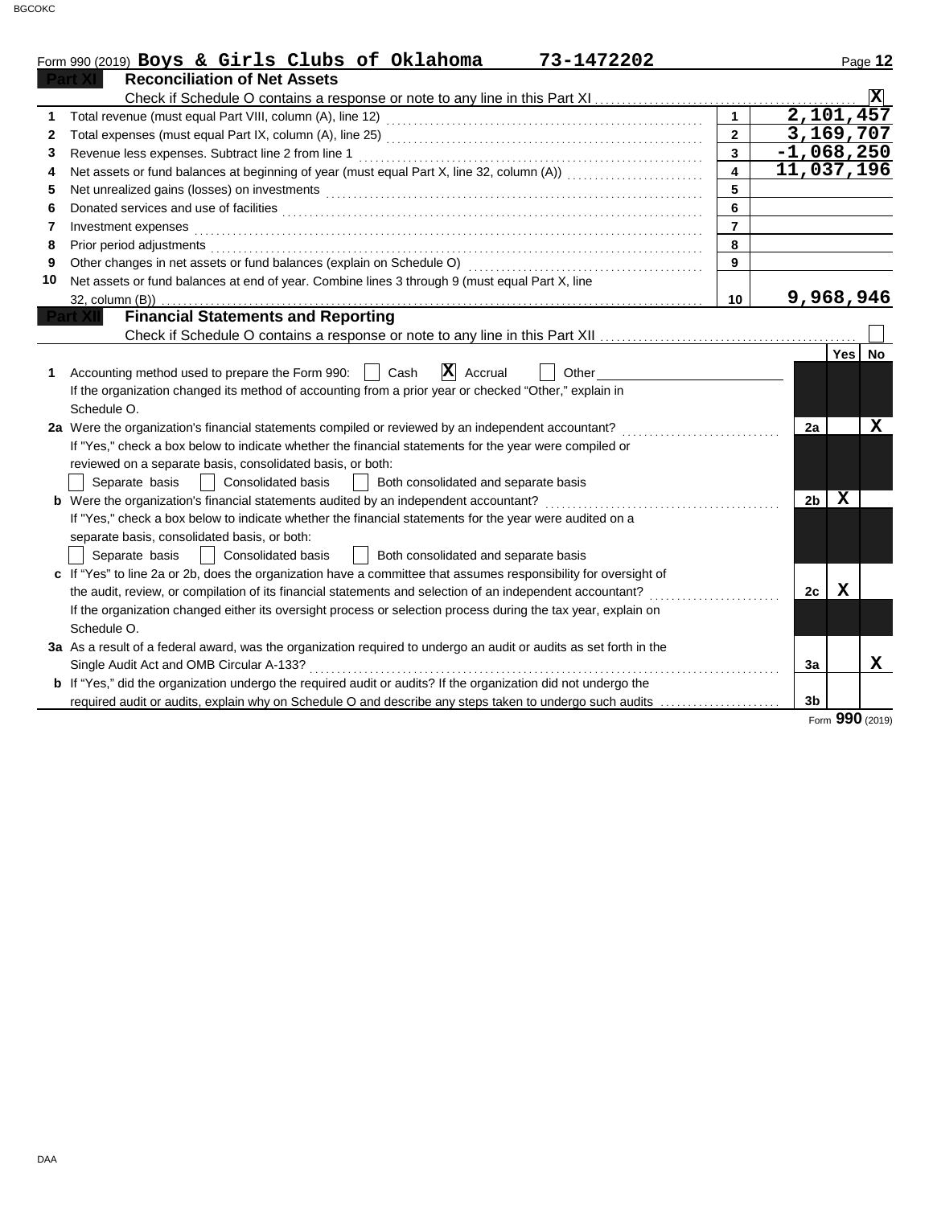Form 990 (2019) **Boys & Girls Clubs of Oklahoma 73-1472202**

## Part XI Reconciliation of Net Assets

Check if Schedule O contains a response or note to any line in this Part XI ☒

| | | | |
|---|---|---|---|
| 1 | Total revenue (must equal Part VIII, column (A), line 12) | 1 | 2,101,457 |
| 2 | Total expenses (must equal Part IX, column (A), line 25) | 2 | 3,169,707 |
| 3 | Revenue less expenses. Subtract line 2 from line 1 | 3 | -1,068,250 |
| 4 | Net assets or fund balances at beginning of year (must equal Part X, line 32, column (A)) | 4 | 11,037,196 |
| 5 | Net unrealized gains (losses) on investments | 5 | |
| 6 | Donated services and use of facilities | 6 | |
| 7 | Investment expenses | 7 | |
| 8 | Prior period adjustments | 8 | |
| 9 | Other changes in net assets or fund balances (explain on Schedule O) | 9 | |
| 10 | Net assets or fund balances at end of year. Combine lines 3 through 9 (must equal Part X, line 32, column (B)) | 10 | 9,968,946 |

## Part XII Financial Statements and Reporting

Check if Schedule O contains a response or note to any line in this Part XII ☐

| | | | Yes | No |
|---|---|---|---|---|
| 1 | Accounting method used to prepare the Form 990: ☐ Cash ☒ Accrual ☐ Other<br>If the organization changed its method of accounting from a prior year or checked "Other," explain in Schedule O. | | | |
| 2a | Were the organization's financial statements compiled or reviewed by an independent accountant?<br>If "Yes," check a box below to indicate whether the financial statements for the year were compiled or reviewed on a separate basis, consolidated basis, or both:<br>☐ Separate basis ☐ Consolidated basis ☐ Both consolidated and separate basis | 2a | | X |
| b | Were the organization's financial statements audited by an independent accountant?<br>If "Yes," check a box below to indicate whether the financial statements for the year were audited on a separate basis, consolidated basis, or both:<br>☐ Separate basis ☐ Consolidated basis ☐ Both consolidated and separate basis | 2b | X | |
| c | If "Yes" to line 2a or 2b, does the organization have a committee that assumes responsibility for oversight of the audit, review, or compilation of its financial statements and selection of an independent accountant?<br>If the organization changed either its oversight process or selection process during the tax year, explain on Schedule O. | 2c | X | |
| 3a | As a result of a federal award, was the organization required to undergo an audit or audits as set forth in the Single Audit Act and OMB Circular A-133? | 3a | | X |
| b | If "Yes," did the organization undergo the required audit or audits? If the organization did not undergo the required audit or audits, explain why on Schedule O and describe any steps taken to undergo such audits | 3b | | |

Form **990** (2019)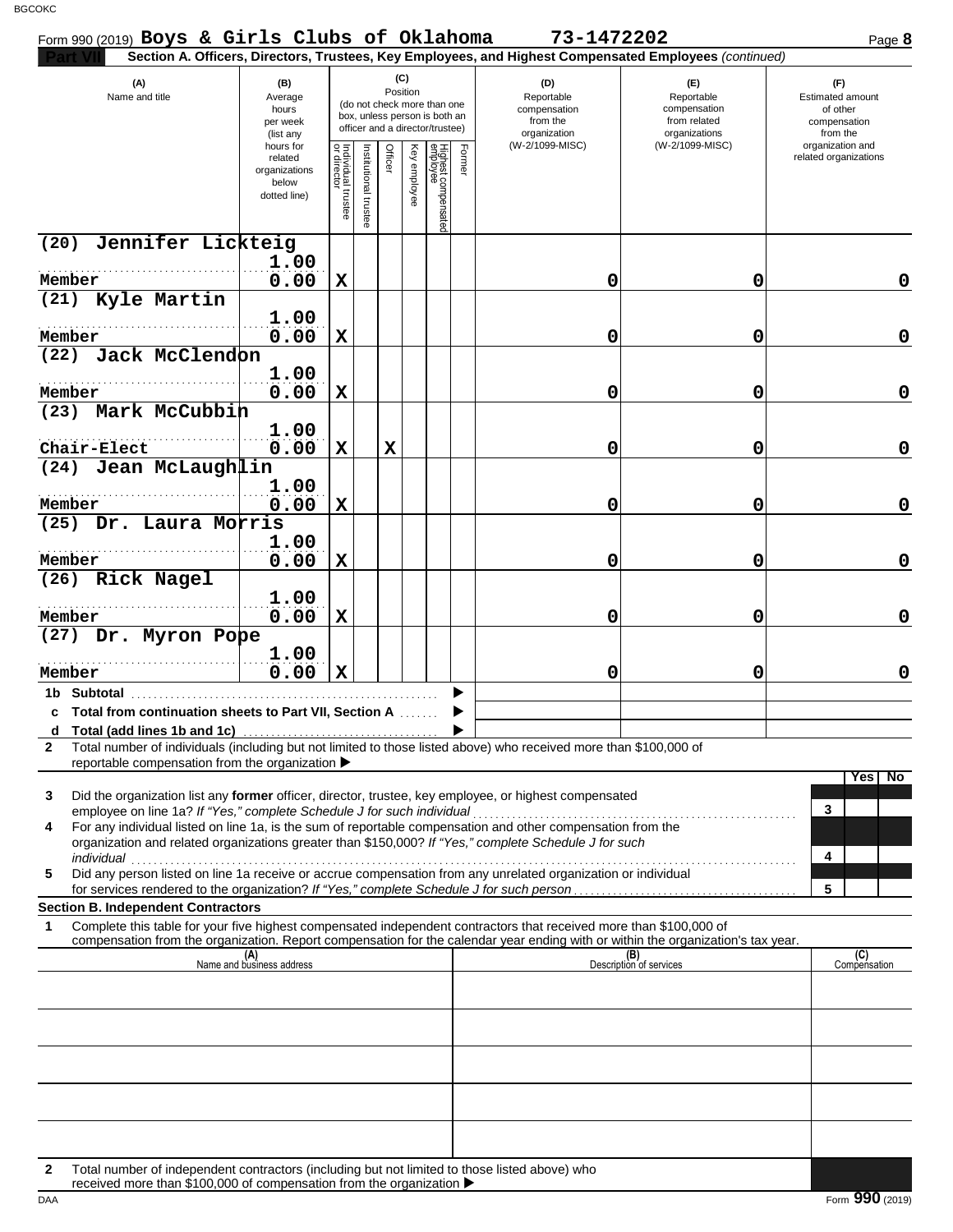Form 990 (2019) **Boys & Girls Clubs of Oklahoma** **73-1472202** Page **8**

**Part VII** **Section A. Officers, Directors, Trustees, Key Employees, and Highest Compensated Employees** *(continued)*

| (A) Name and title | (B) Average hours per week (list any hours for related organizations below dotted line) | (C) Position: Individual trustee or director | Institutional trustee | Officer | Key employee | Highest compensated employee | Former | (D) Reportable compensation from the organization (W-2/1099-MISC) | (E) Reportable compensation from related organizations (W-2/1099-MISC) | (F) Estimated amount of other compensation from the organization and related organizations |
|---|---|---|---|---|---|---|---|---|---|---|
| (20) Jennifer Lickteig<br>Member | 1.00<br>0.00 | X | | | | | | 0 | 0 | 0 |
| (21) Kyle Martin<br>Member | 1.00<br>0.00 | X | | | | | | 0 | 0 | 0 |
| (22) Jack McClendon<br>Member | 1.00<br>0.00 | X | | | | | | 0 | 0 | 0 |
| (23) Mark McCubbin<br>Chair-Elect | 1.00<br>0.00 | X | | X | | | | 0 | 0 | 0 |
| (24) Jean McLaughlin<br>Member | 1.00<br>0.00 | X | | | | | | 0 | 0 | 0 |
| (25) Dr. Laura Morris<br>Member | 1.00<br>0.00 | X | | | | | | 0 | 0 | 0 |
| (26) Rick Nagel<br>Member | 1.00<br>0.00 | X | | | | | | 0 | 0 | 0 |
| (27) Dr. Myron Pope<br>Member | 1.00<br>0.00 | X | | | | | | 0 | 0 | 0 |
| **1b Subtotal** | | | | | | | | | | |
| **c Total from continuation sheets to Part VII, Section A** | | | | | | | | | | |
| **d Total (add lines 1b and 1c)** | | | | | | | | | | |

**2** Total number of individuals (including but not limited to those listed above) who received more than $100,000 of reportable compensation from the organization ▶

| | | | Yes | No |
|---|---|---|---|---|
| **3** | Did the organization list any **former** officer, director, trustee, key employee, or highest compensated employee on line 1a? *If "Yes," complete Schedule J for such individual* | 3 | | |
| **4** | For any individual listed on line 1a, is the sum of reportable compensation and other compensation from the organization and related organizations greater than $150,000? *If "Yes," complete Schedule J for such individual* | 4 | | |
| **5** | Did any person listed on line 1a receive or accrue compensation from any unrelated organization or individual for services rendered to the organization? *If "Yes," complete Schedule J for such person* | 5 | | |

**Section B. Independent Contractors**

**1** Complete this table for your five highest compensated independent contractors that received more than $100,000 of compensation from the organization. Report compensation for the calendar year ending with or within the organization's tax year.

| (A) Name and business address | (B) Description of services | (C) Compensation |
|---|---|---|
| | | |
| | | |
| | | |
| | | |
| | | |

**2** Total number of independent contractors (including but not limited to those listed above) who received more than $100,000 of compensation from the organization ▶

Form **990** (2019)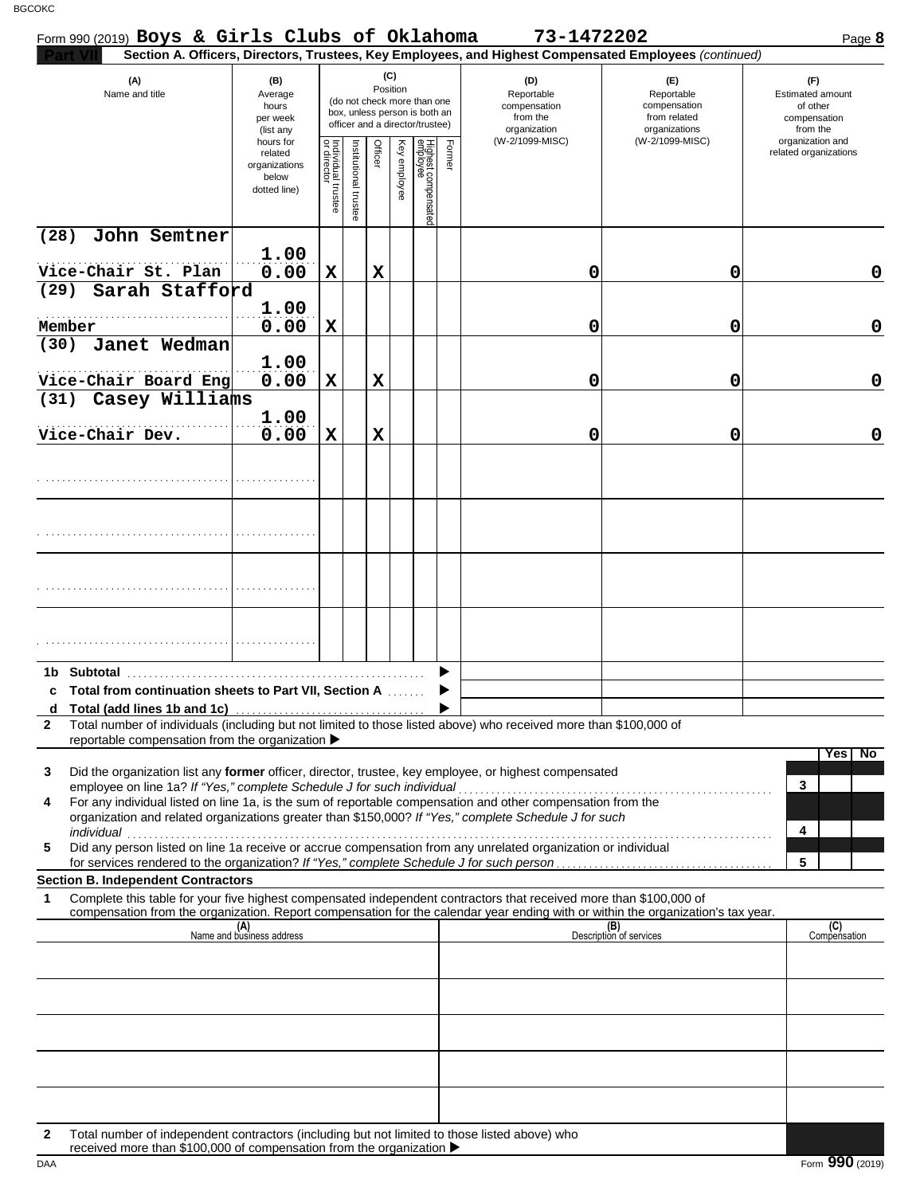Form 990 (2019) **Boys & Girls Clubs of Oklahoma** **73-1472202** Page **8**

**Part VII** **Section A. Officers, Directors, Trustees, Key Employees, and Highest Compensated Employees** *(continued)*

| (A) Name and title | (B) Average hours per week (list any hours for related organizations below dotted line) | (C) Position: Individual trustee or director | Institutional trustee | Officer | Key employee | Highest compensated employee | Former | (D) Reportable compensation from the organization (W-2/1099-MISC) | (E) Reportable compensation from related organizations (W-2/1099-MISC) | (F) Estimated amount of other compensation from the organization and related organizations |
|---|---|---|---|---|---|---|---|---|---|---|
| (28) John Semtner<br>Vice-Chair St. Plan | 1.00<br>0.00 | X | | X | | | | 0 | 0 | 0 |
| (29) Sarah Stafford<br>Member | 1.00<br>0.00 | X | | | | | | 0 | 0 | 0 |
| (30) Janet Wedman<br>Vice-Chair Board Eng | 1.00<br>0.00 | X | | X | | | | 0 | 0 | 0 |
| (31) Casey Williams<br>Vice-Chair Dev. | 1.00<br>0.00 | X | | X | | | | 0 | 0 | 0 |
| | | | | | | | | | | |
| | | | | | | | | | | |
| | | | | | | | | | | |
| | | | | | | | | | | |

**1b Subtotal** ▶

**c Total from continuation sheets to Part VII, Section A** ▶

**d Total (add lines 1b and 1c)** ▶

**2** Total number of individuals (including but not limited to those listed above) who received more than $100,000 of reportable compensation from the organization ▶

| | | Yes | No |
|---|---|---|---|
| **3** Did the organization list any **former** officer, director, trustee, key employee, or highest compensated employee on line 1a? *If "Yes," complete Schedule J for such individual* | 3 | | |
| **4** For any individual listed on line 1a, is the sum of reportable compensation and other compensation from the organization and related organizations greater than $150,000? *If "Yes," complete Schedule J for such individual* | 4 | | |
| **5** Did any person listed on line 1a receive or accrue compensation from any unrelated organization or individual for services rendered to the organization? *If "Yes," complete Schedule J for such person* | 5 | | |

**Section B. Independent Contractors**

**1** Complete this table for your five highest compensated independent contractors that received more than $100,000 of compensation from the organization. Report compensation for the calendar year ending with or within the organization's tax year.

| (A) Name and business address | (B) Description of services | (C) Compensation |
|---|---|---|
| | | |
| | | |
| | | |
| | | |
| | | |

**2** Total number of independent contractors (including but not limited to those listed above) who received more than $100,000 of compensation from the organization ▶

Form **990** (2019)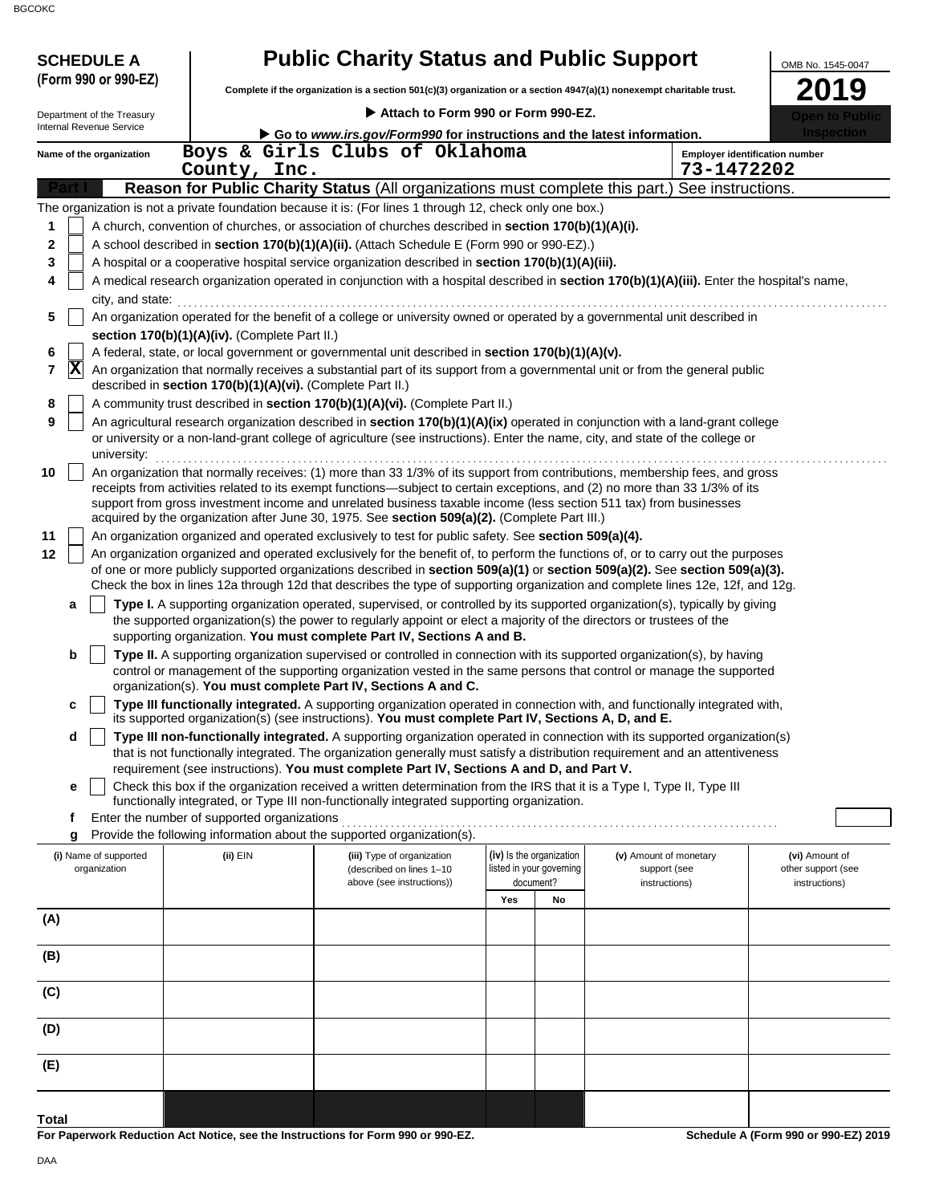BGCOKC

**SCHEDULE A (Form 990 or 990-EZ)**

Department of the Treasury
Internal Revenue Service

# Public Charity Status and Public Support

**Complete if the organization is a section 501(c)(3) organization or a section 4947(a)(1) nonexempt charitable trust.**

▶ **Attach to Form 990 or Form 990-EZ.**

▶ **Go to *www.irs.gov/Form990* for instructions and the latest information.**

OMB No. 1545-0047

**2019**

**Open to Public Inspection**

**Name of the organization:** Boys & Girls Clubs of Oklahoma County, Inc.

**Employer identification number:** 73-1472202

## Part I — Reason for Public Charity Status (All organizations must complete this part.) See instructions.

The organization is not a private foundation because it is: (For lines 1 through 12, check only one box.)

1. [ ] A church, convention of churches, or association of churches described in **section 170(b)(1)(A)(i).**
2. [ ] A school described in **section 170(b)(1)(A)(ii).** (Attach Schedule E (Form 990 or 990-EZ).)
3. [ ] A hospital or a cooperative hospital service organization described in **section 170(b)(1)(A)(iii).**
4. [ ] A medical research organization operated in conjunction with a hospital described in **section 170(b)(1)(A)(iii).** Enter the hospital's name, city, and state:
5. [ ] An organization operated for the benefit of a college or university owned or operated by a governmental unit described in **section 170(b)(1)(A)(iv).** (Complete Part II.)
6. [ ] A federal, state, or local government or governmental unit described in **section 170(b)(1)(A)(v).**
7. [X] An organization that normally receives a substantial part of its support from a governmental unit or from the general public described in **section 170(b)(1)(A)(vi).** (Complete Part II.)
8. [ ] A community trust described in **section 170(b)(1)(A)(vi).** (Complete Part II.)
9. [ ] An agricultural research organization described in **section 170(b)(1)(A)(ix)** operated in conjunction with a land-grant college or university or a non-land-grant college of agriculture (see instructions). Enter the name, city, and state of the college or university:
10. [ ] An organization that normally receives: (1) more than 33 1/3% of its support from contributions, membership fees, and gross receipts from activities related to its exempt functions—subject to certain exceptions, and (2) no more than 33 1/3% of its support from gross investment income and unrelated business taxable income (less section 511 tax) from businesses acquired by the organization after June 30, 1975. See **section 509(a)(2).** (Complete Part III.)
11. [ ] An organization organized and operated exclusively to test for public safety. See **section 509(a)(4).**
12. [ ] An organization organized and operated exclusively for the benefit of, to perform the functions of, or to carry out the purposes of one or more publicly supported organizations described in **section 509(a)(1)** or **section 509(a)(2).** See **section 509(a)(3).** Check the box in lines 12a through 12d that describes the type of supporting organization and complete lines 12e, 12f, and 12g.
   - **a** [ ] **Type I.** A supporting organization operated, supervised, or controlled by its supported organization(s), typically by giving the supported organization(s) the power to regularly appoint or elect a majority of the directors or trustees of the supporting organization. **You must complete Part IV, Sections A and B.**
   - **b** [ ] **Type II.** A supporting organization supervised or controlled in connection with its supported organization(s), by having control or management of the supporting organization vested in the same persons that control or manage the supported organization(s). **You must complete Part IV, Sections A and C.**
   - **c** [ ] **Type III functionally integrated.** A supporting organization operated in connection with, and functionally integrated with, its supported organization(s) (see instructions). **You must complete Part IV, Sections A, D, and E.**
   - **d** [ ] **Type III non-functionally integrated.** A supporting organization operated in connection with its supported organization(s) that is not functionally integrated. The organization generally must satisfy a distribution requirement and an attentiveness requirement (see instructions). **You must complete Part IV, Sections A and D, and Part V.**
   - **e** [ ] Check this box if the organization received a written determination from the IRS that it is a Type I, Type II, Type III functionally integrated, or Type III non-functionally integrated supporting organization.
   - **f** Enter the number of supported organizations
   - **g** Provide the following information about the supported organization(s).

| (i) Name of supported organization | (ii) EIN | (iii) Type of organization (described on lines 1–10 above (see instructions)) | (iv) Is the organization listed in your governing document? Yes | No | (v) Amount of monetary support (see instructions) | (vi) Amount of other support (see instructions) |
|---|---|---|---|---|---|---|
| (A) | | | | | | |
| (B) | | | | | | |
| (C) | | | | | | |
| (D) | | | | | | |
| (E) | | | | | | |
| **Total** | | | | | | |

**For Paperwork Reduction Act Notice, see the Instructions for Form 990 or 990-EZ.** **Schedule A (Form 990 or 990-EZ) 2019**

DAA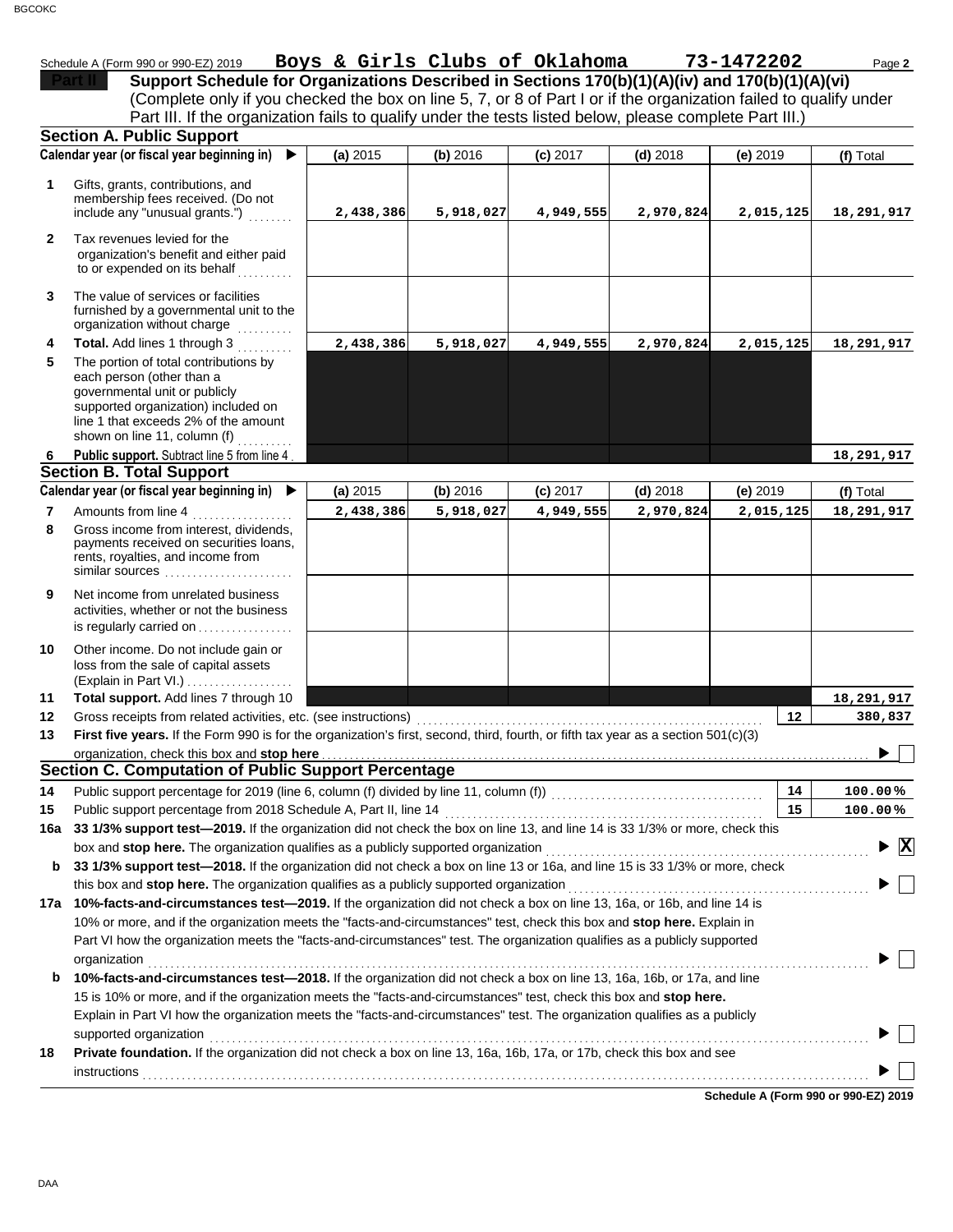Schedule A (Form 990 or 990-EZ) 2019 **Boys & Girls Clubs of Oklahoma** **73-1472202**

**Part II** **Support Schedule for Organizations Described in Sections 170(b)(1)(A)(iv) and 170(b)(1)(A)(vi)**
(Complete only if you checked the box on line 5, 7, or 8 of Part I or if the organization failed to qualify under Part III. If the organization fails to qualify under the tests listed below, please complete Part III.)

## Section A. Public Support

| Calendar year (or fiscal year beginning in) ▶ | (a) 2015 | (b) 2016 | (c) 2017 | (d) 2018 | (e) 2019 | (f) Total |
|---|---|---|---|---|---|---|
| **1** Gifts, grants, contributions, and membership fees received. (Do not include any "unusual grants.") | 2,438,386 | 5,918,027 | 4,949,555 | 2,970,824 | 2,015,125 | 18,291,917 |
| **2** Tax revenues levied for the organization's benefit and either paid to or expended on its behalf | | | | | | |
| **3** The value of services or facilities furnished by a governmental unit to the organization without charge | | | | | | |
| **4** **Total.** Add lines 1 through 3 | 2,438,386 | 5,918,027 | 4,949,555 | 2,970,824 | 2,015,125 | 18,291,917 |
| **5** The portion of total contributions by each person (other than a governmental unit or publicly supported organization) included on line 1 that exceeds 2% of the amount shown on line 11, column (f) | | | | | | |
| **6** **Public support.** Subtract line 5 from line 4 | | | | | | 18,291,917 |

## Section B. Total Support

| Calendar year (or fiscal year beginning in) ▶ | (a) 2015 | (b) 2016 | (c) 2017 | (d) 2018 | (e) 2019 | (f) Total |
|---|---|---|---|---|---|---|
| **7** Amounts from line 4 | 2,438,386 | 5,918,027 | 4,949,555 | 2,970,824 | 2,015,125 | 18,291,917 |
| **8** Gross income from interest, dividends, payments received on securities loans, rents, royalties, and income from similar sources | | | | | | |
| **9** Net income from unrelated business activities, whether or not the business is regularly carried on | | | | | | |
| **10** Other income. Do not include gain or loss from the sale of capital assets (Explain in Part VI.) | | | | | | |
| **11** **Total support.** Add lines 7 through 10 | | | | | | 18,291,917 |

**12** Gross receipts from related activities, etc. (see instructions) — **12** — 380,837

**13** **First five years.** If the Form 990 is for the organization's first, second, third, fourth, or fifth tax year as a section 501(c)(3) organization, check this box and **stop here** ▶ ☐

## Section C. Computation of Public Support Percentage

**14** Public support percentage for 2019 (line 6, column (f) divided by line 11, column (f)) — **14** — 100.00 %

**15** Public support percentage from 2018 Schedule A, Part II, line 14 — **15** — 100.00 %

**16a** **33 1/3% support test—2019.** If the organization did not check the box on line 13, and line 14 is 33 1/3% or more, check this box and **stop here.** The organization qualifies as a publicly supported organization ▶ ☒

**b** **33 1/3% support test—2018.** If the organization did not check a box on line 13 or 16a, and line 15 is 33 1/3% or more, check this box and **stop here.** The organization qualifies as a publicly supported organization ▶ ☐

**17a** **10%-facts-and-circumstances test—2019.** If the organization did not check a box on line 13, 16a, or 16b, and line 14 is 10% or more, and if the organization meets the "facts-and-circumstances" test, check this box and **stop here.** Explain in Part VI how the organization meets the "facts-and-circumstances" test. The organization qualifies as a publicly supported organization ▶ ☐

**b** **10%-facts-and-circumstances test—2018.** If the organization did not check a box on line 13, 16a, 16b, or 17a, and line 15 is 10% or more, and if the organization meets the "facts-and-circumstances" test, check this box and **stop here.** Explain in Part VI how the organization meets the "facts-and-circumstances" test. The organization qualifies as a publicly supported organization ▶ ☐

**18** **Private foundation.** If the organization did not check a box on line 13, 16a, 16b, 17a, or 17b, check this box and see instructions ▶ ☐

**Schedule A (Form 990 or 990-EZ) 2019**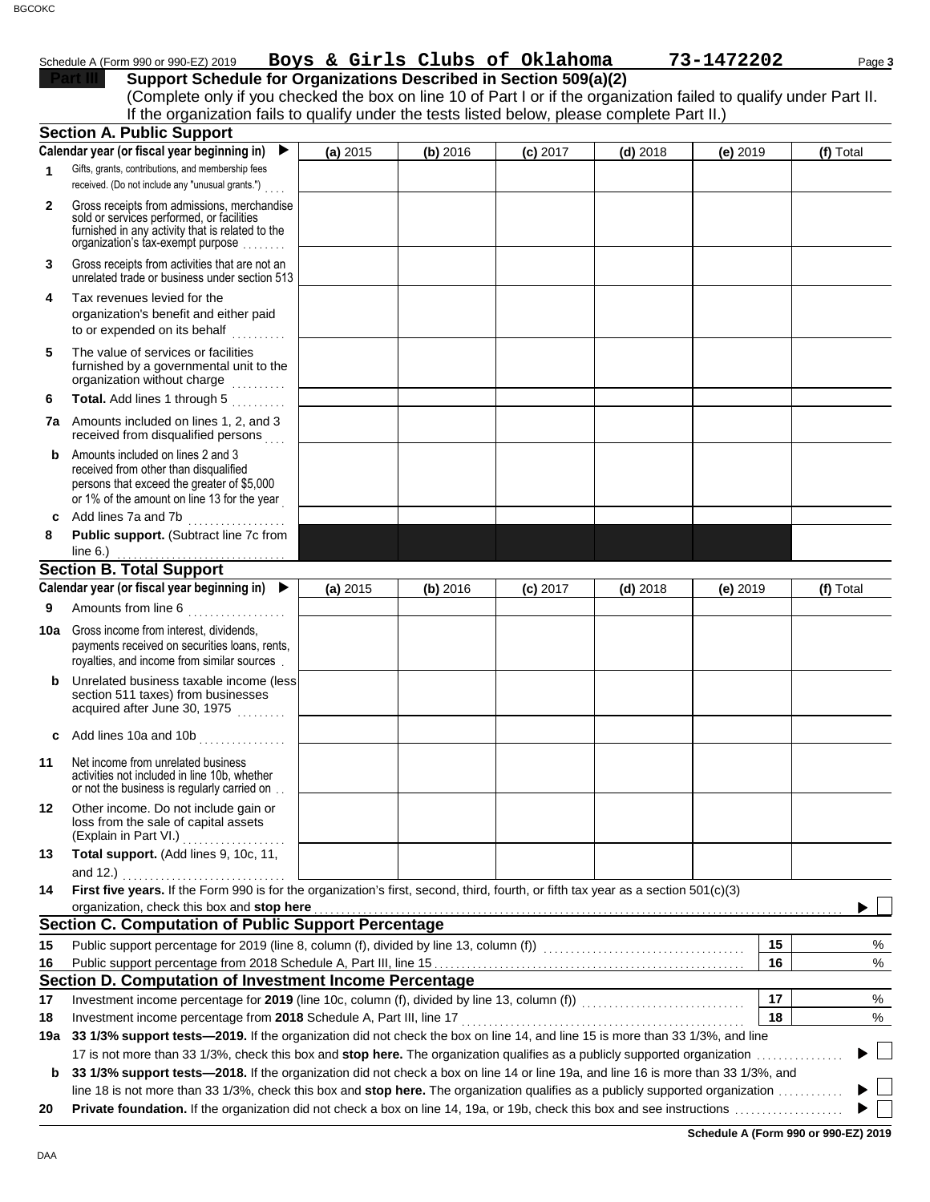Schedule A (Form 990 or 990-EZ) 2019 **Boys & Girls Clubs of Oklahoma** **73-1472202** Page **3**

## Part III Support Schedule for Organizations Described in Section 509(a)(2)

(Complete only if you checked the box on line 10 of Part I or if the organization failed to qualify under Part II. If the organization fails to qualify under the tests listed below, please complete Part II.)

### Section A. Public Support

| Calendar year (or fiscal year beginning in) ▶ | (a) 2015 | (b) 2016 | (c) 2017 | (d) 2018 | (e) 2019 | (f) Total |
|---|---|---|---|---|---|---|
| **1** Gifts, grants, contributions, and membership fees received. (Do not include any "unusual grants.") | | | | | | |
| **2** Gross receipts from admissions, merchandise sold or services performed, or facilities furnished in any activity that is related to the organization's tax-exempt purpose | | | | | | |
| **3** Gross receipts from activities that are not an unrelated trade or business under section 513 | | | | | | |
| **4** Tax revenues levied for the organization's benefit and either paid to or expended on its behalf | | | | | | |
| **5** The value of services or facilities furnished by a governmental unit to the organization without charge | | | | | | |
| **6** **Total.** Add lines 1 through 5 | | | | | | |
| **7a** Amounts included on lines 1, 2, and 3 received from disqualified persons | | | | | | |
| **b** Amounts included on lines 2 and 3 received from other than disqualified persons that exceed the greater of $5,000 or 1% of the amount on line 13 for the year | | | | | | |
| **c** Add lines 7a and 7b | | | | | | |
| **8** **Public support.** (Subtract line 7c from line 6.) | | | | | | |

### Section B. Total Support

| Calendar year (or fiscal year beginning in) ▶ | (a) 2015 | (b) 2016 | (c) 2017 | (d) 2018 | (e) 2019 | (f) Total |
|---|---|---|---|---|---|---|
| **9** Amounts from line 6 | | | | | | |
| **10a** Gross income from interest, dividends, payments received on securities loans, rents, royalties, and income from similar sources | | | | | | |
| **b** Unrelated business taxable income (less section 511 taxes) from businesses acquired after June 30, 1975 | | | | | | |
| **c** Add lines 10a and 10b | | | | | | |
| **11** Net income from unrelated business activities not included in line 10b, whether or not the business is regularly carried on | | | | | | |
| **12** Other income. Do not include gain or loss from the sale of capital assets (Explain in Part VI.) | | | | | | |
| **13** **Total support.** (Add lines 9, 10c, 11, and 12.) | | | | | | |

**14** **First five years.** If the Form 990 is for the organization's first, second, third, fourth, or fifth tax year as a section 501(c)(3) organization, check this box and **stop here** ▶ ☐

### Section C. Computation of Public Support Percentage

| | | | |
|---|---|---|---|
| **15** | Public support percentage for 2019 (line 8, column (f), divided by line 13, column (f)) | 15 | % |
| **16** | Public support percentage from 2018 Schedule A, Part III, line 15 | 16 | % |

### Section D. Computation of Investment Income Percentage

| | | | |
|---|---|---|---|
| **17** | Investment income percentage for **2019** (line 10c, column (f), divided by line 13, column (f)) | 17 | % |
| **18** | Investment income percentage from **2018** Schedule A, Part III, line 17 | 18 | % |

**19a** **33 1/3% support tests—2019.** If the organization did not check the box on line 14, and line 15 is more than 33 1/3%, and line 17 is not more than 33 1/3%, check this box and **stop here.** The organization qualifies as a publicly supported organization ▶ ☐

**b** **33 1/3% support tests—2018.** If the organization did not check a box on line 14 or line 19a, and line 16 is more than 33 1/3%, and line 18 is not more than 33 1/3%, check this box and **stop here.** The organization qualifies as a publicly supported organization ▶ ☐

**20** **Private foundation.** If the organization did not check a box on line 14, 19a, or 19b, check this box and see instructions ▶ ☐

**Schedule A (Form 990 or 990-EZ) 2019**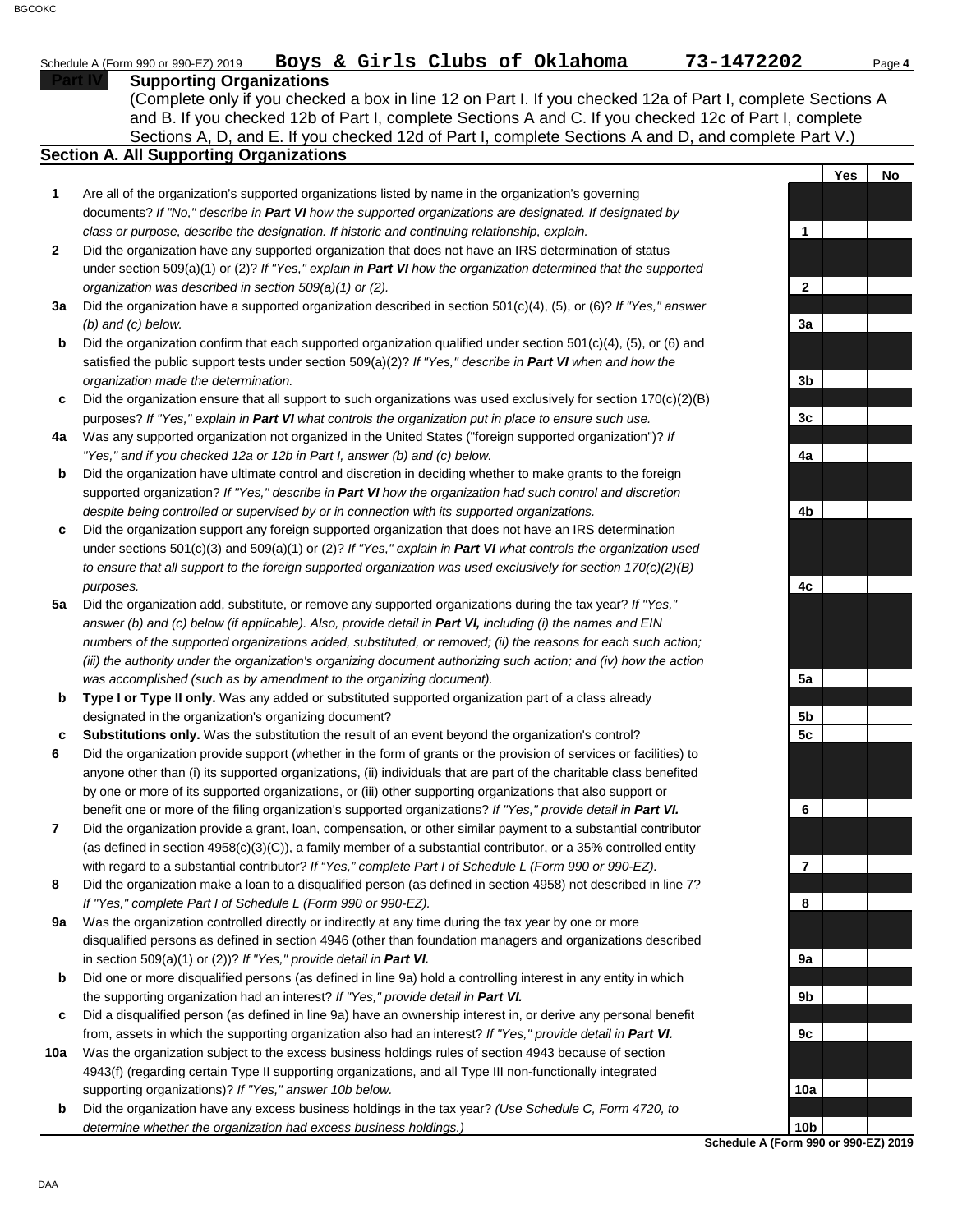Schedule A (Form 990 or 990-EZ) 2019 **Boys & Girls Clubs of Oklahoma** **73-1472202** Page **4**

## Part IV Supporting Organizations

(Complete only if you checked a box in line 12 on Part I. If you checked 12a of Part I, complete Sections A and B. If you checked 12b of Part I, complete Sections A and C. If you checked 12c of Part I, complete Sections A, D, and E. If you checked 12d of Part I, complete Sections A and D, and complete Part V.)

### Section A. All Supporting Organizations

| | | | Yes | No |
|---|---|---|---|---|
| **1** | Are all of the organization's supported organizations listed by name in the organization's governing documents? *If "No," describe in **Part VI** how the supported organizations are designated. If designated by class or purpose, describe the designation. If historic and continuing relationship, explain.* | **1** | | |
| **2** | Did the organization have any supported organization that does not have an IRS determination of status under section 509(a)(1) or (2)? *If "Yes," explain in **Part VI** how the organization determined that the supported organization was described in section 509(a)(1) or (2).* | **2** | | |
| **3a** | Did the organization have a supported organization described in section 501(c)(4), (5), or (6)? *If "Yes," answer (b) and (c) below.* | **3a** | | |
| **b** | Did the organization confirm that each supported organization qualified under section 501(c)(4), (5), or (6) and satisfied the public support tests under section 509(a)(2)? *If "Yes," describe in **Part VI** when and how the organization made the determination.* | **3b** | | |
| **c** | Did the organization ensure that all support to such organizations was used exclusively for section 170(c)(2)(B) purposes? *If "Yes," explain in **Part VI** what controls the organization put in place to ensure such use.* | **3c** | | |
| **4a** | Was any supported organization not organized in the United States ("foreign supported organization")? *If "Yes," and if you checked 12a or 12b in Part I, answer (b) and (c) below.* | **4a** | | |
| **b** | Did the organization have ultimate control and discretion in deciding whether to make grants to the foreign supported organization? *If "Yes," describe in **Part VI** how the organization had such control and discretion despite being controlled or supervised by or in connection with its supported organizations.* | **4b** | | |
| **c** | Did the organization support any foreign supported organization that does not have an IRS determination under sections 501(c)(3) and 509(a)(1) or (2)? *If "Yes," explain in **Part VI** what controls the organization used to ensure that all support to the foreign supported organization was used exclusively for section 170(c)(2)(B) purposes.* | **4c** | | |
| **5a** | Did the organization add, substitute, or remove any supported organizations during the tax year? *If "Yes," answer (b) and (c) below (if applicable). Also, provide detail in **Part VI,** including (i) the names and EIN numbers of the supported organizations added, substituted, or removed; (ii) the reasons for each such action; (iii) the authority under the organization's organizing document authorizing such action; and (iv) how the action was accomplished (such as by amendment to the organizing document).* | **5a** | | |
| **b** | **Type I or Type II only.** Was any added or substituted supported organization part of a class already designated in the organization's organizing document? | **5b** | | |
| **c** | **Substitutions only.** Was the substitution the result of an event beyond the organization's control? | **5c** | | |
| **6** | Did the organization provide support (whether in the form of grants or the provision of services or facilities) to anyone other than (i) its supported organizations, (ii) individuals that are part of the charitable class benefited by one or more of its supported organizations, or (iii) other supporting organizations that also support or benefit one or more of the filing organization's supported organizations? *If "Yes," provide detail in **Part VI.*** | **6** | | |
| **7** | Did the organization provide a grant, loan, compensation, or other similar payment to a substantial contributor (as defined in section 4958(c)(3)(C)), a family member of a substantial contributor, or a 35% controlled entity with regard to a substantial contributor? *If "Yes," complete Part I of Schedule L (Form 990 or 990-EZ).* | **7** | | |
| **8** | Did the organization make a loan to a disqualified person (as defined in section 4958) not described in line 7? *If "Yes," complete Part I of Schedule L (Form 990 or 990-EZ).* | **8** | | |
| **9a** | Was the organization controlled directly or indirectly at any time during the tax year by one or more disqualified persons as defined in section 4946 (other than foundation managers and organizations described in section 509(a)(1) or (2))? *If "Yes," provide detail in **Part VI.*** | **9a** | | |
| **b** | Did one or more disqualified persons (as defined in line 9a) hold a controlling interest in any entity in which the supporting organization had an interest? *If "Yes," provide detail in **Part VI.*** | **9b** | | |
| **c** | Did a disqualified person (as defined in line 9a) have an ownership interest in, or derive any personal benefit from, assets in which the supporting organization also had an interest? *If "Yes," provide detail in **Part VI.*** | **9c** | | |
| **10a** | Was the organization subject to the excess business holdings rules of section 4943 because of section 4943(f) (regarding certain Type II supporting organizations, and all Type III non-functionally integrated supporting organizations)? *If "Yes," answer 10b below.* | **10a** | | |
| **b** | Did the organization have any excess business holdings in the tax year? *(Use Schedule C, Form 4720, to determine whether the organization had excess business holdings.)* | **10b** | | |

**Schedule A (Form 990 or 990-EZ) 2019**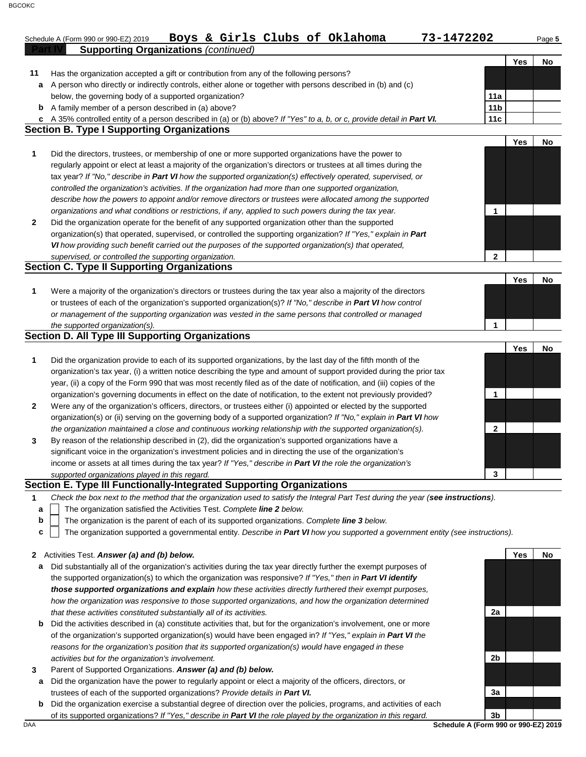Schedule A (Form 990 or 990-EZ) 2019 **Boys & Girls Clubs of Oklahoma** **73-1472202**

## Part IV Supporting Organizations *(continued)*

| | | | Yes | No |
|---|---|---|---|---|
| **11** | Has the organization accepted a gift or contribution from any of the following persons? | | | |
| **a** | A person who directly or indirectly controls, either alone or together with persons described in (b) and (c) below, the governing body of a supported organization? | 11a | | |
| **b** | A family member of a person described in (a) above? | 11b | | |
| **c** | A 35% controlled entity of a person described in (a) or (b) above? *If "Yes" to a, b, or c, provide detail in* ***Part VI.*** | 11c | | |

### Section B. Type I Supporting Organizations

| | | | Yes | No |
|---|---|---|---|---|
| **1** | Did the directors, trustees, or membership of one or more supported organizations have the power to regularly appoint or elect at least a majority of the organization's directors or trustees at all times during the tax year? *If "No," describe in* ***Part VI*** *how the supported organization(s) effectively operated, supervised, or controlled the organization's activities. If the organization had more than one supported organization, describe how the powers to appoint and/or remove directors or trustees were allocated among the supported organizations and what conditions or restrictions, if any, applied to such powers during the tax year.* | 1 | | |
| **2** | Did the organization operate for the benefit of any supported organization other than the supported organization(s) that operated, supervised, or controlled the supporting organization? *If "Yes," explain in* ***Part VI*** *how providing such benefit carried out the purposes of the supported organization(s) that operated, supervised, or controlled the supporting organization.* | 2 | | |

### Section C. Type II Supporting Organizations

| | | | Yes | No |
|---|---|---|---|---|
| **1** | Were a majority of the organization's directors or trustees during the tax year also a majority of the directors or trustees of each of the organization's supported organization(s)? *If "No," describe in* ***Part VI*** *how control or management of the supporting organization was vested in the same persons that controlled or managed the supported organization(s).* | 1 | | |

### Section D. All Type III Supporting Organizations

| | | | Yes | No |
|---|---|---|---|---|
| **1** | Did the organization provide to each of its supported organizations, by the last day of the fifth month of the organization's tax year, (i) a written notice describing the type and amount of support provided during the prior tax year, (ii) a copy of the Form 990 that was most recently filed as of the date of notification, and (iii) copies of the organization's governing documents in effect on the date of notification, to the extent not previously provided? | 1 | | |
| **2** | Were any of the organization's officers, directors, or trustees either (i) appointed or elected by the supported organization(s) or (ii) serving on the governing body of a supported organization? *If "No," explain in* ***Part VI*** *how the organization maintained a close and continuous working relationship with the supported organization(s).* | 2 | | |
| **3** | By reason of the relationship described in (2), did the organization's supported organizations have a significant voice in the organization's investment policies and in directing the use of the organization's income or assets at all times during the tax year? *If "Yes," describe in* ***Part VI*** *the role the organization's supported organizations played in this regard.* | 3 | | |

### Section E. Type III Functionally-Integrated Supporting Organizations

**1** *Check the box next to the method that the organization used to satisfy the Integral Part Test during the year (**see instructions**).*

- **a** ☐ The organization satisfied the Activities Test. *Complete* ***line 2*** *below.*
- **b** ☐ The organization is the parent of each of its supported organizations. *Complete* ***line 3*** *below.*
- **c** ☐ The organization supported a governmental entity. *Describe in* ***Part VI*** *how you supported a government entity (see instructions).*

| | | | Yes | No |
|---|---|---|---|---|
| **2** | Activities Test. ***Answer (a) and (b) below.*** | | | |
| **a** | Did substantially all of the organization's activities during the tax year directly further the exempt purposes of the supported organization(s) to which the organization was responsive? *If "Yes," then in* ***Part VI identify those supported organizations and explain*** *how these activities directly furthered their exempt purposes, how the organization was responsive to those supported organizations, and how the organization determined that these activities constituted substantially all of its activities.* | 2a | | |
| **b** | Did the activities described in (a) constitute activities that, but for the organization's involvement, one or more of the organization's supported organization(s) would have been engaged in? *If "Yes," explain in* ***Part VI*** *the reasons for the organization's position that its supported organization(s) would have engaged in these activities but for the organization's involvement.* | 2b | | |
| **3** | Parent of Supported Organizations. ***Answer (a) and (b) below.*** | | | |
| **a** | Did the organization have the power to regularly appoint or elect a majority of the officers, directors, or trustees of each of the supported organizations? *Provide details in* ***Part VI.*** | 3a | | |
| **b** | Did the organization exercise a substantial degree of direction over the policies, programs, and activities of each of its supported organizations? *If "Yes," describe in* ***Part VI*** *the role played by the organization in this regard.* | 3b | | |

DAA **Schedule A (Form 990 or 990-EZ) 2019**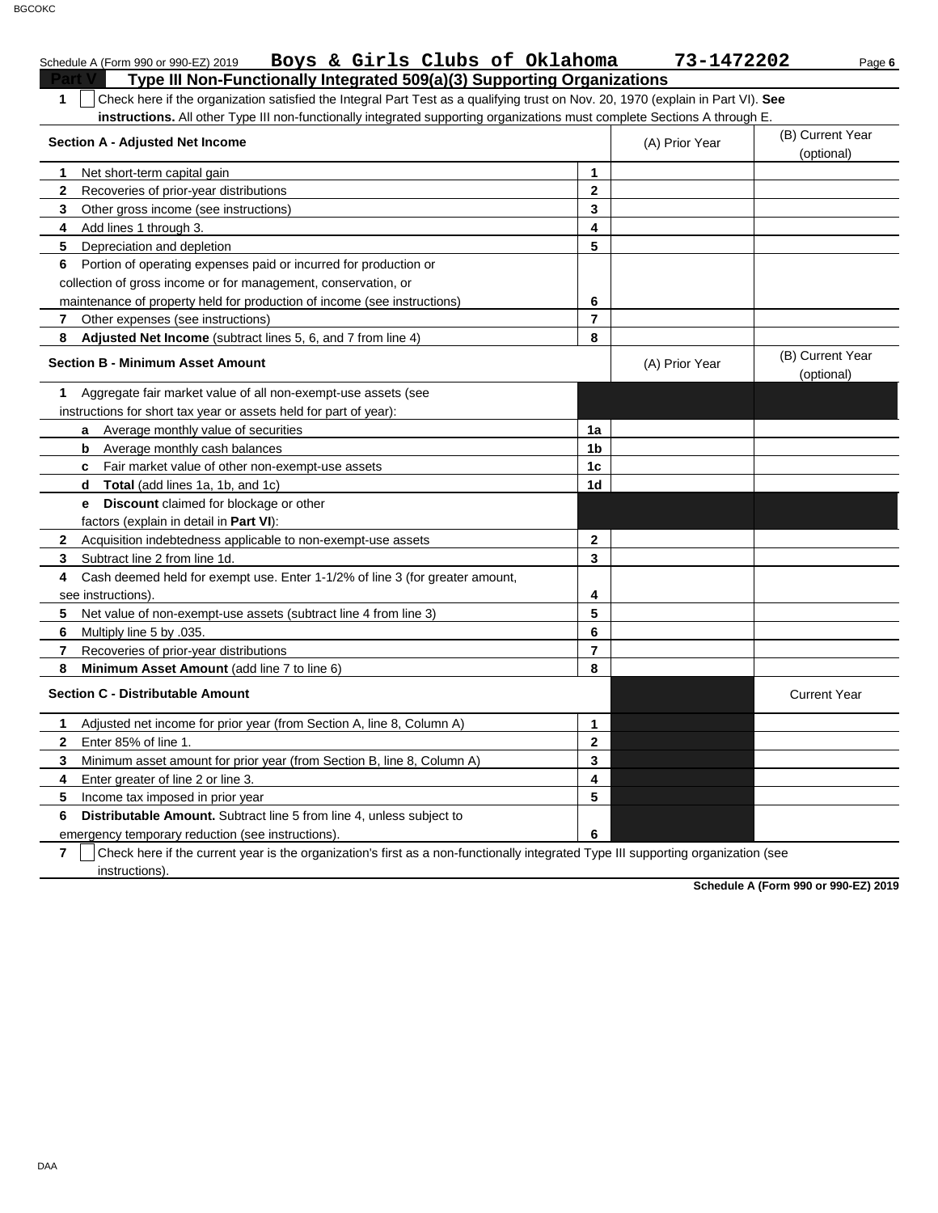Schedule A (Form 990 or 990-EZ) 2019 **Boys & Girls Clubs of Oklahoma** **73-1472202**

## Part V Type III Non-Functionally Integrated 509(a)(3) Supporting Organizations

**1** ☐ Check here if the organization satisfied the Integral Part Test as a qualifying trust on Nov. 20, 1970 (explain in Part VI). **See instructions.** All other Type III non-functionally integrated supporting organizations must complete Sections A through E.

| **Section A - Adjusted Net Income** | | (A) Prior Year | (B) Current Year (optional) |
|---|---|---|---|
| **1** Net short-term capital gain | **1** | | |
| **2** Recoveries of prior-year distributions | **2** | | |
| **3** Other gross income (see instructions) | **3** | | |
| **4** Add lines 1 through 3. | **4** | | |
| **5** Depreciation and depletion | **5** | | |
| **6** Portion of operating expenses paid or incurred for production or collection of gross income or for management, conservation, or maintenance of property held for production of income (see instructions) | **6** | | |
| **7** Other expenses (see instructions) | **7** | | |
| **8** **Adjusted Net Income** (subtract lines 5, 6, and 7 from line 4) | **8** | | |

| **Section B - Minimum Asset Amount** | | (A) Prior Year | (B) Current Year (optional) |
|---|---|---|---|
| **1** Aggregate fair market value of all non-exempt-use assets (see instructions for short tax year or assets held for part of year): | | | |
| **a** Average monthly value of securities | **1a** | | |
| **b** Average monthly cash balances | **1b** | | |
| **c** Fair market value of other non-exempt-use assets | **1c** | | |
| **d** **Total** (add lines 1a, 1b, and 1c) | **1d** | | |
| **e** **Discount** claimed for blockage or other factors (explain in detail in **Part VI**): | | | |
| **2** Acquisition indebtedness applicable to non-exempt-use assets | **2** | | |
| **3** Subtract line 2 from line 1d. | **3** | | |
| **4** Cash deemed held for exempt use. Enter 1-1/2% of line 3 (for greater amount, see instructions). | **4** | | |
| **5** Net value of non-exempt-use assets (subtract line 4 from line 3) | **5** | | |
| **6** Multiply line 5 by .035. | **6** | | |
| **7** Recoveries of prior-year distributions | **7** | | |
| **8** **Minimum Asset Amount** (add line 7 to line 6) | **8** | | |

| **Section C - Distributable Amount** | | | Current Year |
|---|---|---|---|
| **1** Adjusted net income for prior year (from Section A, line 8, Column A) | **1** | | |
| **2** Enter 85% of line 1. | **2** | | |
| **3** Minimum asset amount for prior year (from Section B, line 8, Column A) | **3** | | |
| **4** Enter greater of line 2 or line 3. | **4** | | |
| **5** Income tax imposed in prior year | **5** | | |
| **6** **Distributable Amount.** Subtract line 5 from line 4, unless subject to emergency temporary reduction (see instructions). | **6** | | |

**7** ☐ Check here if the current year is the organization's first as a non-functionally integrated Type III supporting organization (see instructions).

**Schedule A (Form 990 or 990-EZ) 2019**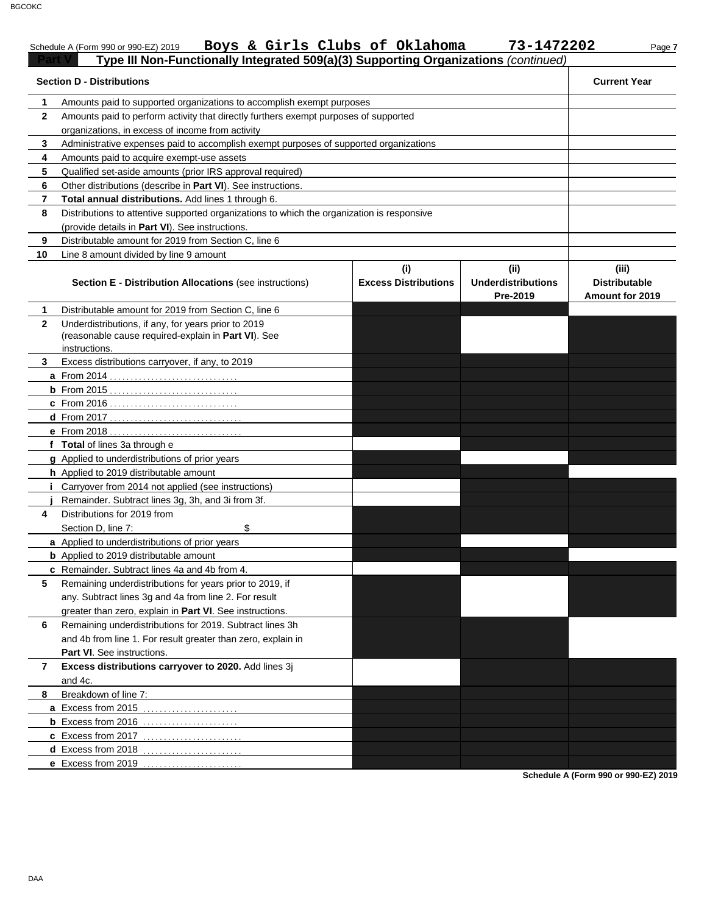Schedule A (Form 990 or 990-EZ) 2019 **Boys & Girls Clubs of Oklahoma 73-1472202**

## Part V Type III Non-Functionally Integrated 509(a)(3) Supporting Organizations *(continued)*

| | Section D - Distributions | Current Year |
|---|---|---|
| 1 | Amounts paid to supported organizations to accomplish exempt purposes | |
| 2 | Amounts paid to perform activity that directly furthers exempt purposes of supported organizations, in excess of income from activity | |
| 3 | Administrative expenses paid to accomplish exempt purposes of supported organizations | |
| 4 | Amounts paid to acquire exempt-use assets | |
| 5 | Qualified set-aside amounts (prior IRS approval required) | |
| 6 | Other distributions (describe in **Part VI**). See instructions. | |
| 7 | **Total annual distributions.** Add lines 1 through 6. | |
| 8 | Distributions to attentive supported organizations to which the organization is responsive (provide details in **Part VI**). See instructions. | |
| 9 | Distributable amount for 2019 from Section C, line 6 | |
| 10 | Line 8 amount divided by line 9 amount | |

| | Section E - Distribution Allocations (see instructions) | (i) Excess Distributions | (ii) Underdistributions Pre-2019 | (iii) Distributable Amount for 2019 |
|---|---|---|---|---|
| 1 | Distributable amount for 2019 from Section C, line 6 | | | |
| 2 | Underdistributions, if any, for years prior to 2019 (reasonable cause required-explain in **Part VI**). See instructions. | | | |
| 3 | Excess distributions carryover, if any, to 2019 | | | |
| a | From 2014 | | | |
| b | From 2015 | | | |
| c | From 2016 | | | |
| d | From 2017 | | | |
| e | From 2018 | | | |
| f | **Total** of lines 3a through e | | | |
| g | Applied to underdistributions of prior years | | | |
| h | Applied to 2019 distributable amount | | | |
| i | Carryover from 2014 not applied (see instructions) | | | |
| j | Remainder. Subtract lines 3g, 3h, and 3i from 3f. | | | |
| 4 | Distributions for 2019 from Section D, line 7: $ | | | |
| a | Applied to underdistributions of prior years | | | |
| b | Applied to 2019 distributable amount | | | |
| c | Remainder. Subtract lines 4a and 4b from 4. | | | |
| 5 | Remaining underdistributions for years prior to 2019, if any. Subtract lines 3g and 4a from line 2. For result greater than zero, explain in **Part VI**. See instructions. | | | |
| 6 | Remaining underdistributions for 2019. Subtract lines 3h and 4b from line 1. For result greater than zero, explain in **Part VI**. See instructions. | | | |
| 7 | **Excess distributions carryover to 2020.** Add lines 3j and 4c. | | | |
| 8 | Breakdown of line 7: | | | |
| a | Excess from 2015 | | | |
| b | Excess from 2016 | | | |
| c | Excess from 2017 | | | |
| d | Excess from 2018 | | | |
| e | Excess from 2019 | | | |

**Schedule A (Form 990 or 990-EZ) 2019**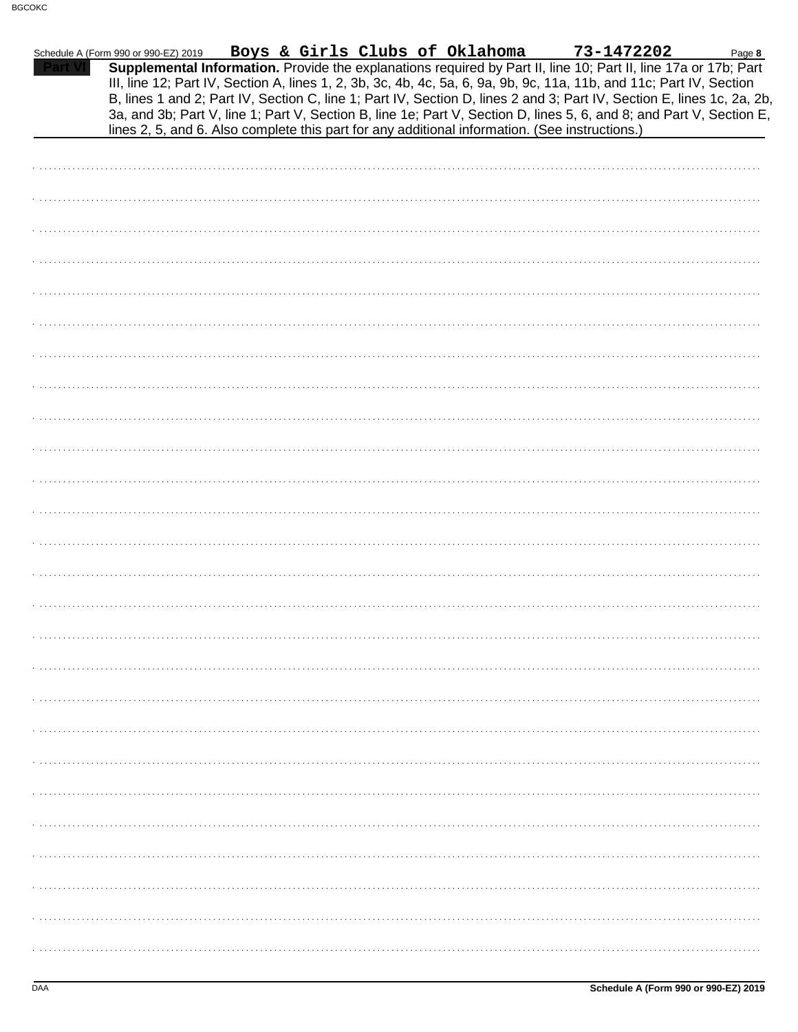Schedule A (Form 990 or 990-EZ) 2019 **Boys & Girls Clubs of Oklahoma** **73-1472202** Page **8**

**Part VI** **Supplemental Information.** Provide the explanations required by Part II, line 10; Part II, line 17a or 17b; Part III, line 12; Part IV, Section A, lines 1, 2, 3b, 3c, 4b, 4c, 5a, 6, 9a, 9b, 9c, 11a, 11b, and 11c; Part IV, Section B, lines 1 and 2; Part IV, Section C, line 1; Part IV, Section D, lines 2 and 3; Part IV, Section E, lines 1c, 2a, 2b, 3a, and 3b; Part V, line 1; Part V, Section B, line 1e; Part V, Section D, lines 5, 6, and 8; and Part V, Section E, lines 2, 5, and 6. Also complete this part for any additional information. (See instructions.)

**Schedule A (Form 990 or 990-EZ) 2019**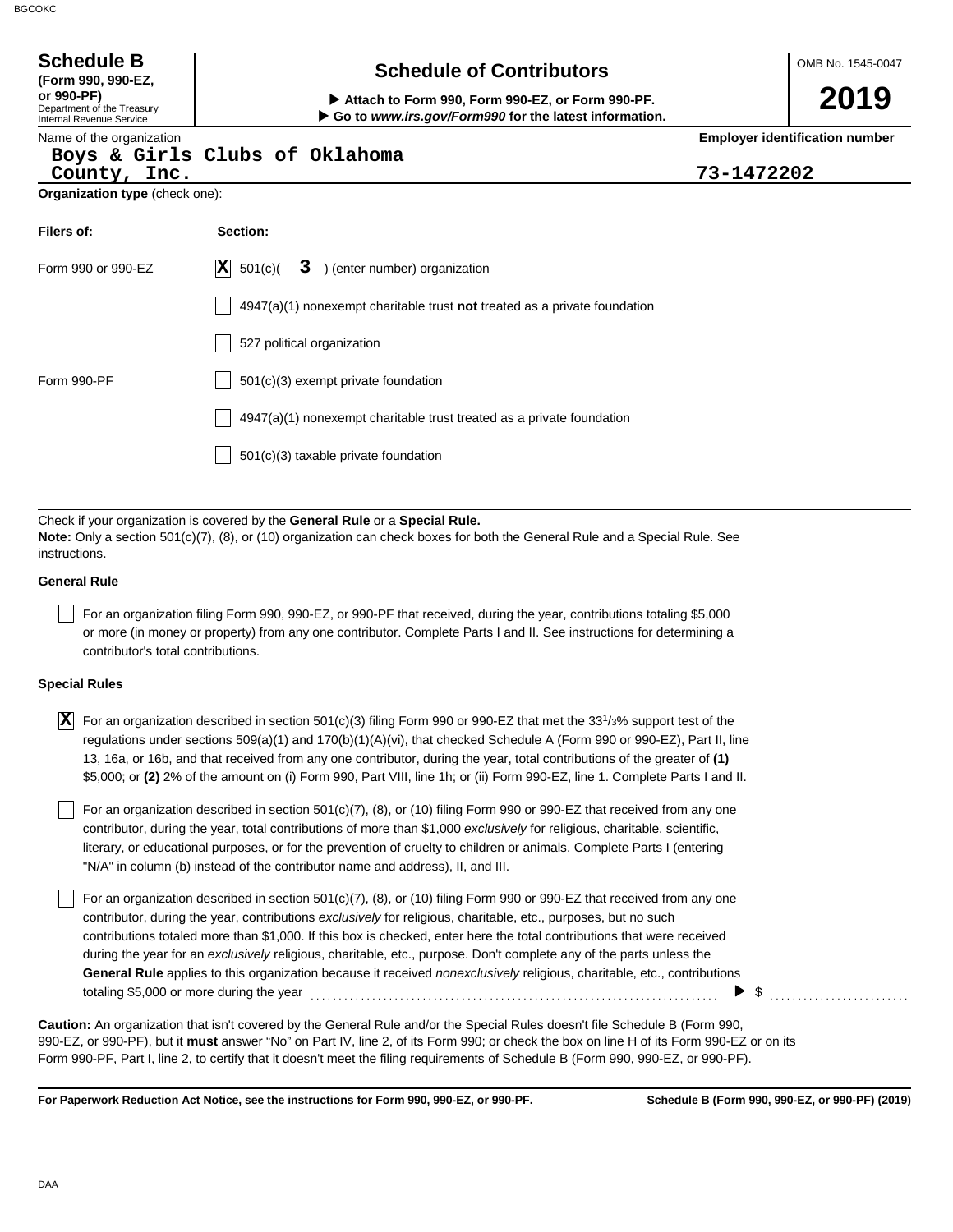**Schedule B**
**(Form 990, 990-EZ, or 990-PF)**
Department of the Treasury
Internal Revenue Service

# Schedule of Contributors

▶ **Attach to Form 990, Form 990-EZ, or Form 990-PF.**
▶ **Go to *www.irs.gov/Form990* for the latest information.**

OMB No. 1545-0047

**2019**

| Name of the organization | Employer identification number |
|---|---|
| Boys & Girls Clubs of Oklahoma County, Inc. | 73-1472202 |

**Organization type** (check one):

| Filers of: | Section: |
|---|---|
| Form 990 or 990-EZ | [X] 501(c)( 3 ) (enter number) organization |
| | [ ] 4947(a)(1) nonexempt charitable trust **not** treated as a private foundation |
| | [ ] 527 political organization |
| Form 990-PF | [ ] 501(c)(3) exempt private foundation |
| | [ ] 4947(a)(1) nonexempt charitable trust treated as a private foundation |
| | [ ] 501(c)(3) taxable private foundation |

Check if your organization is covered by the **General Rule** or a **Special Rule.**
**Note:** Only a section 501(c)(7), (8), or (10) organization can check boxes for both the General Rule and a Special Rule. See instructions.

**General Rule**

[ ] For an organization filing Form 990, 990-EZ, or 990-PF that received, during the year, contributions totaling $5,000 or more (in money or property) from any one contributor. Complete Parts I and II. See instructions for determining a contributor's total contributions.

**Special Rules**

[X] For an organization described in section 501(c)(3) filing Form 990 or 990-EZ that met the 33 1/3% support test of the regulations under sections 509(a)(1) and 170(b)(1)(A)(vi), that checked Schedule A (Form 990 or 990-EZ), Part II, line 13, 16a, or 16b, and that received from any one contributor, during the year, total contributions of the greater of **(1)** $5,000; or **(2)** 2% of the amount on (i) Form 990, Part VIII, line 1h; or (ii) Form 990-EZ, line 1. Complete Parts I and II.

[ ] For an organization described in section 501(c)(7), (8), or (10) filing Form 990 or 990-EZ that received from any one contributor, during the year, total contributions of more than $1,000 *exclusively* for religious, charitable, scientific, literary, or educational purposes, or for the prevention of cruelty to children or animals. Complete Parts I (entering "N/A" in column (b) instead of the contributor name and address), II, and III.

[ ] For an organization described in section 501(c)(7), (8), or (10) filing Form 990 or 990-EZ that received from any one contributor, during the year, contributions *exclusively* for religious, charitable, etc., purposes, but no such contributions totaled more than $1,000. If this box is checked, enter here the total contributions that were received during the year for an *exclusively* religious, charitable, etc., purpose. Don't complete any of the parts unless the **General Rule** applies to this organization because it received *nonexclusively* religious, charitable, etc., contributions totaling $5,000 or more during the year ▶ $ ..........

**Caution:** An organization that isn't covered by the General Rule and/or the Special Rules doesn't file Schedule B (Form 990, 990-EZ, or 990-PF), but it **must** answer "No" on Part IV, line 2, of its Form 990; or check the box on line H of its Form 990-EZ or on its Form 990-PF, Part I, line 2, to certify that it doesn't meet the filing requirements of Schedule B (Form 990, 990-EZ, or 990-PF).

**For Paperwork Reduction Act Notice, see the instructions for Form 990, 990-EZ, or 990-PF.** **Schedule B (Form 990, 990-EZ, or 990-PF) (2019)**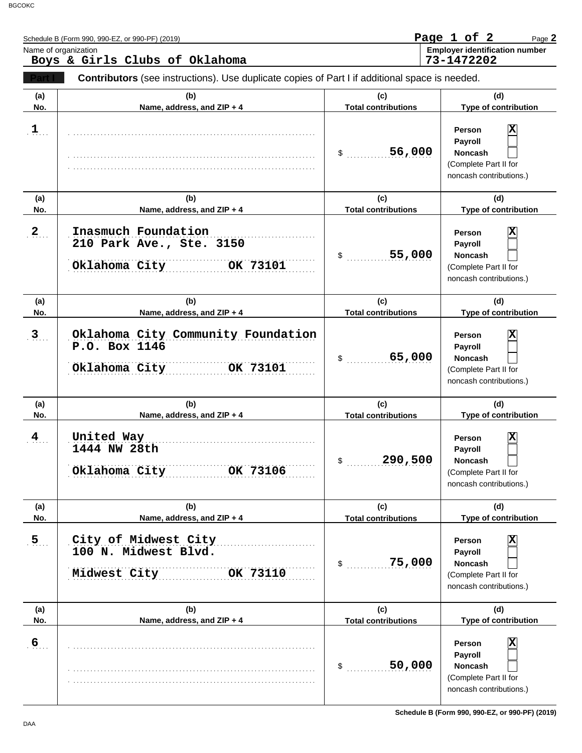Schedule B (Form 990, 990-EZ, or 990-PF) (2019)

Name of organization: **Boys & Girls Clubs of Oklahoma**

Employer identification number: **73-1472202**

**Part I** **Contributors** (see instructions). Use duplicate copies of Part I if additional space is needed.

| (a) No. | (b) Name, address, and ZIP + 4 | (c) Total contributions | (d) Type of contribution |
|---|---|---|---|
| 1 | | $ 56,000 | Person [X] Payroll [ ] Noncash [ ] (Complete Part II for noncash contributions.) |
| 2 | Inasmuch Foundation<br>210 Park Ave., Ste. 3150<br>Oklahoma City OK 73101 | $ 55,000 | Person [X] Payroll [ ] Noncash [ ] (Complete Part II for noncash contributions.) |
| 3 | Oklahoma City Community Foundation<br>P.O. Box 1146<br>Oklahoma City OK 73101 | $ 65,000 | Person [X] Payroll [ ] Noncash [ ] (Complete Part II for noncash contributions.) |
| 4 | United Way<br>1444 NW 28th<br>Oklahoma City OK 73106 | $ 290,500 | Person [X] Payroll [ ] Noncash [ ] (Complete Part II for noncash contributions.) |
| 5 | City of Midwest City<br>100 N. Midwest Blvd.<br>Midwest City OK 73110 | $ 75,000 | Person [X] Payroll [ ] Noncash [ ] (Complete Part II for noncash contributions.) |
| 6 | | $ 50,000 | Person [X] Payroll [ ] Noncash [ ] (Complete Part II for noncash contributions.) |

Schedule B (Form 990, 990-EZ, or 990-PF) (2019)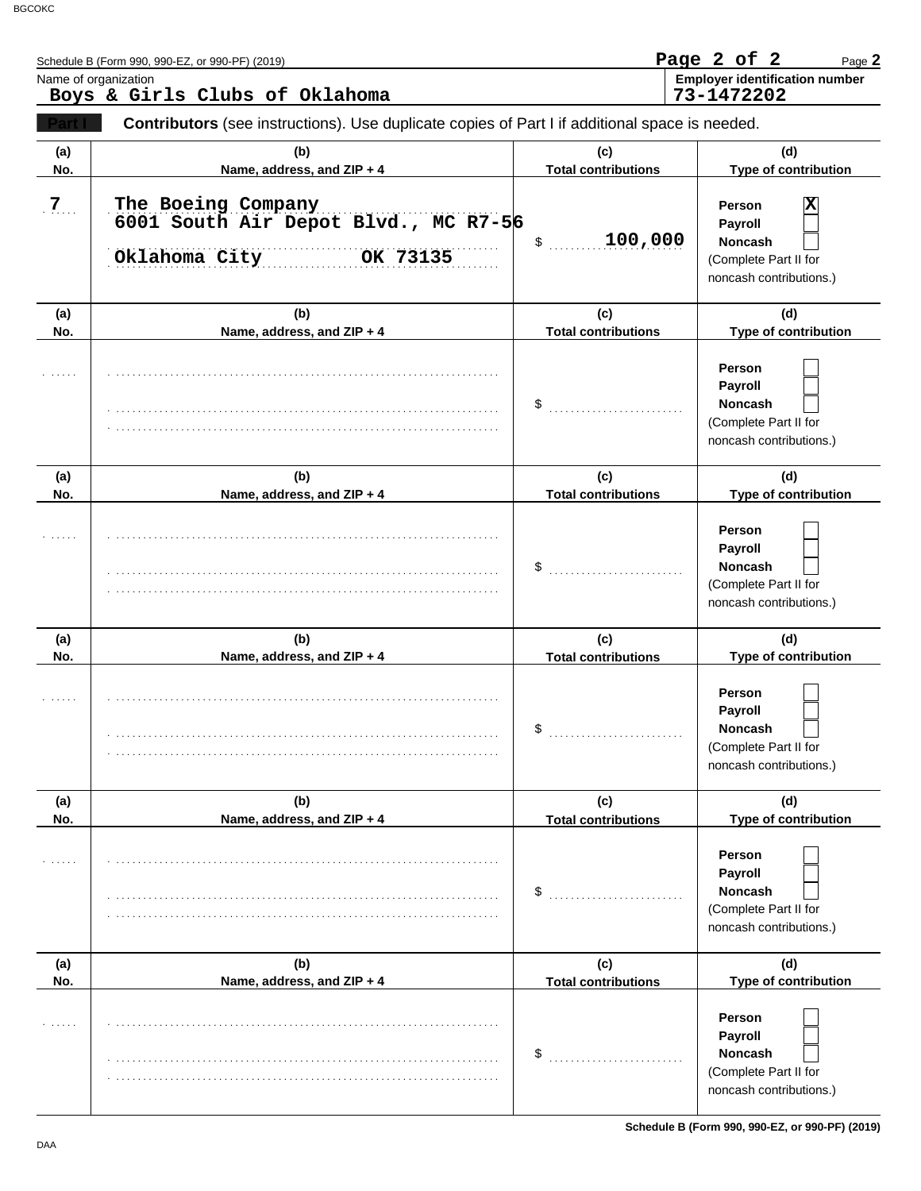Schedule B (Form 990, 990-EZ, or 990-PF) (2019)

Page **2**

Name of organization
**Boys & Girls Clubs of Oklahoma**

**Employer identification number**
**73-1472202**

**Part I** **Contributors** (see instructions). Use duplicate copies of Part I if additional space is needed.

| (a) No. | (b) Name, address, and ZIP + 4 | (c) Total contributions | (d) Type of contribution |
|---|---|---|---|
| 7 | The Boeing Company<br>6001 South Air Depot Blvd., MC R7-56<br>Oklahoma City OK 73135 | $ 100,000 | Person [X]<br>Payroll [ ]<br>Noncash [ ]<br>(Complete Part II for noncash contributions.) |
| | | $ | Person [ ]<br>Payroll [ ]<br>Noncash [ ]<br>(Complete Part II for noncash contributions.) |
| | | $ | Person [ ]<br>Payroll [ ]<br>Noncash [ ]<br>(Complete Part II for noncash contributions.) |
| | | $ | Person [ ]<br>Payroll [ ]<br>Noncash [ ]<br>(Complete Part II for noncash contributions.) |
| | | $ | Person [ ]<br>Payroll [ ]<br>Noncash [ ]<br>(Complete Part II for noncash contributions.) |
| | | $ | Person [ ]<br>Payroll [ ]<br>Noncash [ ]<br>(Complete Part II for noncash contributions.) |

**Schedule B (Form 990, 990-EZ, or 990-PF) (2019)**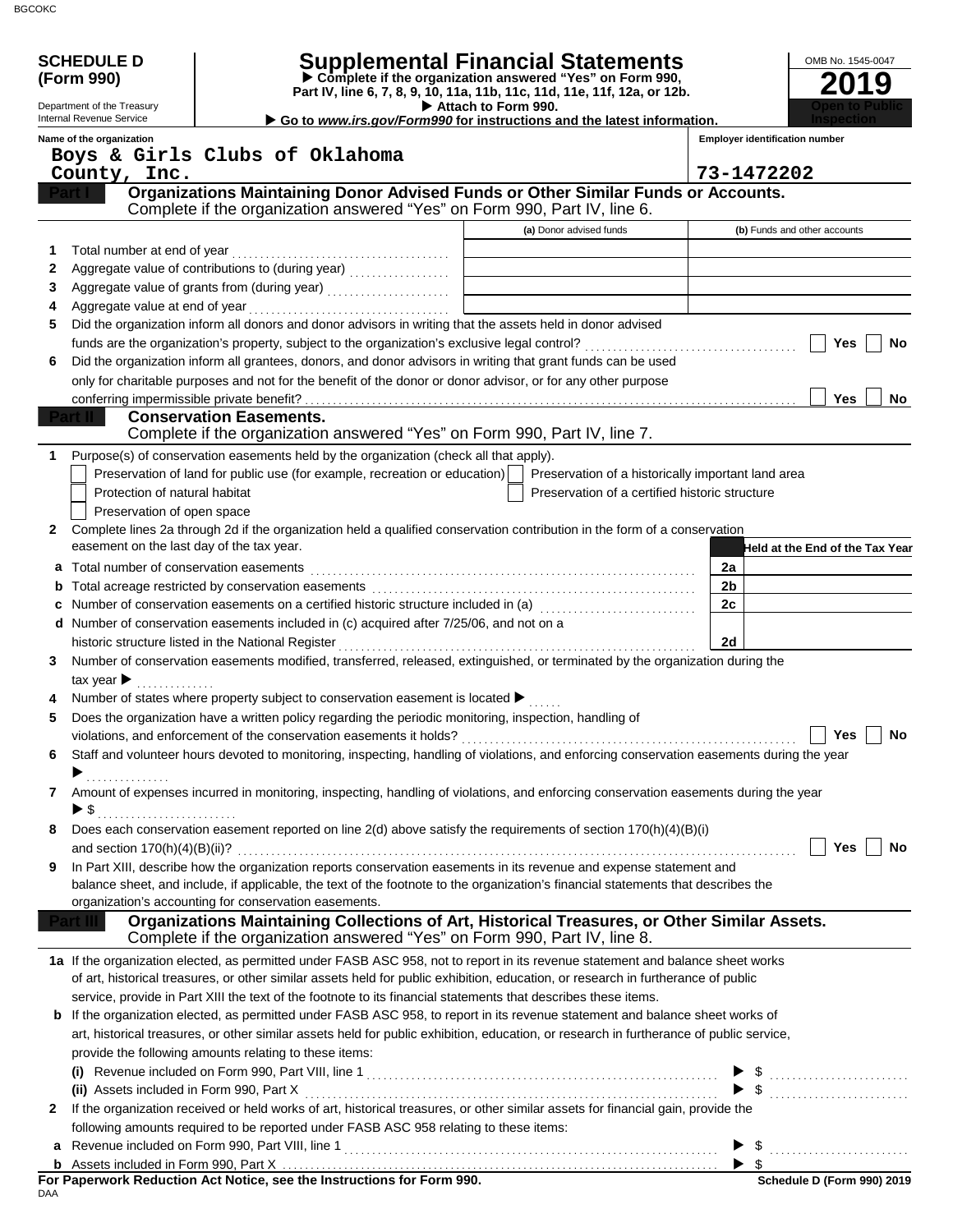# SCHEDULE D (Form 990)

Department of the Treasury
Internal Revenue Service

## Supplemental Financial Statements

▶ Complete if the organization answered "Yes" on Form 990, Part IV, line 6, 7, 8, 9, 10, 11a, 11b, 11c, 11d, 11e, 11f, 12a, or 12b.
▶ Attach to Form 990.
▶ Go to *www.irs.gov/Form990* for instructions and the latest information.

OMB No. 1545-0047

**2019**

**Open to Public Inspection**

**Name of the organization**
Boys & Girls Clubs of Oklahoma County, Inc.

**Employer identification number**
73-1472202

### Part I — Organizations Maintaining Donor Advised Funds or Other Similar Funds or Accounts.
Complete if the organization answered "Yes" on Form 990, Part IV, line 6.

| | | (a) Donor advised funds | (b) Funds and other accounts |
|---|---|---|---|
| 1 | Total number at end of year | | |
| 2 | Aggregate value of contributions to (during year) | | |
| 3 | Aggregate value of grants from (during year) | | |
| 4 | Aggregate value at end of year | | |

5 Did the organization inform all donors and donor advisors in writing that the assets held in donor advised funds are the organization's property, subject to the organization's exclusive legal control? ☐ Yes ☐ No

6 Did the organization inform all grantees, donors, and donor advisors in writing that grant funds can be used only for charitable purposes and not for the benefit of the donor or donor advisor, or for any other purpose conferring impermissible private benefit? ☐ Yes ☐ No

### Part II — Conservation Easements.
Complete if the organization answered "Yes" on Form 990, Part IV, line 7.

1 Purpose(s) of conservation easements held by the organization (check all that apply).

- ☐ Preservation of land for public use (for example, recreation or education)
- ☐ Preservation of a historically important land area
- ☐ Protection of natural habitat
- ☐ Preservation of a certified historic structure
- ☐ Preservation of open space

2 Complete lines 2a through 2d if the organization held a qualified conservation contribution in the form of a conservation easement on the last day of the tax year.

| | | | Held at the End of the Tax Year |
|---|---|---|---|
| a | Total number of conservation easements | 2a | |
| b | Total acreage restricted by conservation easements | 2b | |
| c | Number of conservation easements on a certified historic structure included in (a) | 2c | |
| d | Number of conservation easements included in (c) acquired after 7/25/06, and not on a historic structure listed in the National Register | 2d | |

3 Number of conservation easements modified, transferred, released, extinguished, or terminated by the organization during the tax year ▶

4 Number of states where property subject to conservation easement is located ▶

5 Does the organization have a written policy regarding the periodic monitoring, inspection, handling of violations, and enforcement of the conservation easements it holds? ☐ Yes ☐ No

6 Staff and volunteer hours devoted to monitoring, inspecting, handling of violations, and enforcing conservation easements during the year ▶

7 Amount of expenses incurred in monitoring, inspecting, handling of violations, and enforcing conservation easements during the year ▶ $

8 Does each conservation easement reported on line 2(d) above satisfy the requirements of section 170(h)(4)(B)(i) and section 170(h)(4)(B)(ii)? ☐ Yes ☐ No

9 In Part XIII, describe how the organization reports conservation easements in its revenue and expense statement and balance sheet, and include, if applicable, the text of the footnote to the organization's financial statements that describes the organization's accounting for conservation easements.

### Part III — Organizations Maintaining Collections of Art, Historical Treasures, or Other Similar Assets.
Complete if the organization answered "Yes" on Form 990, Part IV, line 8.

1a If the organization elected, as permitted under FASB ASC 958, not to report in its revenue statement and balance sheet works of art, historical treasures, or other similar assets held for public exhibition, education, or research in furtherance of public service, provide in Part XIII the text of the footnote to its financial statements that describes these items.

b If the organization elected, as permitted under FASB ASC 958, to report in its revenue statement and balance sheet works of art, historical treasures, or other similar assets held for public exhibition, education, or research in furtherance of public service, provide the following amounts relating to these items:

(i) Revenue included on Form 990, Part VIII, line 1 ▶ $

(ii) Assets included in Form 990, Part X ▶ $

2 If the organization received or held works of art, historical treasures, or other similar assets for financial gain, provide the following amounts required to be reported under FASB ASC 958 relating to these items:

a Revenue included on Form 990, Part VIII, line 1 ▶ $

b Assets included in Form 990, Part X ▶ $

**For Paperwork Reduction Act Notice, see the Instructions for Form 990.** **Schedule D (Form 990) 2019**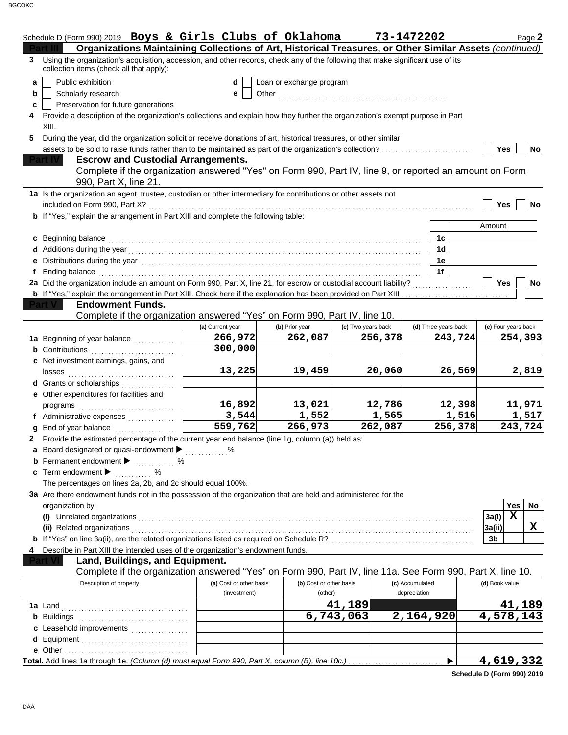Schedule D (Form 990) 2019 **Boys & Girls Clubs of Oklahoma** **73-1472202** Page **2**

## Part III Organizations Maintaining Collections of Art, Historical Treasures, or Other Similar Assets *(continued)*

**3** Using the organization's acquisition, accession, and other records, check any of the following that make significant use of its collection items (check all that apply):

- **a** ☐ Public exhibition
- **b** ☐ Scholarly research
- **c** ☐ Preservation for future generations
- **d** ☐ Loan or exchange program
- **e** ☐ Other

**4** Provide a description of the organization's collections and explain how they further the organization's exempt purpose in Part XIII.

**5** During the year, did the organization solicit or receive donations of art, historical treasures, or other similar assets to be sold to raise funds rather than to be maintained as part of the organization's collection? ☐ Yes ☐ No

## Part IV Escrow and Custodial Arrangements.

Complete if the organization answered "Yes" on Form 990, Part IV, line 9, or reported an amount on Form 990, Part X, line 21.

**1a** Is the organization an agent, trustee, custodian or other intermediary for contributions or other assets not included on Form 990, Part X? ☐ Yes ☐ No

**b** If "Yes," explain the arrangement in Part XIII and complete the following table:

| | | Amount |
|---|---|---|
| **c** Beginning balance | 1c | |
| **d** Additions during the year | 1d | |
| **e** Distributions during the year | 1e | |
| **f** Ending balance | 1f | |

**2a** Did the organization include an amount on Form 990, Part X, line 21, for escrow or custodial account liability? ☐ Yes ☐ No

**b** If "Yes," explain the arrangement in Part XIII. Check here if the explanation has been provided on Part XIII ☐

## Part V Endowment Funds.

Complete if the organization answered "Yes" on Form 990, Part IV, line 10.

| | (a) Current year | (b) Prior year | (c) Two years back | (d) Three years back | (e) Four years back |
|---|---|---|---|---|---|
| **1a** Beginning of year balance | 266,972 | 262,087 | 256,378 | 243,724 | 254,393 |
| **b** Contributions | 300,000 | | | | |
| **c** Net investment earnings, gains, and losses | 13,225 | 19,459 | 20,060 | 26,569 | 2,819 |
| **d** Grants or scholarships | | | | | |
| **e** Other expenditures for facilities and programs | 16,892 | 13,021 | 12,786 | 12,398 | 11,971 |
| **f** Administrative expenses | 3,544 | 1,552 | 1,565 | 1,516 | 1,517 |
| **g** End of year balance | 559,762 | 266,973 | 262,087 | 256,378 | 243,724 |

**2** Provide the estimated percentage of the current year end balance (line 1g, column (a)) held as:

- **a** Board designated or quasi-endowment ▶ %
- **b** Permanent endowment ▶ %
- **c** Term endowment ▶ %

The percentages on lines 2a, 2b, and 2c should equal 100%.

**3a** Are there endowment funds not in the possession of the organization that are held and administered for the organization by:

| | | Yes | No |
|---|---|---|---|
| **(i)** Unrelated organizations | 3a(i) | X | |
| **(ii)** Related organizations | 3a(ii) | | X |
| **b** If "Yes" on line 3a(ii), are the related organizations listed as required on Schedule R? | 3b | | |

**4** Describe in Part XIII the intended uses of the organization's endowment funds.

## Part VI Land, Buildings, and Equipment.

Complete if the organization answered "Yes" on Form 990, Part IV, line 11a. See Form 990, Part X, line 10.

| Description of property | (a) Cost or other basis (investment) | (b) Cost or other basis (other) | (c) Accumulated depreciation | (d) Book value |
|---|---|---|---|---|
| **1a** Land | | 41,189 | | 41,189 |
| **b** Buildings | | 6,743,063 | 2,164,920 | 4,578,143 |
| **c** Leasehold improvements | | | | |
| **d** Equipment | | | | |
| **e** Other | | | | |

**Total.** Add lines 1a through 1e. *(Column (d) must equal Form 990, Part X, column (B), line 10c.)* ▶ **4,619,332**

**Schedule D (Form 990) 2019**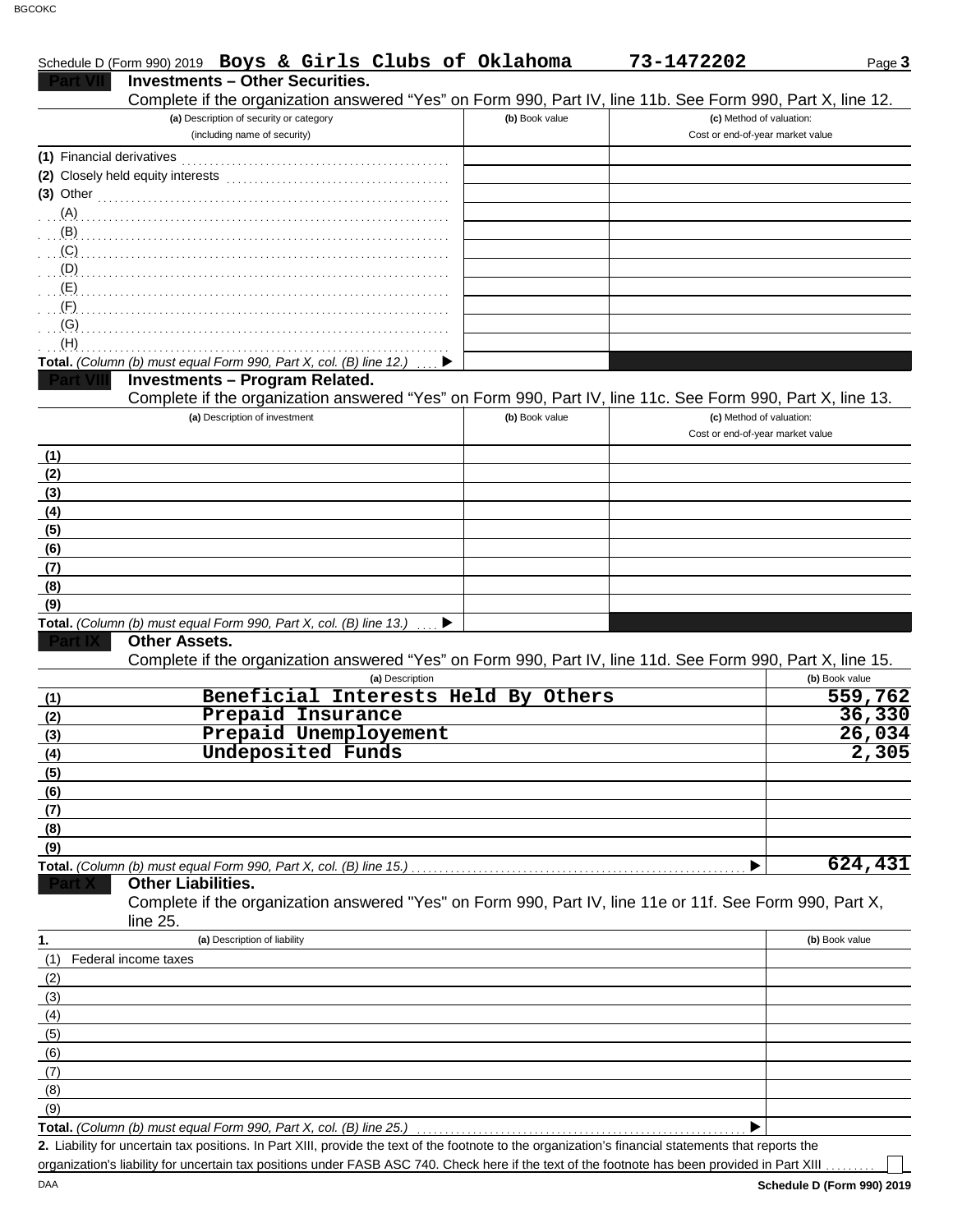Schedule D (Form 990) 2019 **Boys & Girls Clubs of Oklahoma** **73-1472202** Page **3**

## Part VII Investments – Other Securities.

Complete if the organization answered "Yes" on Form 990, Part IV, line 11b. See Form 990, Part X, line 12.

| (a) Description of security or category (including name of security) | (b) Book value | (c) Method of valuation: Cost or end-of-year market value |
|---|---|---|
| (1) Financial derivatives | | |
| (2) Closely held equity interests | | |
| (3) Other | | |
| (A) | | |
| (B) | | |
| (C) | | |
| (D) | | |
| (E) | | |
| (F) | | |
| (G) | | |
| (H) | | |
| **Total.** *(Column (b) must equal Form 990, Part X, col. (B) line 12.)* ▶ | | |

## Part VIII Investments – Program Related.

Complete if the organization answered "Yes" on Form 990, Part IV, line 11c. See Form 990, Part X, line 13.

| (a) Description of investment | (b) Book value | (c) Method of valuation: Cost or end-of-year market value |
|---|---|---|
| (1) | | |
| (2) | | |
| (3) | | |
| (4) | | |
| (5) | | |
| (6) | | |
| (7) | | |
| (8) | | |
| (9) | | |
| **Total.** *(Column (b) must equal Form 990, Part X, col. (B) line 13.)* ▶ | | |

## Part IX Other Assets.

Complete if the organization answered "Yes" on Form 990, Part IV, line 11d. See Form 990, Part X, line 15.

| | (a) Description | (b) Book value |
|---|---|---|
| (1) | Beneficial Interests Held By Others | 559,762 |
| (2) | Prepaid Insurance | 36,330 |
| (3) | Prepaid Unemployement | 26,034 |
| (4) | Undeposited Funds | 2,305 |
| (5) | | |
| (6) | | |
| (7) | | |
| (8) | | |
| (9) | | |
| **Total.** *(Column (b) must equal Form 990, Part X, col. (B) line 15.)* ▶ | | 624,431 |

## Part X Other Liabilities.

Complete if the organization answered "Yes" on Form 990, Part IV, line 11e or 11f. See Form 990, Part X, line 25.

| 1. | (a) Description of liability | (b) Book value |
|---|---|---|
| (1) | Federal income taxes | |
| (2) | | |
| (3) | | |
| (4) | | |
| (5) | | |
| (6) | | |
| (7) | | |
| (8) | | |
| (9) | | |
| **Total.** *(Column (b) must equal Form 990, Part X, col. (B) line 25.)* ▶ | | |

**2.** Liability for uncertain tax positions. In Part XIII, provide the text of the footnote to the organization's financial statements that reports the organization's liability for uncertain tax positions under FASB ASC 740. Check here if the text of the footnote has been provided in Part XIII ☐

Schedule D (Form 990) 2019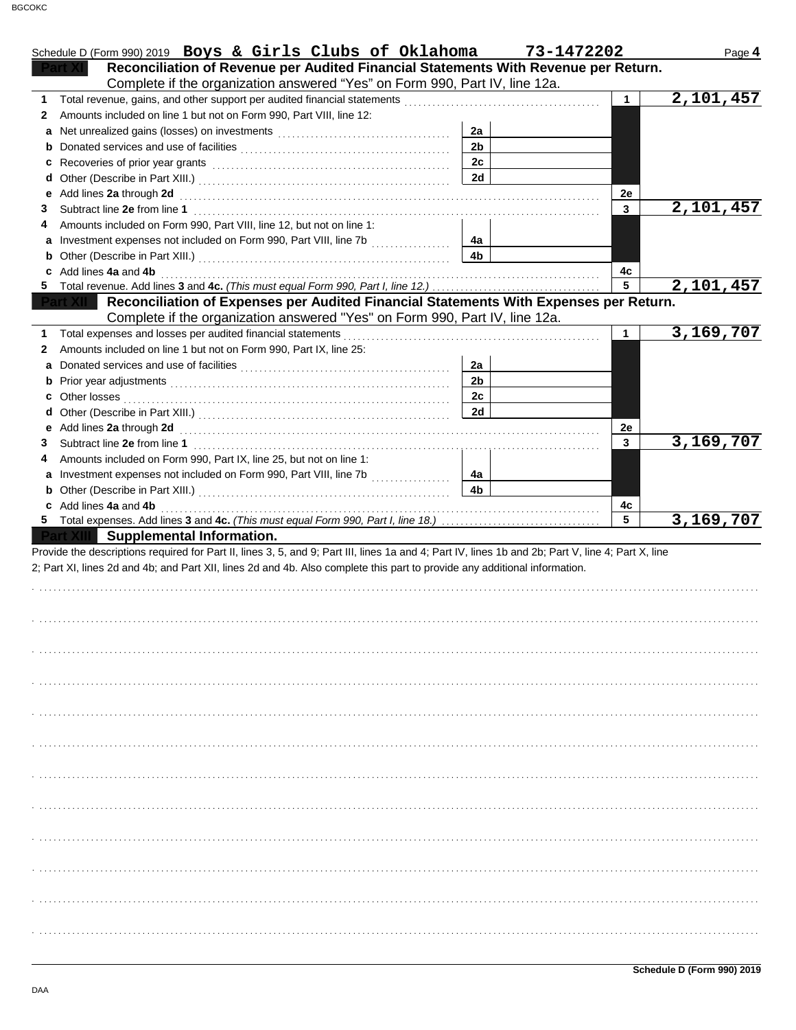Schedule D (Form 990) 2019 **Boys & Girls Clubs of Oklahoma** **73-1472202** Page **4**

## Part XI — Reconciliation of Revenue per Audited Financial Statements With Revenue per Return.

Complete if the organization answered "Yes" on Form 990, Part IV, line 12a.

| | | | | | |
|---|---|---|---|---|---|
| **1** | Total revenue, gains, and other support per audited financial statements | | | 1 | 2,101,457 |
| **2** | Amounts included on line 1 but not on Form 990, Part VIII, line 12: | | | | |
| **a** | Net unrealized gains (losses) on investments | 2a | | | |
| **b** | Donated services and use of facilities | 2b | | | |
| **c** | Recoveries of prior year grants | 2c | | | |
| **d** | Other (Describe in Part XIII.) | 2d | | | |
| **e** | Add lines **2a** through **2d** | | | 2e | |
| **3** | Subtract line **2e** from line **1** | | | 3 | 2,101,457 |
| **4** | Amounts included on Form 990, Part VIII, line 12, but not on line 1: | | | | |
| **a** | Investment expenses not included on Form 990, Part VIII, line 7b | 4a | | | |
| **b** | Other (Describe in Part XIII.) | 4b | | | |
| **c** | Add lines **4a** and **4b** | | | 4c | |
| **5** | Total revenue. Add lines **3** and **4c.** *(This must equal Form 990, Part I, line 12.)* | | | 5 | 2,101,457 |

## Part XII — Reconciliation of Expenses per Audited Financial Statements With Expenses per Return.

Complete if the organization answered "Yes" on Form 990, Part IV, line 12a.

| | | | | | |
|---|---|---|---|---|---|
| **1** | Total expenses and losses per audited financial statements | | | 1 | 3,169,707 |
| **2** | Amounts included on line 1 but not on Form 990, Part IX, line 25: | | | | |
| **a** | Donated services and use of facilities | 2a | | | |
| **b** | Prior year adjustments | 2b | | | |
| **c** | Other losses | 2c | | | |
| **d** | Other (Describe in Part XIII.) | 2d | | | |
| **e** | Add lines **2a** through **2d** | | | 2e | |
| **3** | Subtract line **2e** from line **1** | | | 3 | 3,169,707 |
| **4** | Amounts included on Form 990, Part IX, line 25, but not on line 1: | | | | |
| **a** | Investment expenses not included on Form 990, Part VIII, line 7b | 4a | | | |
| **b** | Other (Describe in Part XIII.) | 4b | | | |
| **c** | Add lines **4a** and **4b** | | | 4c | |
| **5** | Total expenses. Add lines **3** and **4c.** *(This must equal Form 990, Part I, line 18.)* | | | 5 | 3,169,707 |

## Part XIII — Supplemental Information.

Provide the descriptions required for Part II, lines 3, 5, and 9; Part III, lines 1a and 4; Part IV, lines 1b and 2b; Part V, line 4; Part X, line 2; Part XI, lines 2d and 4b; and Part XII, lines 2d and 4b. Also complete this part to provide any additional information.

**Schedule D (Form 990) 2019**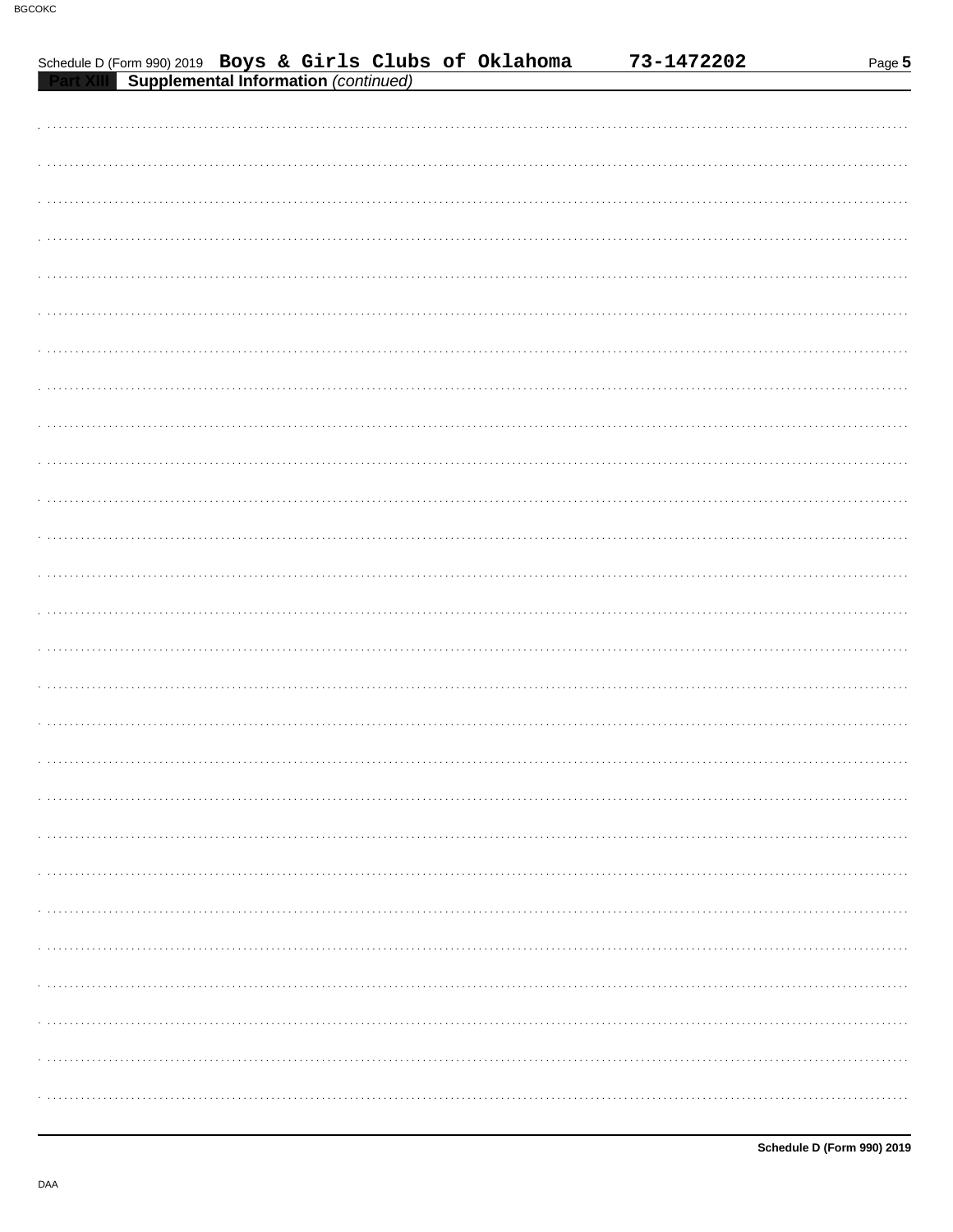Schedule D (Form 990) 2019 **Boys & Girls Clubs of Oklahoma** **73-1472202**

**Part XIII** **Supplemental Information** *(continued)*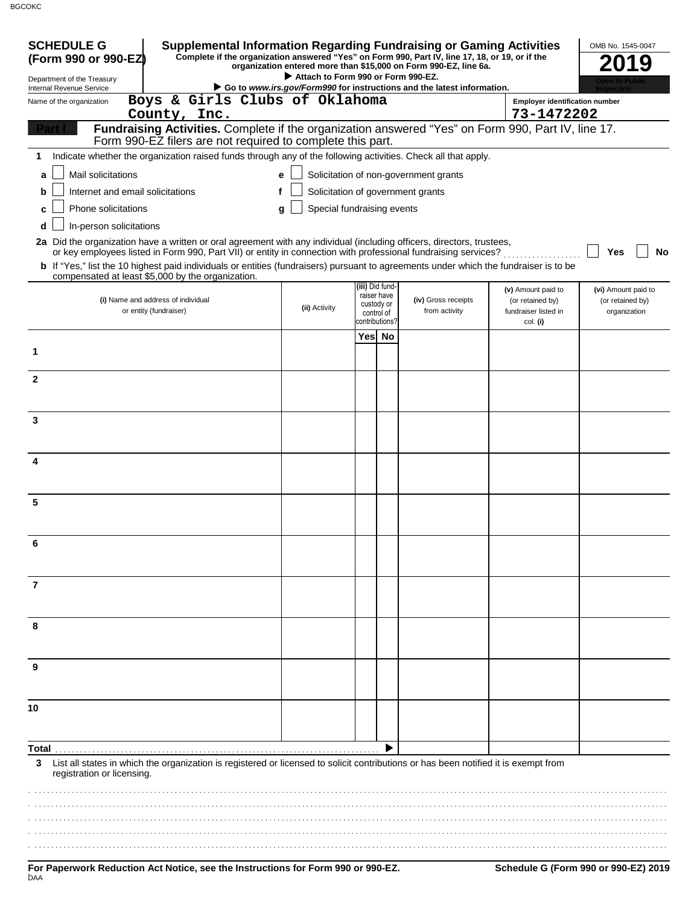BGCOKC

**SCHEDULE G (Form 990 or 990-EZ)**

Department of the Treasury
Internal Revenue Service

# Supplemental Information Regarding Fundraising or Gaming Activities

**Complete if the organization answered "Yes" on Form 990, Part IV, line 17, 18, or 19, or if the organization entered more than $15,000 on Form 990-EZ, line 6a.**

▶ **Attach to Form 990 or Form 990-EZ.**

▶ **Go to *www.irs.gov/Form990* for instructions and the latest information.**

OMB No. 1545-0047

**2019**

**Open to Public Inspection**

Name of the organization: **Boys & Girls Clubs of Oklahoma County, Inc.**

Employer identification number: **73-1472202**

**Part I** **Fundraising Activities.** Complete if the organization answered "Yes" on Form 990, Part IV, line 17. Form 990-EZ filers are not required to complete this part.

**1** Indicate whether the organization raised funds through any of the following activities. Check all that apply.

- **a** ☐ Mail solicitations
- **b** ☐ Internet and email solicitations
- **c** ☐ Phone solicitations
- **d** ☐ In-person solicitations
- **e** ☐ Solicitation of non-government grants
- **f** ☐ Solicitation of government grants
- **g** ☐ Special fundraising events

**2a** Did the organization have a written or oral agreement with any individual (including officers, directors, trustees, or key employees listed in Form 990, Part VII) or entity in connection with professional fundraising services? ☐ **Yes** ☐ **No**

**b** If "Yes," list the 10 highest paid individuals or entities (fundraisers) pursuant to agreements under which the fundraiser is to be compensated at least $5,000 by the organization.

| | (i) Name and address of individual or entity (fundraiser) | (ii) Activity | (iii) Did fund-raiser have custody or control of contributions? Yes | No | (iv) Gross receipts from activity | (v) Amount paid to (or retained by) fundraiser listed in col. (i) | (vi) Amount paid to (or retained by) organization |
|---|---|---|---|---|---|---|---|
| 1 | | | | | | | |
| 2 | | | | | | | |
| 3 | | | | | | | |
| 4 | | | | | | | |
| 5 | | | | | | | |
| 6 | | | | | | | |
| 7 | | | | | | | |
| 8 | | | | | | | |
| 9 | | | | | | | |
| 10 | | | | | | | |
| **Total** ▶ | | | | | | | |

**3** List all states in which the organization is registered or licensed to solicit contributions or has been notified it is exempt from registration or licensing.

**For Paperwork Reduction Act Notice, see the Instructions for Form 990 or 990-EZ.**

**Schedule G (Form 990 or 990-EZ) 2019**

DAA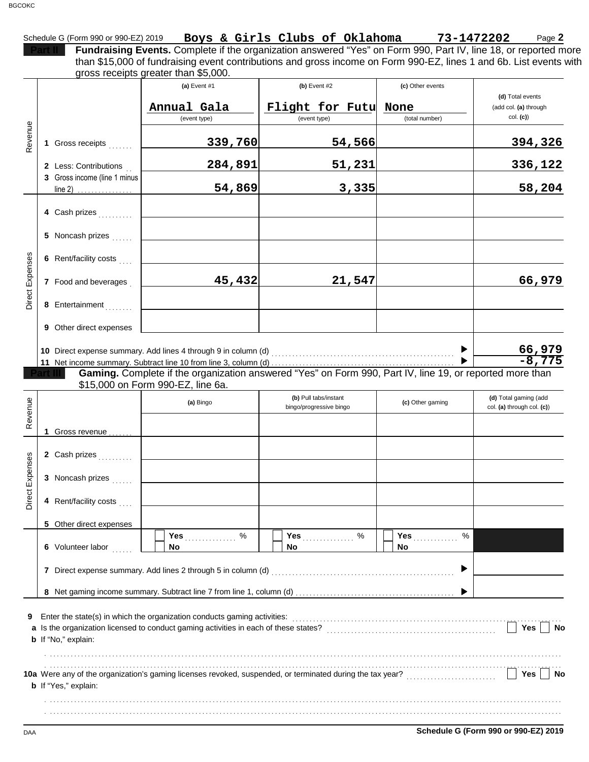BGCOKC

Schedule G (Form 990 or 990-EZ) 2019 **Boys & Girls Clubs of Oklahoma** **73-1472202** Page **2**

**Part II** **Fundraising Events.** Complete if the organization answered "Yes" on Form 990, Part IV, line 18, or reported more than $15,000 of fundraising event contributions and gross income on Form 990-EZ, lines 1 and 6b. List events with gross receipts greater than $5,000.

| | | (a) Event #1 | (b) Event #2 | (c) Other events | (d) Total events (add col. (a) through col. (c)) |
|---|---|---|---|---|---|
| | | Annual Gala (event type) | Flight for Futu (event type) | None (total number) | |
| Revenue | 1 Gross receipts | 339,760 | 54,566 | | 394,326 |
| | 2 Less: Contributions | 284,891 | 51,231 | | 336,122 |
| | 3 Gross income (line 1 minus line 2) | 54,869 | 3,335 | | 58,204 |
| Direct Expenses | 4 Cash prizes | | | | |
| | 5 Noncash prizes | | | | |
| | 6 Rent/facility costs | | | | |
| | 7 Food and beverages | 45,432 | 21,547 | | 66,979 |
| | 8 Entertainment | | | | |
| | 9 Other direct expenses | | | | |

10 Direct expense summary. Add lines 4 through 9 in column (d) ▶ **66,979**

11 Net income summary. Subtract line 10 from line 3, column (d) ▶ **-8,775**

**Part III** **Gaming.** Complete if the organization answered "Yes" on Form 990, Part IV, line 19, or reported more than $15,000 on Form 990-EZ, line 6a.

| | | (a) Bingo | (b) Pull tabs/instant bingo/progressive bingo | (c) Other gaming | (d) Total gaming (add col. (a) through col. (c)) |
|---|---|---|---|---|---|
| Revenue | 1 Gross revenue | | | | |
| Direct Expenses | 2 Cash prizes | | | | |
| | 3 Noncash prizes | | | | |
| | 4 Rent/facility costs | | | | |
| | 5 Other direct expenses | | | | |
| | 6 Volunteer labor | ☐ Yes ____ % ☐ No | ☐ Yes ____ % ☐ No | ☐ Yes ____ % ☐ No | |

7 Direct expense summary. Add lines 2 through 5 in column (d) ▶

8 Net gaming income summary. Subtract line 7 from line 1, column (d) ▶

9 Enter the state(s) in which the organization conducts gaming activities:

a Is the organization licensed to conduct gaming activities in each of these states? ☐ Yes ☐ No

b If "No," explain:

10a Were any of the organization's gaming licenses revoked, suspended, or terminated during the tax year? ☐ Yes ☐ No

b If "Yes," explain:

DAA **Schedule G (Form 990 or 990-EZ) 2019**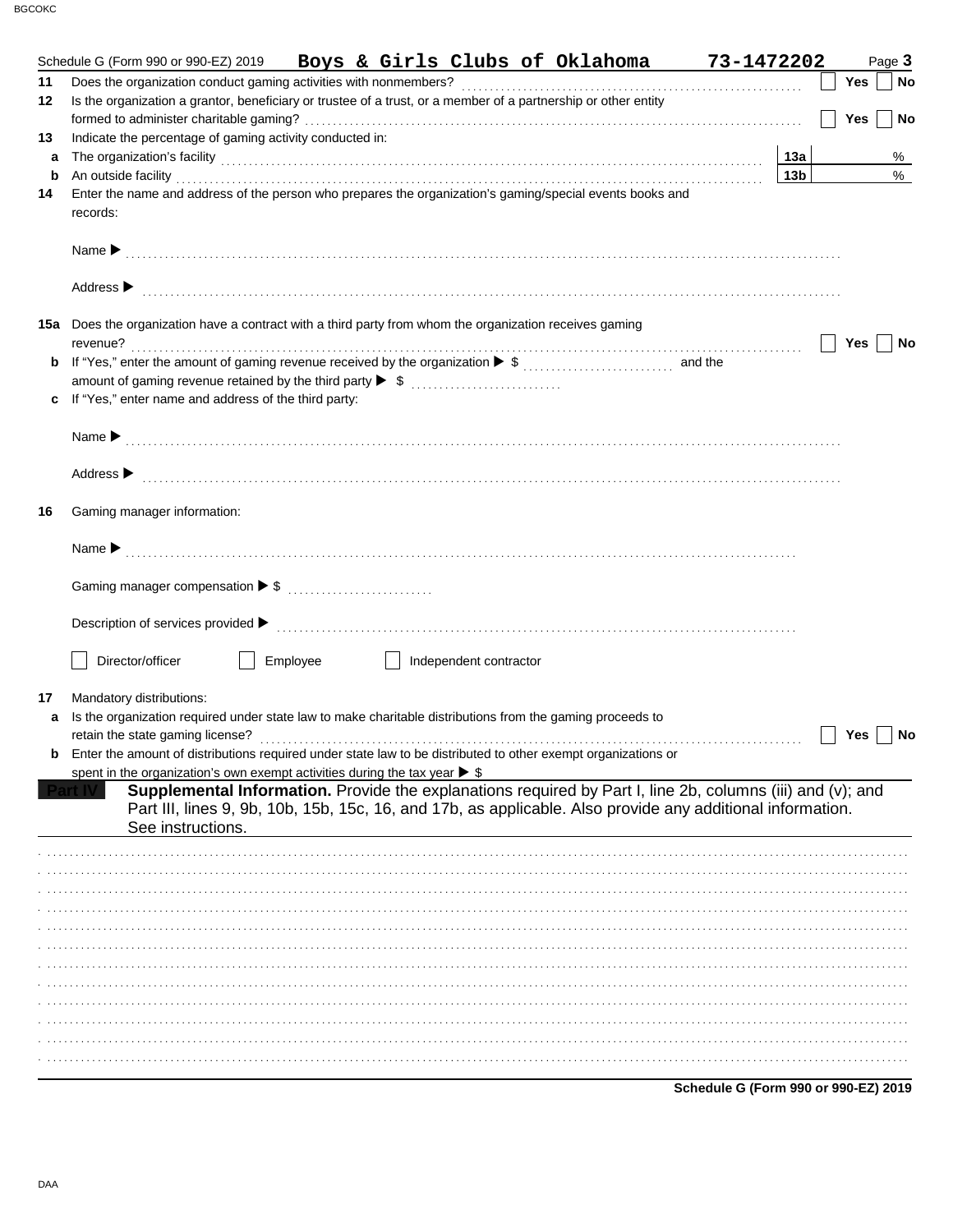Schedule G (Form 990 or 990-EZ) 2019 **Boys & Girls Clubs of Oklahoma** **73-1472202** Page **3**

**11** Does the organization conduct gaming activities with nonmembers? ☐ Yes ☐ No

**12** Is the organization a grantor, beneficiary or trustee of a trust, or a member of a partnership or other entity formed to administer charitable gaming? ☐ Yes ☐ No

**13** Indicate the percentage of gaming activity conducted in:

**a** The organization's facility **13a** %

**b** An outside facility **13b** %

**14** Enter the name and address of the person who prepares the organization's gaming/special events books and records:

Name ▶

Address ▶

**15a** Does the organization have a contract with a third party from whom the organization receives gaming revenue? ☐ Yes ☐ No

**b** If "Yes," enter the amount of gaming revenue received by the organization ▶ $ and the amount of gaming revenue retained by the third party ▶ $

**c** If "Yes," enter name and address of the third party:

Name ▶

Address ▶

**16** Gaming manager information:

Name ▶

Gaming manager compensation ▶ $

Description of services provided ▶

☐ Director/officer ☐ Employee ☐ Independent contractor

**17** Mandatory distributions:

**a** Is the organization required under state law to make charitable distributions from the gaming proceeds to retain the state gaming license? ☐ Yes ☐ No

**b** Enter the amount of distributions required under state law to be distributed to other exempt organizations or spent in the organization's own exempt activities during the tax year ▶ $

**Part IV** **Supplemental Information.** Provide the explanations required by Part I, line 2b, columns (iii) and (v); and Part III, lines 9, 9b, 10b, 15b, 15c, 16, and 17b, as applicable. Also provide any additional information. See instructions.

**Schedule G (Form 990 or 990-EZ) 2019**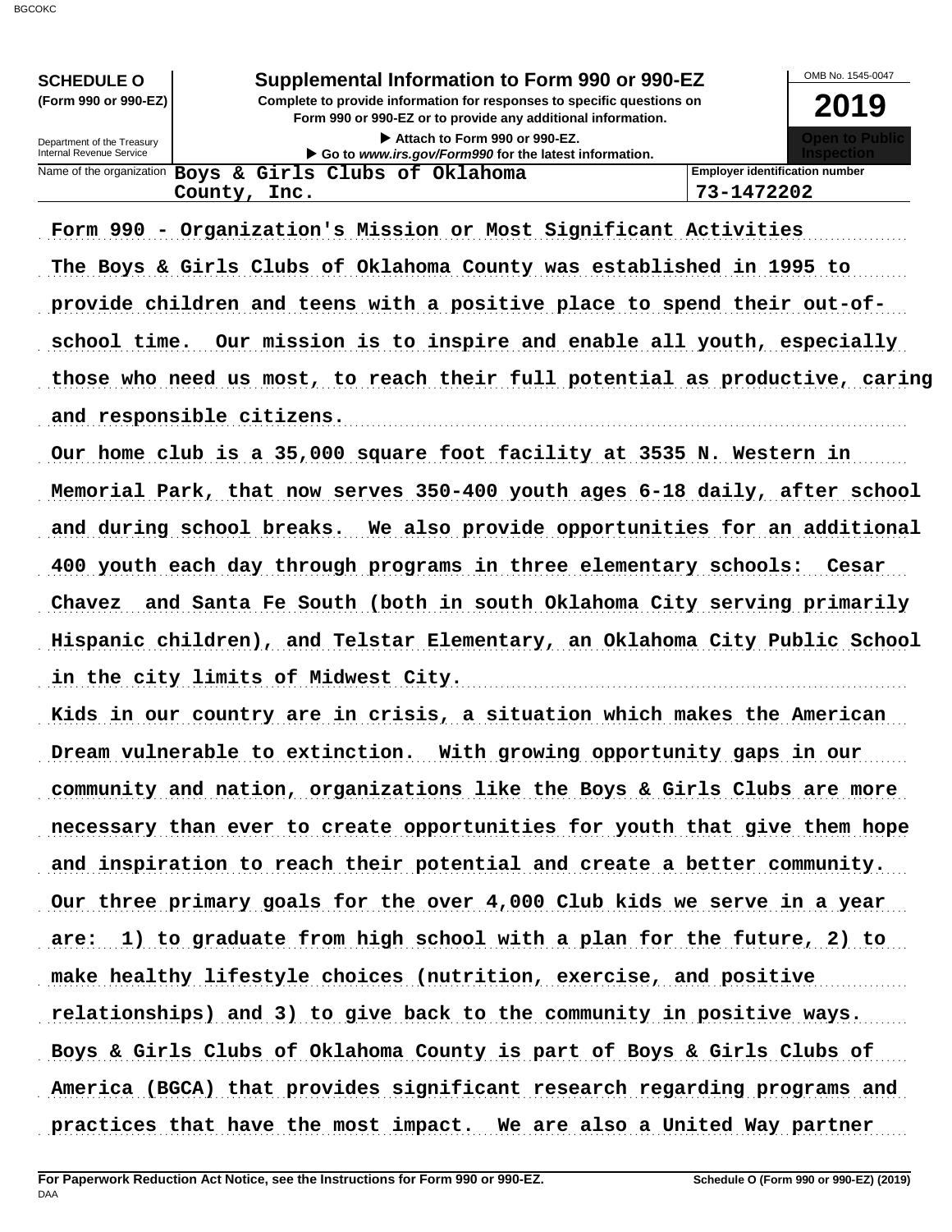**SCHEDULE O (Form 990 or 990-EZ)**

Department of the Treasury
Internal Revenue Service

# Supplemental Information to Form 990 or 990-EZ

**Complete to provide information for responses to specific questions on Form 990 or 990-EZ or to provide any additional information.**

▶ Attach to Form 990 or 990-EZ.
▶ Go to *www.irs.gov/Form990* for the latest information.

OMB No. 1545-0047

**2019**

**Open to Public Inspection**

Name of the organization: Boys & Girls Clubs of Oklahoma County, Inc.

Employer identification number: 73-1472202

Form 990 - Organization's Mission or Most Significant Activities

The Boys & Girls Clubs of Oklahoma County was established in 1995 to provide children and teens with a positive place to spend their out-of-school time. Our mission is to inspire and enable all youth, especially those who need us most, to reach their full potential as productive, caring and responsible citizens.

Our home club is a 35,000 square foot facility at 3535 N. Western in Memorial Park, that now serves 350-400 youth ages 6-18 daily, after school and during school breaks. We also provide opportunities for an additional 400 youth each day through programs in three elementary schools: Cesar Chavez and Santa Fe South (both in south Oklahoma City serving primarily Hispanic children), and Telstar Elementary, an Oklahoma City Public School in the city limits of Midwest City.

Kids in our country are in crisis, a situation which makes the American Dream vulnerable to extinction. With growing opportunity gaps in our community and nation, organizations like the Boys & Girls Clubs are more necessary than ever to create opportunities for youth that give them hope and inspiration to reach their potential and create a better community. Our three primary goals for the over 4,000 Club kids we serve in a year are: 1) to graduate from high school with a plan for the future, 2) to make healthy lifestyle choices (nutrition, exercise, and positive relationships) and 3) to give back to the community in positive ways. Boys & Girls Clubs of Oklahoma County is part of Boys & Girls Clubs of America (BGCA) that provides significant research regarding programs and practices that have the most impact. We are also a United Way partner

**For Paperwork Reduction Act Notice, see the Instructions for Form 990 or 990-EZ.**
DAA
**Schedule O (Form 990 or 990-EZ) (2019)**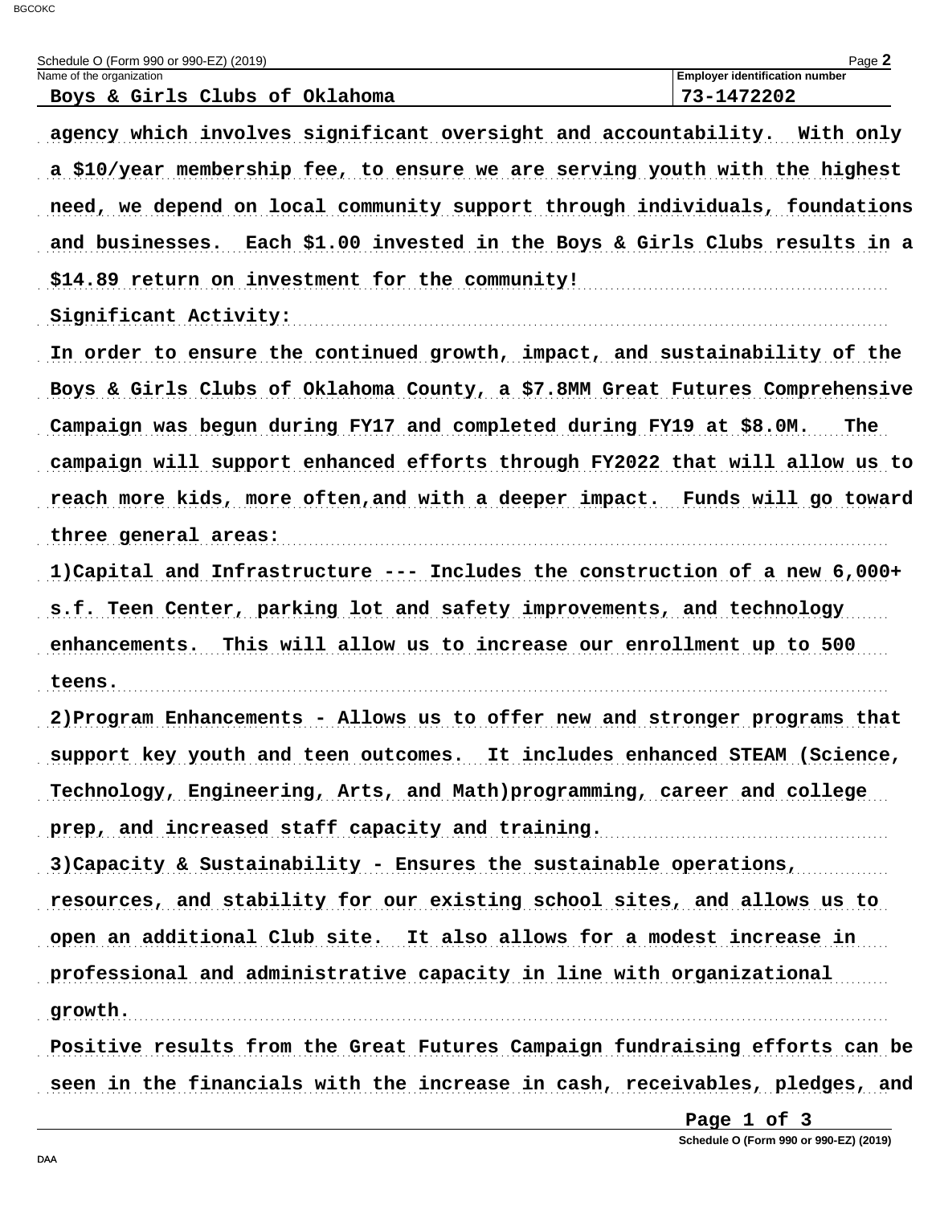Schedule O (Form 990 or 990-EZ) (2019)

| Name of the organization | Employer identification number |
|---|---|
| Boys & Girls Clubs of Oklahoma | 73-1472202 |

agency which involves significant oversight and accountability. With only a $10/year membership fee, to ensure we are serving youth with the highest need, we depend on local community support through individuals, foundations and businesses. Each $1.00 invested in the Boys & Girls Clubs results in a $14.89 return on investment for the community!

Significant Activity:

In order to ensure the continued growth, impact, and sustainability of the Boys & Girls Clubs of Oklahoma County, a $7.8MM Great Futures Comprehensive Campaign was begun during FY17 and completed during FY19 at $8.0M. The campaign will support enhanced efforts through FY2022 that will allow us to reach more kids, more often,and with a deeper impact. Funds will go toward three general areas:

1)Capital and Infrastructure --- Includes the construction of a new 6,000+ s.f. Teen Center, parking lot and safety improvements, and technology enhancements. This will allow us to increase our enrollment up to 500 teens.

2)Program Enhancements - Allows us to offer new and stronger programs that support key youth and teen outcomes. It includes enhanced STEAM (Science, Technology, Engineering, Arts, and Math)programming, career and college prep, and increased staff capacity and training.

3)Capacity & Sustainability - Ensures the sustainable operations, resources, and stability for our existing school sites, and allows us to open an additional Club site. It also allows for a modest increase in professional and administrative capacity in line with organizational growth.

Positive results from the Great Futures Campaign fundraising efforts can be seen in the financials with the increase in cash, receivables, pledges, and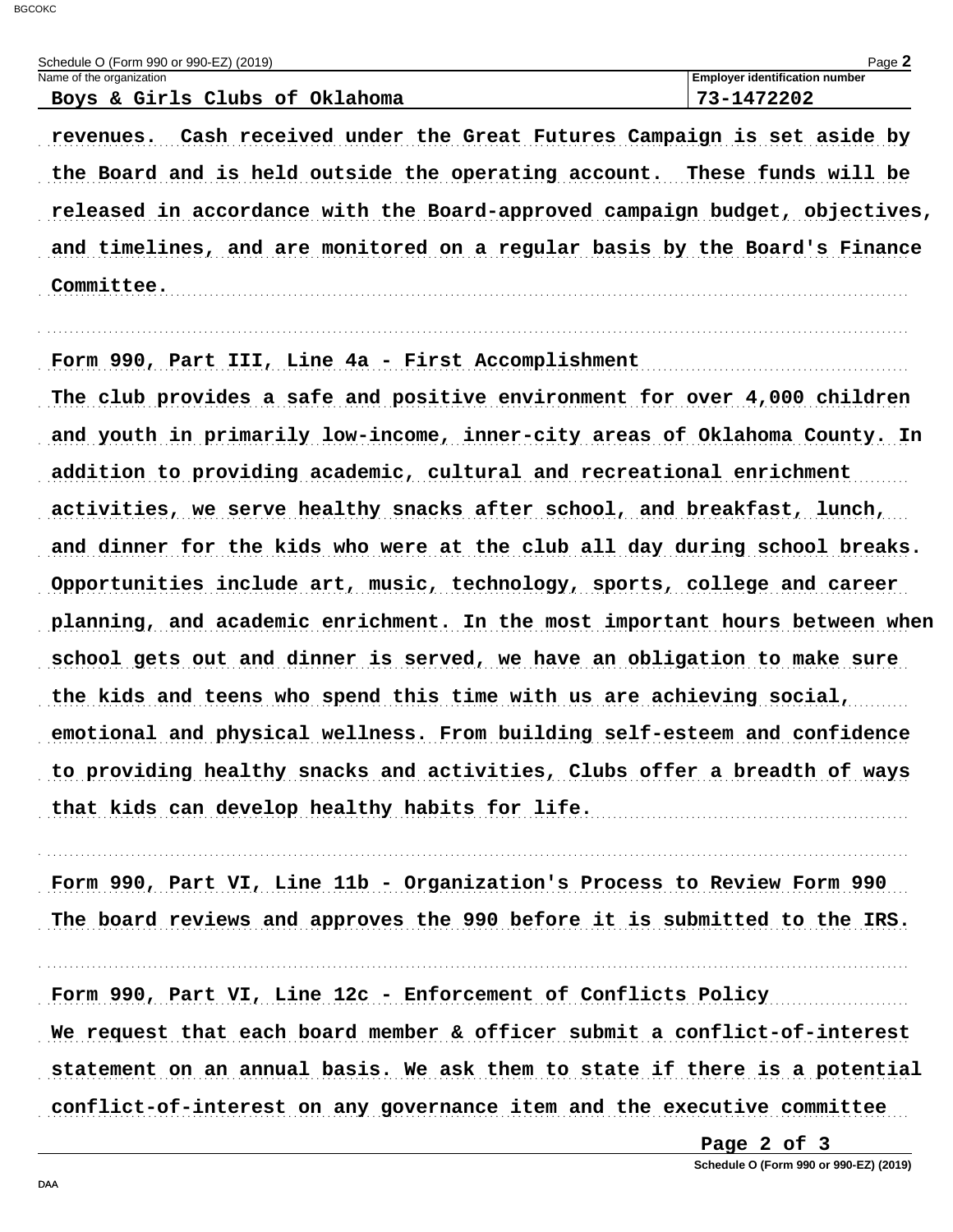Schedule O (Form 990 or 990-EZ) (2019)

| Name of the organization | Employer identification number |
| --- | --- |
| Boys & Girls Clubs of Oklahoma | 73-1472202 |

revenues. Cash received under the Great Futures Campaign is set aside by the Board and is held outside the operating account. These funds will be released in accordance with the Board-approved campaign budget, objectives, and timelines, and are monitored on a regular basis by the Board's Finance Committee.

Form 990, Part III, Line 4a - First Accomplishment

The club provides a safe and positive environment for over 4,000 children and youth in primarily low-income, inner-city areas of Oklahoma County. In addition to providing academic, cultural and recreational enrichment activities, we serve healthy snacks after school, and breakfast, lunch, and dinner for the kids who were at the club all day during school breaks. Opportunities include art, music, technology, sports, college and career planning, and academic enrichment. In the most important hours between when school gets out and dinner is served, we have an obligation to make sure the kids and teens who spend this time with us are achieving social, emotional and physical wellness. From building self-esteem and confidence to providing healthy snacks and activities, Clubs offer a breadth of ways that kids can develop healthy habits for life.

Form 990, Part VI, Line 11b - Organization's Process to Review Form 990

The board reviews and approves the 990 before it is submitted to the IRS.

Form 990, Part VI, Line 12c - Enforcement of Conflicts Policy

We request that each board member & officer submit a conflict-of-interest statement on an annual basis. We ask them to state if there is a potential conflict-of-interest on any governance item and the executive committee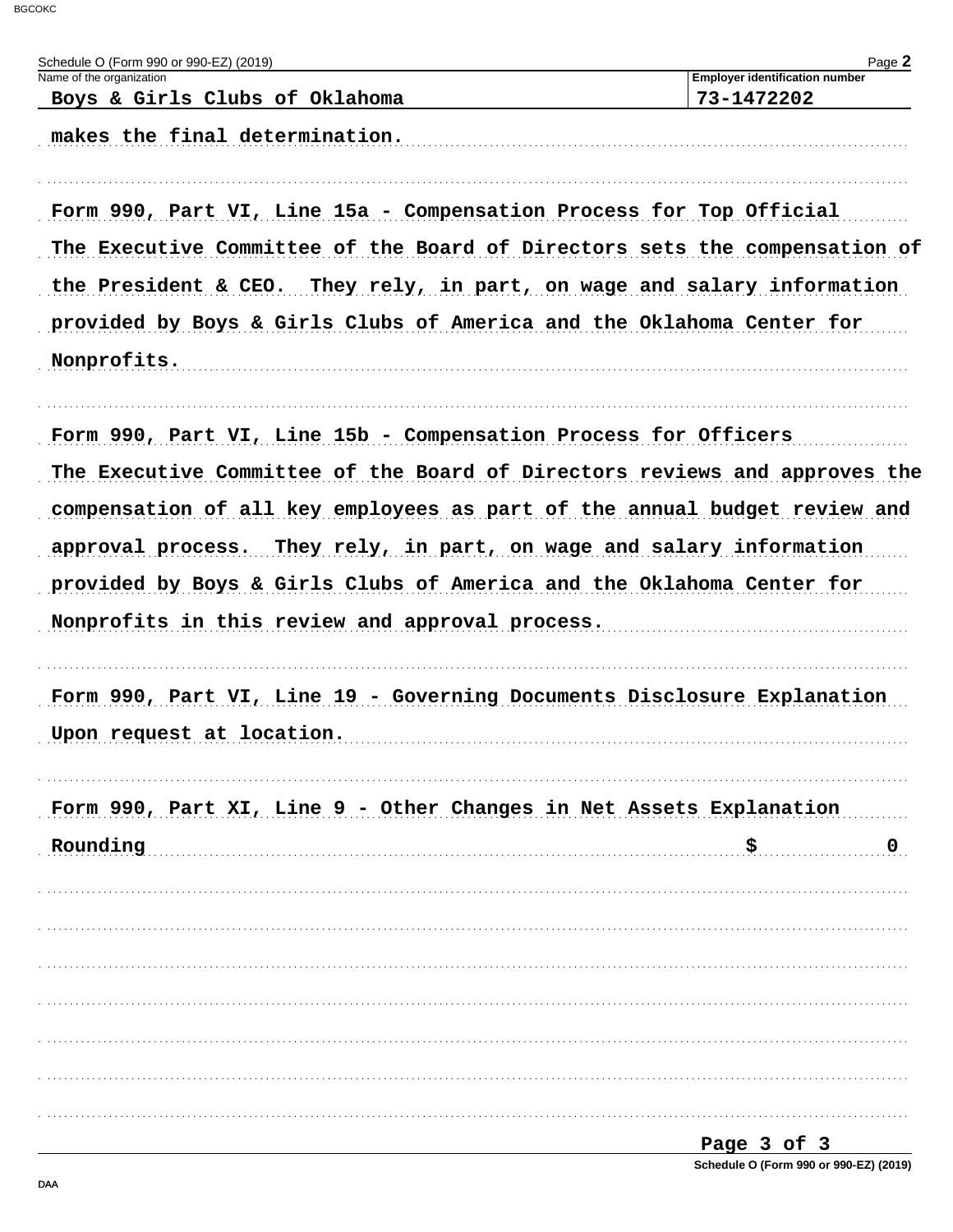Schedule O (Form 990 or 990-EZ) (2019) Page **2**

| Name of the organization | Employer identification number |
| --- | --- |
| Boys & Girls Clubs of Oklahoma | 73-1472202 |

makes the final determination.

Form 990, Part VI, Line 15a - Compensation Process for Top Official
The Executive Committee of the Board of Directors sets the compensation of the President & CEO. They rely, in part, on wage and salary information provided by Boys & Girls Clubs of America and the Oklahoma Center for Nonprofits.

Form 990, Part VI, Line 15b - Compensation Process for Officers
The Executive Committee of the Board of Directors reviews and approves the compensation of all key employees as part of the annual budget review and approval process. They rely, in part, on wage and salary information provided by Boys & Girls Clubs of America and the Oklahoma Center for Nonprofits in this review and approval process.

Form 990, Part VI, Line 19 - Governing Documents Disclosure Explanation
Upon request at location.

Form 990, Part XI, Line 9 - Other Changes in Net Assets Explanation

| | | |
| --- | --- | --- |
| Rounding | $ | 0 |

**Schedule O (Form 990 or 990-EZ) (2019)**